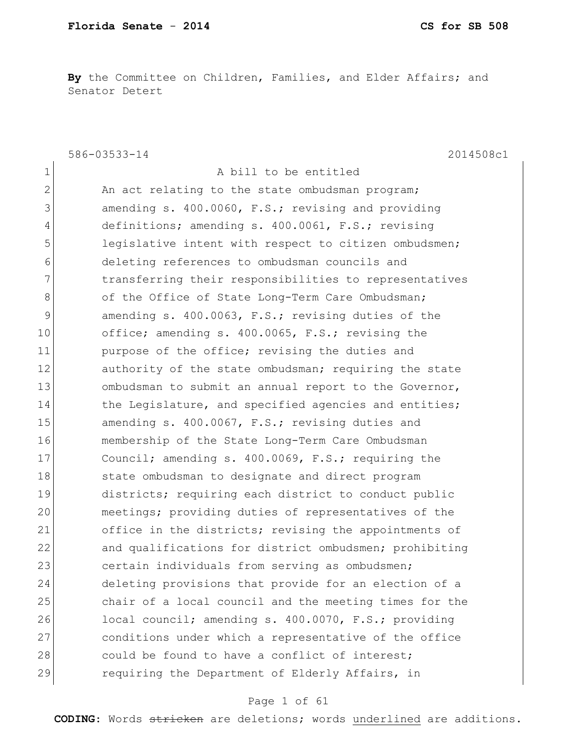**By** the Committee on Children, Families, and Elder Affairs; and Senator Detert

586-03533-14 2014508c1

A bill to be entitled

An act relating to the state ombudsman program; amending s. 400.0060, F.S.; revising and providing definitions; amending s. 400.0061, F.S.; revising legislative intent with respect to citizen ombudsmen; deleting references to ombudsman councils and transferring their responsibilities to representatives of the Office of State Long-Term Care Ombudsman; amending s. 400.0063, F.S.; revising duties of the office; amending s. 400.0065, F.S.; revising the purpose of the office; revising the duties and authority of the state ombudsman; requiring the state ombudsman to submit an annual report to the Governor, the Legislature, and specified agencies and entities; amending s. 400.0067, F.S.; revising duties and membership of the State Long-Term Care Ombudsman Council; amending s. 400.0069, F.S.; requiring the state ombudsman to designate and direct program districts; requiring each district to conduct public meetings; providing duties of representatives of the office in the districts; revising the appointments of and qualifications for district ombudsmen; prohibiting certain individuals from serving as ombudsmen; deleting provisions that provide for an election of a chair of a local council and the meeting times for the local council; amending s. 400.0070, F.S.; providing conditions under which a representative of the office could be found to have a conflict of interest; requiring the Department of Elderly Affairs, in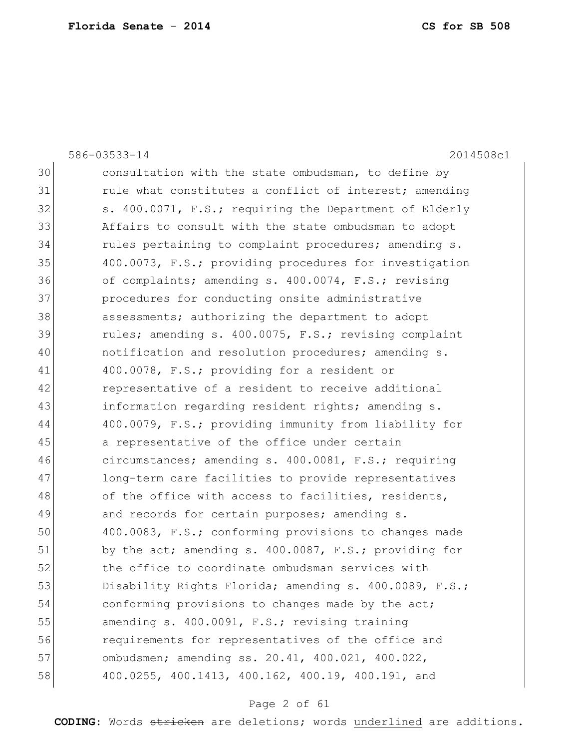586-03533-14 2014508c1

30 consultation with the state ombudsman, to define by
31 rule what constitutes a conflict of interest; amending
32 s. 400.0071, F.S.; requiring the Department of Elderly
33 Affairs to consult with the state ombudsman to adopt
34 rules pertaining to complaint procedures; amending s.
35 400.0073, F.S.; providing procedures for investigation
36 of complaints; amending s. 400.0074, F.S.; revising
37 procedures for conducting onsite administrative
38 assessments; authorizing the department to adopt
39 rules; amending s. 400.0075, F.S.; revising complaint
40 notification and resolution procedures; amending s.
41 400.0078, F.S.; providing for a resident or
42 representative of a resident to receive additional
43 information regarding resident rights; amending s.
44 400.0079, F.S.; providing immunity from liability for
45 a representative of the office under certain
46 circumstances; amending s. 400.0081, F.S.; requiring
47 long-term care facilities to provide representatives
48 of the office with access to facilities, residents,
49 and records for certain purposes; amending s.
50 400.0083, F.S.; conforming provisions to changes made
51 by the act; amending s. 400.0087, F.S.; providing for
52 the office to coordinate ombudsman services with
53 Disability Rights Florida; amending s. 400.0089, F.S.;
54 conforming provisions to changes made by the act;
55 amending s. 400.0091, F.S.; revising training
56 requirements for representatives of the office and
57 ombudsmen; amending ss. 20.41, 400.021, 400.022,
58 400.0255, 400.1413, 400.162, 400.19, 400.191, and

**CODING:** Words ~~stricken~~ are deletions; words <u>underlined</u> are additions.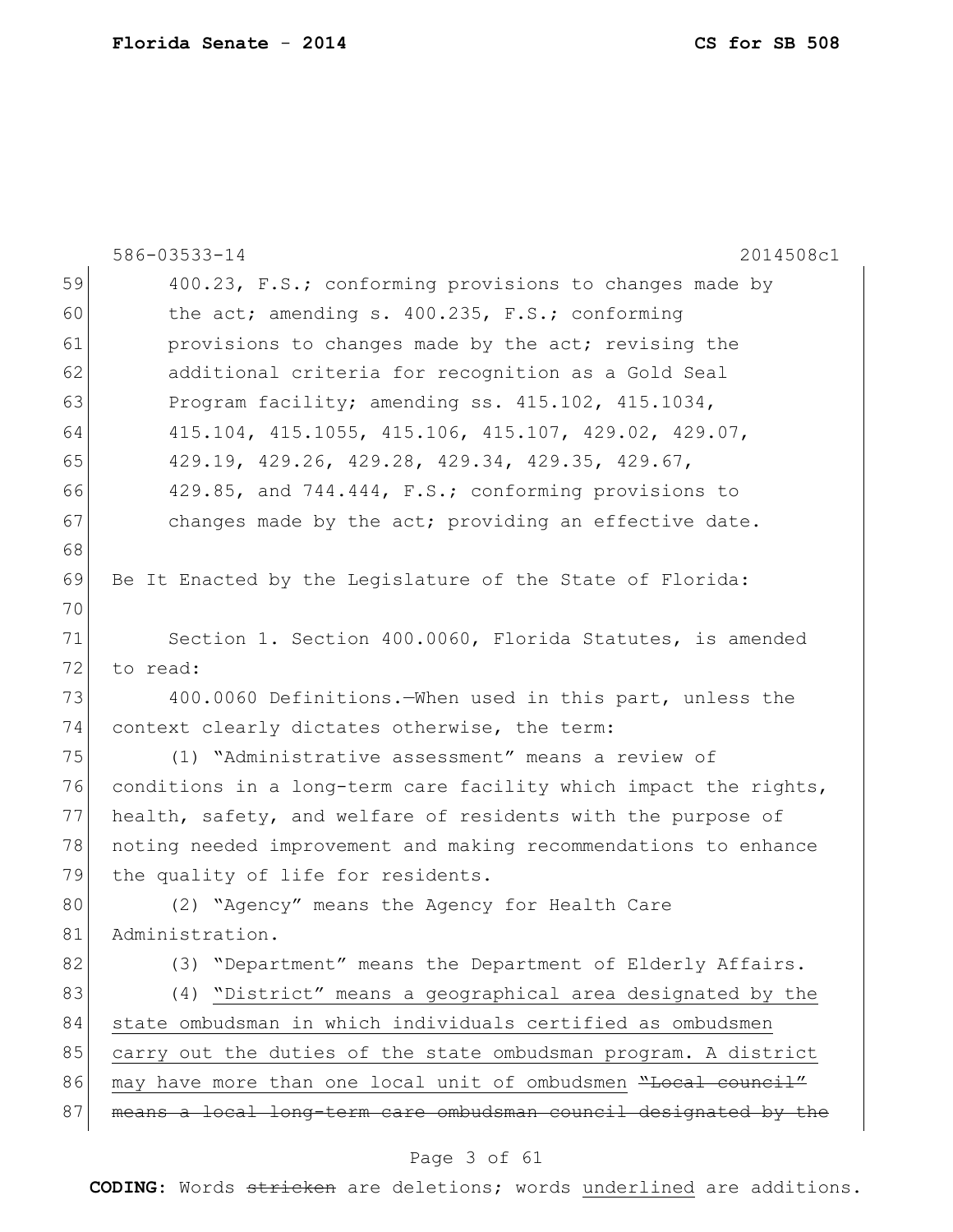400.23, F.S.; conforming provisions to changes made by the act; amending s. 400.235, F.S.; conforming provisions to changes made by the act; revising the additional criteria for recognition as a Gold Seal Program facility; amending ss. 415.102, 415.1034, 415.104, 415.1055, 415.106, 415.107, 429.02, 429.07, 429.19, 429.26, 429.28, 429.34, 429.35, 429.67, 429.85, and 744.444, F.S.; conforming provisions to changes made by the act; providing an effective date.

Be It Enacted by the Legislature of the State of Florida:

Section 1. Section 400.0060, Florida Statutes, is amended to read:

400.0060 Definitions.—When used in this part, unless the context clearly dictates otherwise, the term:

(1) "Administrative assessment" means a review of conditions in a long-term care facility which impact the rights, health, safety, and welfare of residents with the purpose of noting needed improvement and making recommendations to enhance the quality of life for residents.

(2) "Agency" means the Agency for Health Care Administration.

(3) "Department" means the Department of Elderly Affairs.

(4) <u>"District" means a geographical area designated by the state ombudsman in which individuals certified as ombudsmen carry out the duties of the state ombudsman program. A district may have more than one local unit of ombudsmen</u> ~~"Local council" means a local long-term care ombudsman council designated by the~~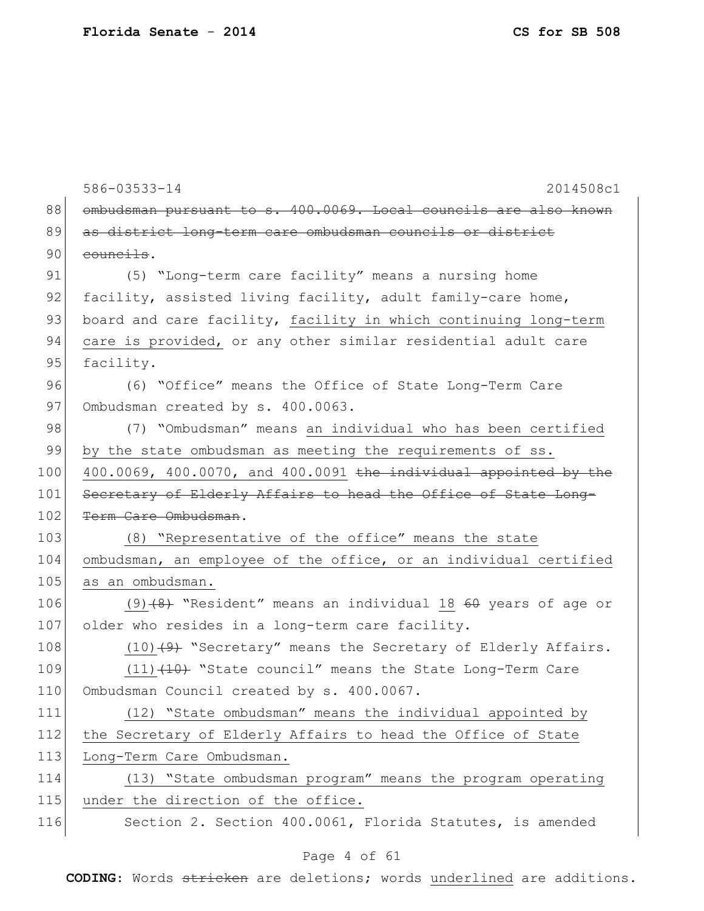~~ombudsman pursuant to s. 400.0069. Local councils are also known as district long-term care ombudsman councils or district councils~~.

(5) "Long-term care facility" means a nursing home facility, assisted living facility, adult family-care home, board and care facility, <u>facility in which continuing long-term care is provided,</u> or any other similar residential adult care facility.

(6) "Office" means the Office of State Long-Term Care Ombudsman created by s. 400.0063.

(7) "Ombudsman" means <u>an individual who has been certified by the state ombudsman as meeting the requirements of ss. 400.0069, 400.0070, and 400.0091</u> ~~the individual appointed by the Secretary of Elderly Affairs to head the Office of State Long-Term Care Ombudsman~~.

<u>(8) "Representative of the office" means the state ombudsman, an employee of the office, or an individual certified as an ombudsman.</u>

<u>(9)</u>~~(8)~~ "Resident" means an individual <u>18</u> ~~60~~ years of age or older who resides in a long-term care facility.

<u>(10)</u>~~(9)~~ "Secretary" means the Secretary of Elderly Affairs.

<u>(11)</u>~~(10)~~ "State council" means the State Long-Term Care Ombudsman Council created by s. 400.0067.

<u>(12) "State ombudsman" means the individual appointed by the Secretary of Elderly Affairs to head the Office of State Long-Term Care Ombudsman.</u>

<u>(13) "State ombudsman program" means the program operating under the direction of the office.</u>

Section 2. Section 400.0061, Florida Statutes, is amended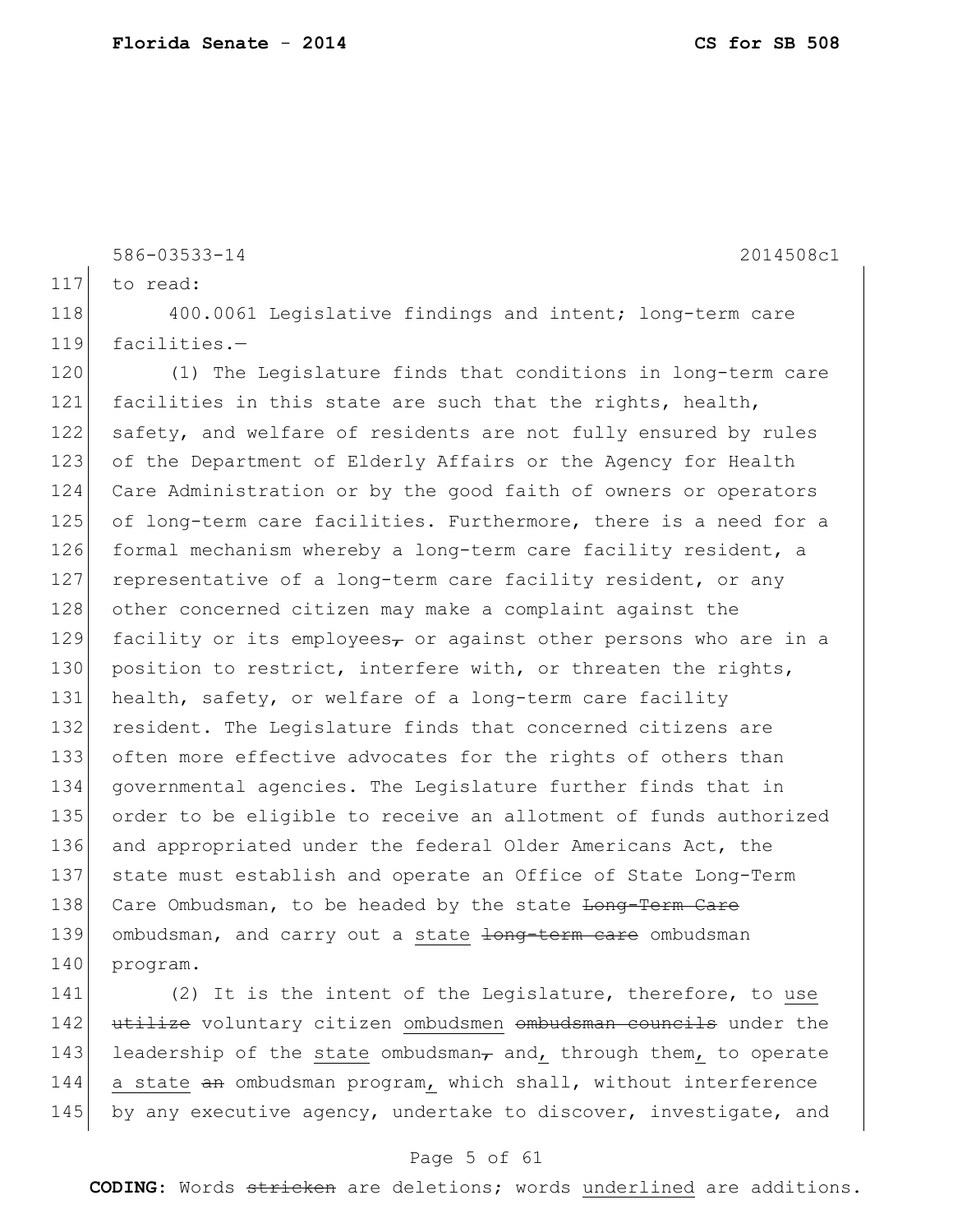to read:

400.0061 Legislative findings and intent; long-term care facilities.—

(1) The Legislature finds that conditions in long-term care facilities in this state are such that the rights, health, safety, and welfare of residents are not fully ensured by rules of the Department of Elderly Affairs or the Agency for Health Care Administration or by the good faith of owners or operators of long-term care facilities. Furthermore, there is a need for a formal mechanism whereby a long-term care facility resident, a representative of a long-term care facility resident, or any other concerned citizen may make a complaint against the facility or its employees~~,~~ or against other persons who are in a position to restrict, interfere with, or threaten the rights, health, safety, or welfare of a long-term care facility resident. The Legislature finds that concerned citizens are often more effective advocates for the rights of others than governmental agencies. The Legislature further finds that in order to be eligible to receive an allotment of funds authorized and appropriated under the federal Older Americans Act, the state must establish and operate an Office of State Long-Term Care Ombudsman, to be headed by the state ~~Long-Term Care~~ ombudsman, and carry out a <u>state</u> ~~long-term care~~ ombudsman program.

(2) It is the intent of the Legislature, therefore, to <u>use</u> ~~utilize~~ voluntary citizen <u>ombudsmen</u> ~~ombudsman councils~~ under the leadership of the <u>state</u> ombudsman~~,~~ and<u>,</u> through them<u>,</u> to operate <u>a state</u> ~~an~~ ombudsman program<u>,</u> which shall, without interference by any executive agency, undertake to discover, investigate, and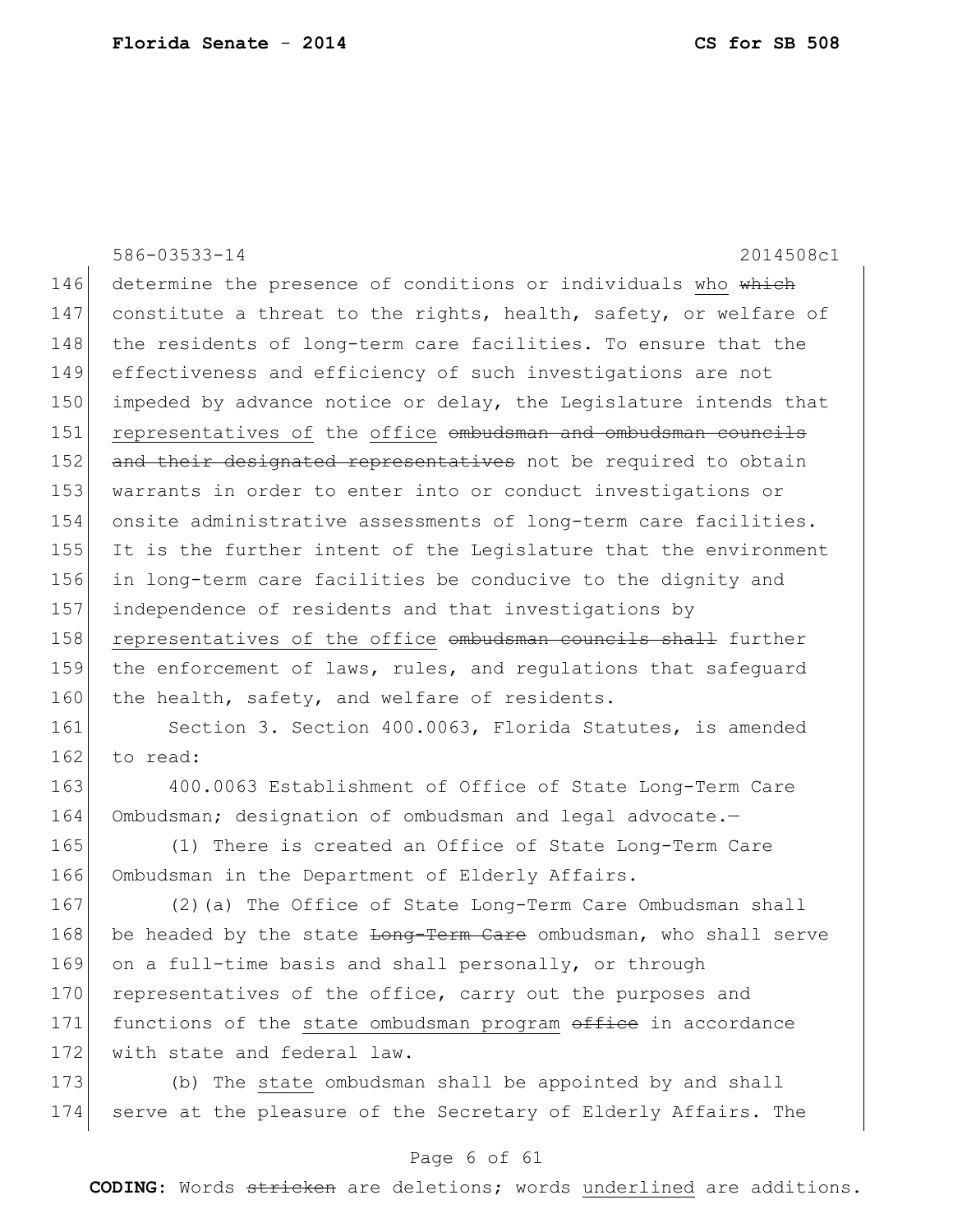determine the presence of conditions or individuals who ~~which~~ constitute a threat to the rights, health, safety, or welfare of the residents of long-term care facilities. To ensure that the effectiveness and efficiency of such investigations are not impeded by advance notice or delay, the Legislature intends that <u>representatives of</u> the <u>office</u> ~~ombudsman and ombudsman councils and their designated representatives~~ not be required to obtain warrants in order to enter into or conduct investigations or onsite administrative assessments of long-term care facilities. It is the further intent of the Legislature that the environment in long-term care facilities be conducive to the dignity and independence of residents and that investigations by <u>representatives of the office</u> ~~ombudsman councils shall~~ further the enforcement of laws, rules, and regulations that safeguard the health, safety, and welfare of residents.

Section 3. Section 400.0063, Florida Statutes, is amended to read:

400.0063 Establishment of Office of State Long-Term Care Ombudsman; designation of ombudsman and legal advocate.—

(1) There is created an Office of State Long-Term Care Ombudsman in the Department of Elderly Affairs.

(2)(a) The Office of State Long-Term Care Ombudsman shall be headed by the state ~~Long-Term Care~~ ombudsman, who shall serve on a full-time basis and shall personally, or through representatives of the office, carry out the purposes and functions of the <u>state ombudsman program</u> ~~office~~ in accordance with state and federal law.

(b) The <u>state</u> ombudsman shall be appointed by and shall serve at the pleasure of the Secretary of Elderly Affairs. The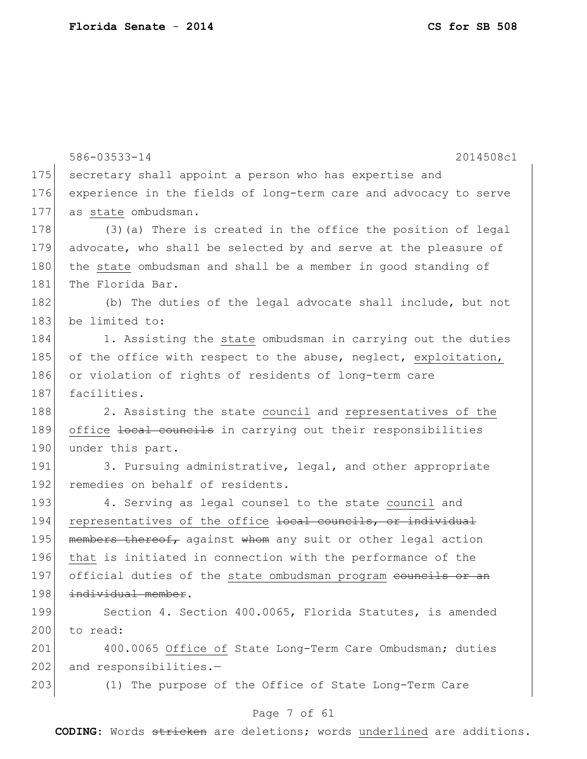586-03533-14 2014508c1

175 secretary shall appoint a person who has expertise and
176 experience in the fields of long-term care and advocacy to serve
177 as <u>state</u> ombudsman.

178 (3)(a) There is created in the office the position of legal
179 advocate, who shall be selected by and serve at the pleasure of
180 the <u>state</u> ombudsman and shall be a member in good standing of
181 The Florida Bar.

182 (b) The duties of the legal advocate shall include, but not
183 be limited to:

184 1. Assisting the <u>state</u> ombudsman in carrying out the duties
185 of the office with respect to the abuse, neglect, <u>exploitation,</u>
186 or violation of rights of residents of long-term care
187 facilities.

188 2. Assisting the state <u>council</u> and <u>representatives of the</u>
189 <u>office</u> ~~local councils~~ in carrying out their responsibilities
190 under this part.

191 3. Pursuing administrative, legal, and other appropriate
192 remedies on behalf of residents.

193 4. Serving as legal counsel to the state <u>council</u> and
194 <u>representatives of the office</u> ~~local councils, or individual~~
195 ~~members thereof,~~ against ~~whom~~ any suit or other legal action
196 <u>that</u> is initiated in connection with the performance of the
197 official duties of the <u>state ombudsman program</u> ~~councils or an~~
198 ~~individual member~~.

199 Section 4. Section 400.0065, Florida Statutes, is amended
200 to read:

201 400.0065 <u>Office of</u> State Long-Term Care Ombudsman; duties
202 and responsibilities.—

203 (1) The purpose of the Office of State Long-Term Care

CODING: Words ~~stricken~~ are deletions; words <u>underlined</u> are additions.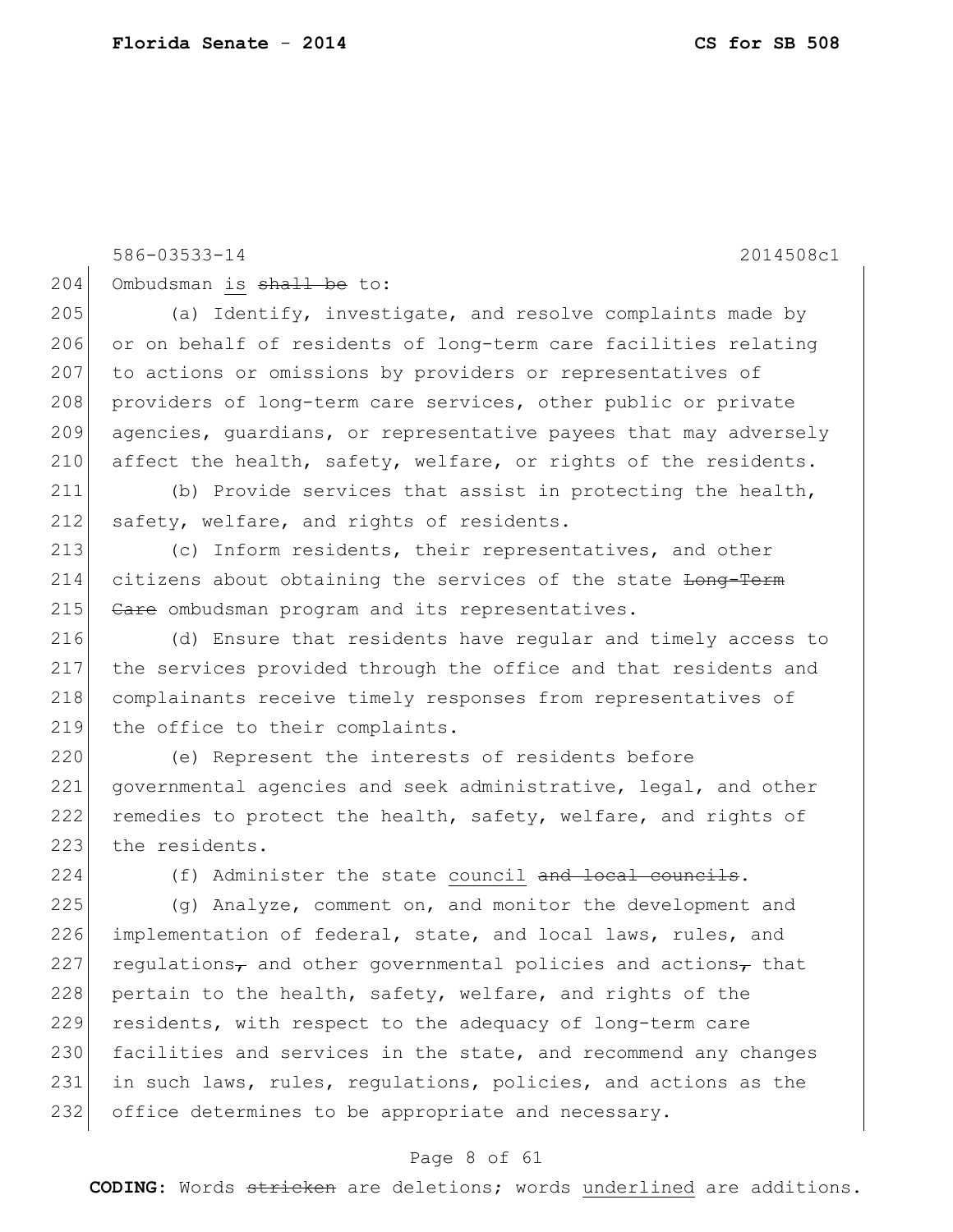586-03533-14 2014508c1

204 Ombudsman is ~~shall be~~ to:

205 (a) Identify, investigate, and resolve complaints made by
206 or on behalf of residents of long-term care facilities relating
207 to actions or omissions by providers or representatives of
208 providers of long-term care services, other public or private
209 agencies, guardians, or representative payees that may adversely
210 affect the health, safety, welfare, or rights of the residents.

211 (b) Provide services that assist in protecting the health,
212 safety, welfare, and rights of residents.

213 (c) Inform residents, their representatives, and other
214 citizens about obtaining the services of the state ~~Long-Term~~
215 ~~Care~~ ombudsman program and its representatives.

216 (d) Ensure that residents have regular and timely access to
217 the services provided through the office and that residents and
218 complainants receive timely responses from representatives of
219 the office to their complaints.

220 (e) Represent the interests of residents before
221 governmental agencies and seek administrative, legal, and other
222 remedies to protect the health, safety, welfare, and rights of
223 the residents.

224 (f) Administer the state <u>council</u> ~~and local councils~~.

225 (g) Analyze, comment on, and monitor the development and
226 implementation of federal, state, and local laws, rules, and
227 regulations~~,~~ and other governmental policies and actions~~,~~ that
228 pertain to the health, safety, welfare, and rights of the
229 residents, with respect to the adequacy of long-term care
230 facilities and services in the state, and recommend any changes
231 in such laws, rules, regulations, policies, and actions as the
232 office determines to be appropriate and necessary.

**CODING:** Words ~~stricken~~ are deletions; words <u>underlined</u> are additions.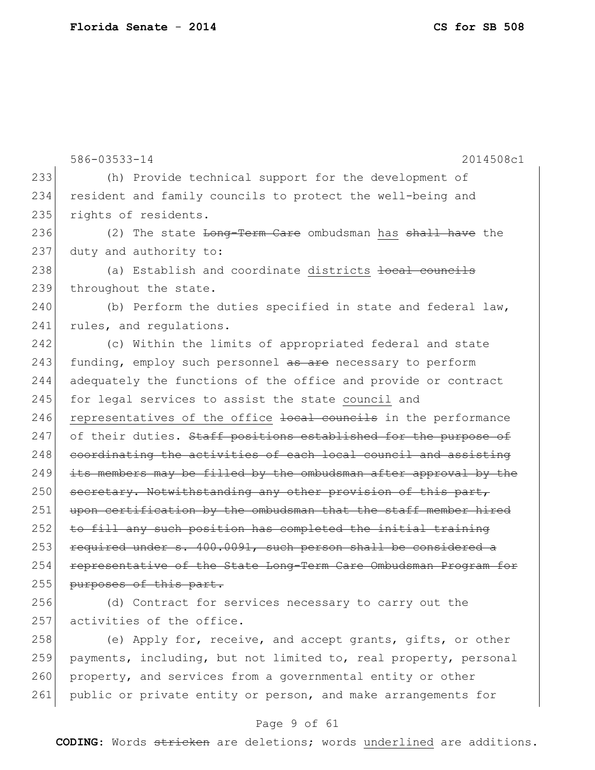(h) Provide technical support for the development of resident and family councils to protect the well-being and rights of residents.

(2) The state ~~Long-Term Care~~ ombudsman <u>has</u> ~~shall have~~ the duty and authority to:

(a) Establish and coordinate <u>districts</u> ~~local councils~~ throughout the state.

(b) Perform the duties specified in state and federal law, rules, and regulations.

(c) Within the limits of appropriated federal and state funding, employ such personnel ~~as are~~ necessary to perform adequately the functions of the office and provide or contract for legal services to assist the state <u>council</u> and <u>representatives of the office</u> ~~local councils~~ in the performance of their duties. ~~Staff positions established for the purpose of coordinating the activities of each local council and assisting its members may be filled by the ombudsman after approval by the secretary. Notwithstanding any other provision of this part, upon certification by the ombudsman that the staff member hired to fill any such position has completed the initial training required under s. 400.0091, such person shall be considered a representative of the State Long-Term Care Ombudsman Program for purposes of this part.~~

(d) Contract for services necessary to carry out the activities of the office.

(e) Apply for, receive, and accept grants, gifts, or other payments, including, but not limited to, real property, personal property, and services from a governmental entity or other public or private entity or person, and make arrangements for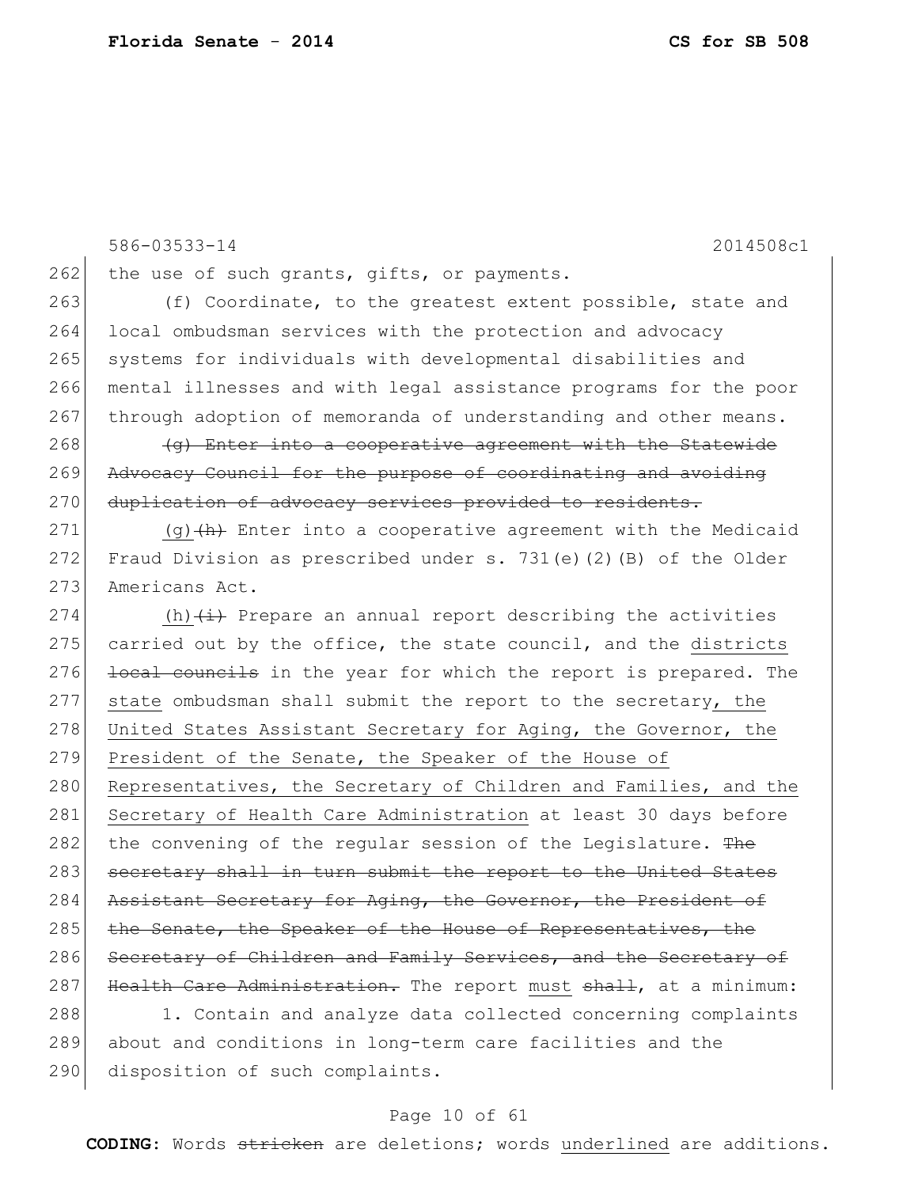586-03533-14 2014508c1

262 the use of such grants, gifts, or payments.

263 (f) Coordinate, to the greatest extent possible, state and
264 local ombudsman services with the protection and advocacy
265 systems for individuals with developmental disabilities and
266 mental illnesses and with legal assistance programs for the poor
267 through adoption of memoranda of understanding and other means.

268 ~~(g) Enter into a cooperative agreement with the Statewide~~
269 ~~Advocacy Council for the purpose of coordinating and avoiding~~
270 ~~duplication of advocacy services provided to residents.~~

271 <u>(g)</u>~~(h)~~ Enter into a cooperative agreement with the Medicaid
272 Fraud Division as prescribed under s. 731(e)(2)(B) of the Older
273 Americans Act.

274 <u>(h)</u>~~(i)~~ Prepare an annual report describing the activities
275 carried out by the office, the state council, and the <u>districts</u>
276 ~~local councils~~ in the year for which the report is prepared. The
277 <u>state</u> ombudsman shall submit the report to the secretary<u>, the</u>
278 <u>United States Assistant Secretary for Aging, the Governor, the</u>
279 <u>President of the Senate, the Speaker of the House of</u>
280 <u>Representatives, the Secretary of Children and Families, and the</u>
281 <u>Secretary of Health Care Administration</u> at least 30 days before
282 the convening of the regular session of the Legislature. ~~The~~
283 ~~secretary shall in turn submit the report to the United States~~
284 ~~Assistant Secretary for Aging, the Governor, the President of~~
285 ~~the Senate, the Speaker of the House of Representatives, the~~
286 ~~Secretary of Children and Family Services, and the Secretary of~~
287 ~~Health Care Administration.~~ The report <u>must</u> ~~shall~~, at a minimum:

288 1. Contain and analyze data collected concerning complaints
289 about and conditions in long-term care facilities and the
290 disposition of such complaints.

**CODING:** Words ~~stricken~~ are deletions; words <u>underlined</u> are additions.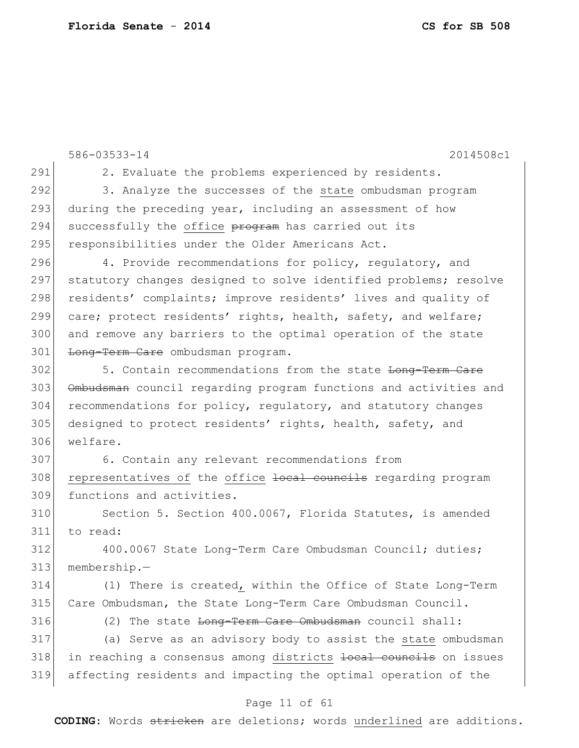2. Evaluate the problems experienced by residents.

3. Analyze the successes of the <u>state</u> ombudsman program during the preceding year, including an assessment of how successfully the <u>office</u> ~~program~~ has carried out its responsibilities under the Older Americans Act.

4. Provide recommendations for policy, regulatory, and statutory changes designed to solve identified problems; resolve residents' complaints; improve residents' lives and quality of care; protect residents' rights, health, safety, and welfare; and remove any barriers to the optimal operation of the state ~~Long-Term Care~~ ombudsman program.

5. Contain recommendations from the state ~~Long-Term Care Ombudsman~~ council regarding program functions and activities and recommendations for policy, regulatory, and statutory changes designed to protect residents' rights, health, safety, and welfare.

6. Contain any relevant recommendations from <u>representatives of</u> the <u>office</u> ~~local councils~~ regarding program functions and activities.

Section 5. Section 400.0067, Florida Statutes, is amended to read:

400.0067 State Long-Term Care Ombudsman Council; duties; membership.—

(1) There is created<u>,</u> within the Office of State Long-Term Care Ombudsman, the State Long-Term Care Ombudsman Council.

(2) The state ~~Long-Term Care Ombudsman~~ council shall:

(a) Serve as an advisory body to assist the <u>state</u> ombudsman in reaching a consensus among <u>districts</u> ~~local councils~~ on issues affecting residents and impacting the optimal operation of the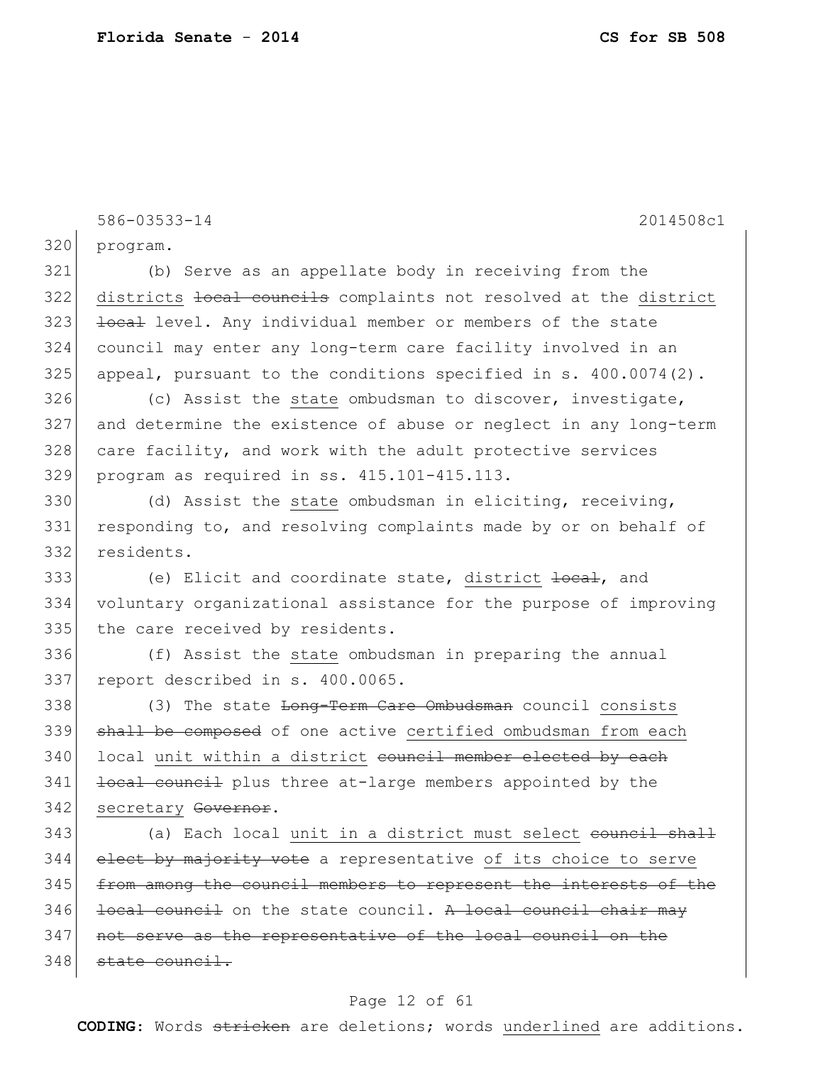program.

(b) Serve as an appellate body in receiving from the <u>districts</u> ~~local councils~~ complaints not resolved at the <u>district</u> ~~local~~ level. Any individual member or members of the state council may enter any long-term care facility involved in an appeal, pursuant to the conditions specified in s. 400.0074(2).

(c) Assist the <u>state</u> ombudsman to discover, investigate, and determine the existence of abuse or neglect in any long-term care facility, and work with the adult protective services program as required in ss. 415.101-415.113.

(d) Assist the <u>state</u> ombudsman in eliciting, receiving, responding to, and resolving complaints made by or on behalf of residents.

(e) Elicit and coordinate state, <u>district</u> ~~local~~, and voluntary organizational assistance for the purpose of improving the care received by residents.

(f) Assist the <u>state</u> ombudsman in preparing the annual report described in s. 400.0065.

(3) The state ~~Long-Term Care Ombudsman~~ council <u>consists</u> ~~shall be composed~~ of one active <u>certified ombudsman from each</u> local <u>unit within a district</u> ~~council member elected by each local council~~ plus three at-large members appointed by the <u>secretary</u> ~~Governor~~.

(a) Each local <u>unit in a district must select</u> ~~council shall elect by majority vote~~ a representative <u>of its choice to serve</u> ~~from among the council members to represent the interests of the local council~~ on the state council. ~~A local council chair may not serve as the representative of the local council on the state council.~~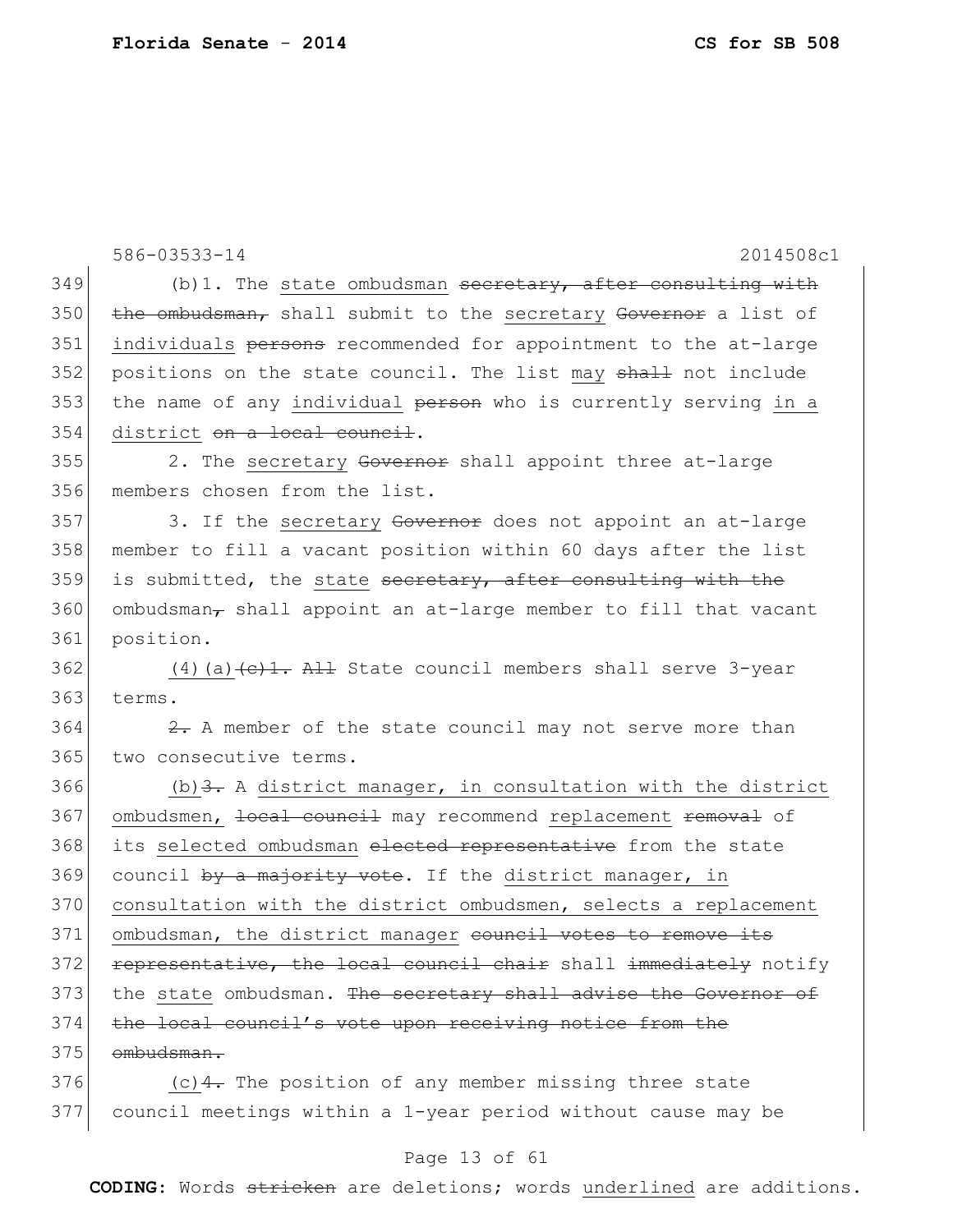586-03533-14 2014508c1

349 (b)1. The <u>state</u> ombudsman ~~secretary, after consulting with~~
350 ~~the ombudsman,~~ shall submit to the <u>secretary</u> ~~Governor~~ a list of
351 <u>individuals</u> ~~persons~~ recommended for appointment to the at-large
352 positions on the state council. The list <u>may</u> ~~shall~~ not include
353 the name of any <u>individual</u> ~~person~~ who is currently serving <u>in a</u>
354 <u>district</u> ~~on a local council~~.

355 2. The <u>secretary</u> ~~Governor~~ shall appoint three at-large
356 members chosen from the list.

357 3. If the <u>secretary</u> ~~Governor~~ does not appoint an at-large
358 member to fill a vacant position within 60 days after the list
359 is submitted, the <u>state</u> ~~secretary, after consulting with the~~
360 ombudsman~~,~~ shall appoint an at-large member to fill that vacant
361 position.

362 <u>(4)(a)</u>~~(c)1.~~ ~~All~~ State council members shall serve 3-year
363 terms.

364 ~~2.~~ A member of the state council may not serve more than
365 two consecutive terms.

366 <u>(b)</u>~~3.~~ A <u>district manager, in consultation with the district</u>
367 <u>ombudsmen,</u> ~~local council~~ may recommend <u>replacement</u> ~~removal~~ of
368 its <u>selected ombudsman</u> ~~elected representative~~ from the state
369 council ~~by a majority vote~~. If the <u>district manager, in</u>
370 <u>consultation with the district ombudsmen, selects a replacement</u>
371 <u>ombudsman, the district manager</u> ~~council votes to remove its~~
372 ~~representative, the local council chair~~ shall ~~immediately~~ notify
373 the <u>state</u> ombudsman. ~~The secretary shall advise the Governor of~~
374 ~~the local council's vote upon receiving notice from the~~
375 ~~ombudsman.~~

376 <u>(c)</u>~~4.~~ The position of any member missing three state
377 council meetings within a 1-year period without cause may be

**CODING:** Words ~~stricken~~ are deletions; words <u>underlined</u> are additions.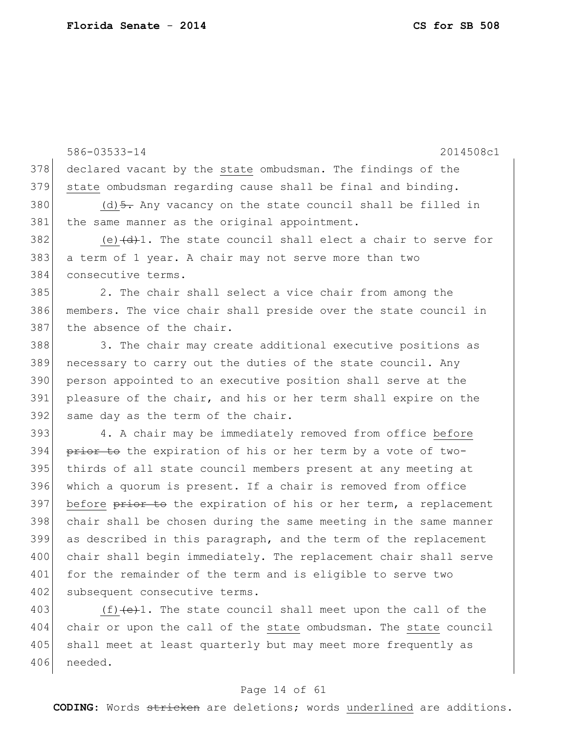declared vacant by the state ombudsman. The findings of the state ombudsman regarding cause shall be final and binding.

(d) ~~5.~~ Any vacancy on the state council shall be filled in the same manner as the original appointment.

(e) ~~(d)~~1. The state council shall elect a chair to serve for a term of 1 year. A chair may not serve more than two consecutive terms.

2. The chair shall select a vice chair from among the members. The vice chair shall preside over the state council in the absence of the chair.

3. The chair may create additional executive positions as necessary to carry out the duties of the state council. Any person appointed to an executive position shall serve at the pleasure of the chair, and his or her term shall expire on the same day as the term of the chair.

4. A chair may be immediately removed from office before ~~prior to~~ the expiration of his or her term by a vote of two-thirds of all state council members present at any meeting at which a quorum is present. If a chair is removed from office before ~~prior to~~ the expiration of his or her term, a replacement chair shall be chosen during the same meeting in the same manner as described in this paragraph, and the term of the replacement chair shall begin immediately. The replacement chair shall serve for the remainder of the term and is eligible to serve two subsequent consecutive terms.

(f) ~~(e)~~1. The state council shall meet upon the call of the chair or upon the call of the state ombudsman. The state council shall meet at least quarterly but may meet more frequently as needed.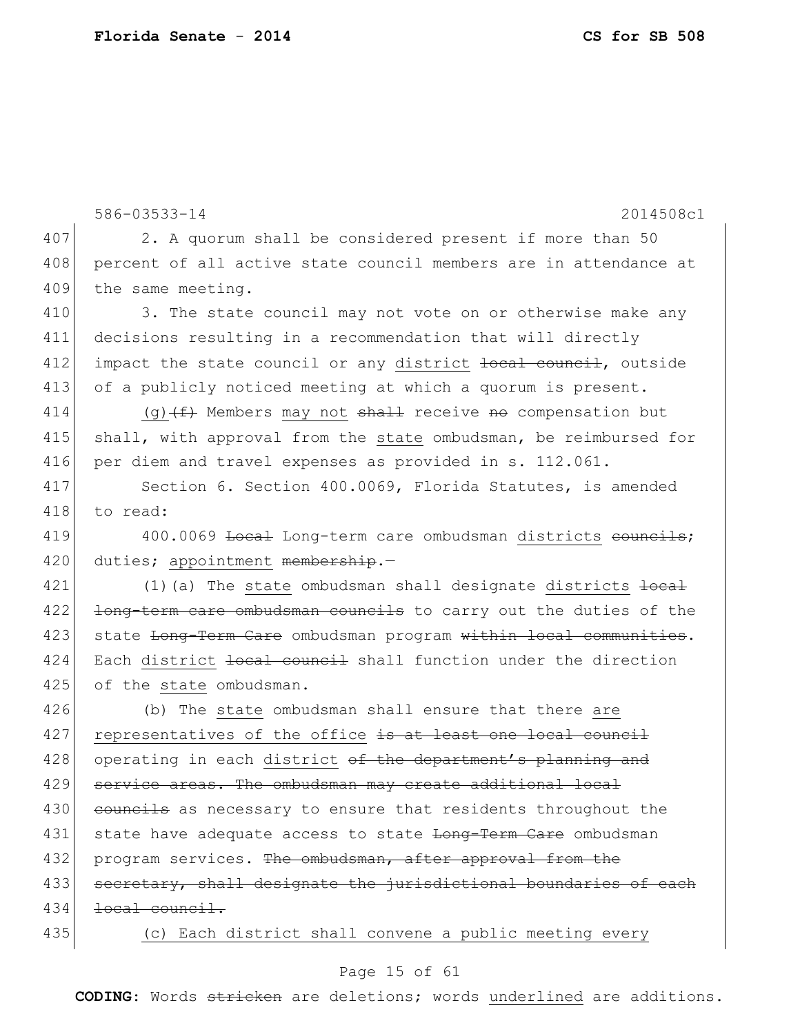586-03533-14 2014508c1

407 2. A quorum shall be considered present if more than 50
408 percent of all active state council members are in attendance at
409 the same meeting.

410 3. The state council may not vote on or otherwise make any
411 decisions resulting in a recommendation that will directly
412 impact the state council or any <u>district</u> ~~local council~~, outside
413 of a publicly noticed meeting at which a quorum is present.

414 <u>(g)</u>~~(f)~~ Members <u>may not</u> ~~shall~~ receive ~~no~~ compensation but
415 shall, with approval from the <u>state</u> ombudsman, be reimbursed for
416 per diem and travel expenses as provided in s. 112.061.

417 Section 6. Section 400.0069, Florida Statutes, is amended
418 to read:

419 400.0069 ~~Local~~ Long-term care ombudsman <u>districts</u> ~~councils~~;
420 duties; <u>appointment</u> ~~membership~~.—

421 (1)(a) The <u>state</u> ombudsman shall designate <u>districts</u> ~~local~~
422 ~~long-term care ombudsman councils~~ to carry out the duties of the
423 state ~~Long-Term Care~~ ombudsman program ~~within local communities~~.
424 Each <u>district</u> ~~local council~~ shall function under the direction
425 of the <u>state</u> ombudsman.

426 (b) The <u>state</u> ombudsman shall ensure that there <u>are</u>
427 <u>representatives of the office</u> ~~is at least one local council~~
428 operating in each <u>district</u> ~~of the department's planning and~~
429 ~~service areas. The ombudsman may create additional local~~
430 ~~councils~~ as necessary to ensure that residents throughout the
431 state have adequate access to state ~~Long-Term Care~~ ombudsman
432 program services. ~~The ombudsman, after approval from the~~
433 ~~secretary, shall designate the jurisdictional boundaries of each~~
434 ~~local council.~~

435 <u>(c) Each district shall convene a public meeting every</u>

**CODING:** Words ~~stricken~~ are deletions; words <u>underlined</u> are additions.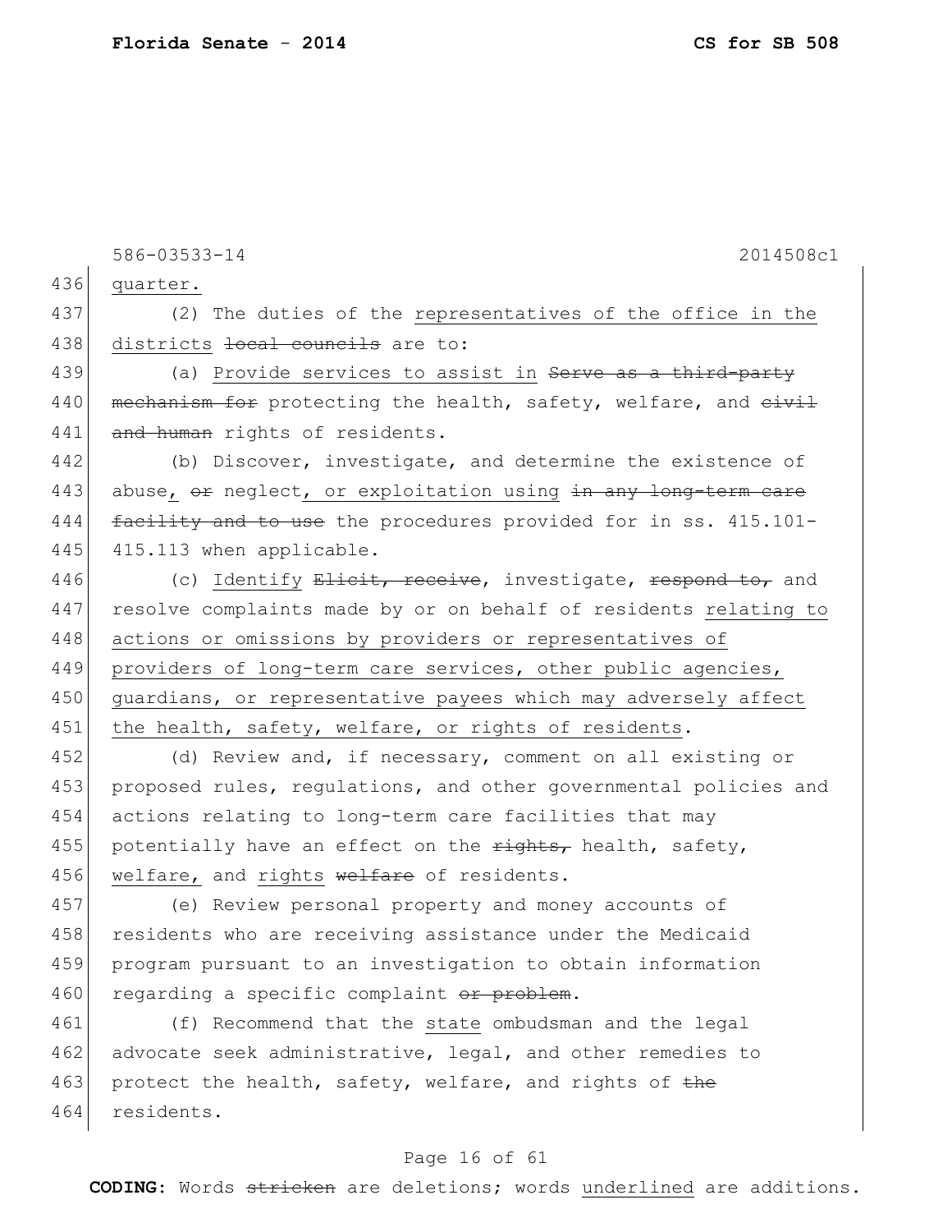436 quarter.

437 (2) The duties of the representatives of the office in the
438 districts ~~local councils~~ are to:

439 (a) Provide services to assist in ~~Serve as a third-party~~
440 ~~mechanism for~~ protecting the health, safety, welfare, and ~~civil~~
441 ~~and human~~ rights of residents.

442 (b) Discover, investigate, and determine the existence of
443 abuse, ~~or~~ neglect, or exploitation using ~~in any long-term care~~
444 ~~facility and to use~~ the procedures provided for in ss. 415.101-
445 415.113 when applicable.

446 (c) Identify ~~Elicit, receive~~, investigate, ~~respond to,~~ and
447 resolve complaints made by or on behalf of residents relating to
448 actions or omissions by providers or representatives of
449 providers of long-term care services, other public agencies,
450 guardians, or representative payees which may adversely affect
451 the health, safety, welfare, or rights of residents.

452 (d) Review and, if necessary, comment on all existing or
453 proposed rules, regulations, and other governmental policies and
454 actions relating to long-term care facilities that may
455 potentially have an effect on the ~~rights,~~ health, safety,
456 welfare, and rights ~~welfare~~ of residents.

457 (e) Review personal property and money accounts of
458 residents who are receiving assistance under the Medicaid
459 program pursuant to an investigation to obtain information
460 regarding a specific complaint ~~or problem~~.

461 (f) Recommend that the state ombudsman and the legal
462 advocate seek administrative, legal, and other remedies to
463 protect the health, safety, welfare, and rights of ~~the~~
464 residents.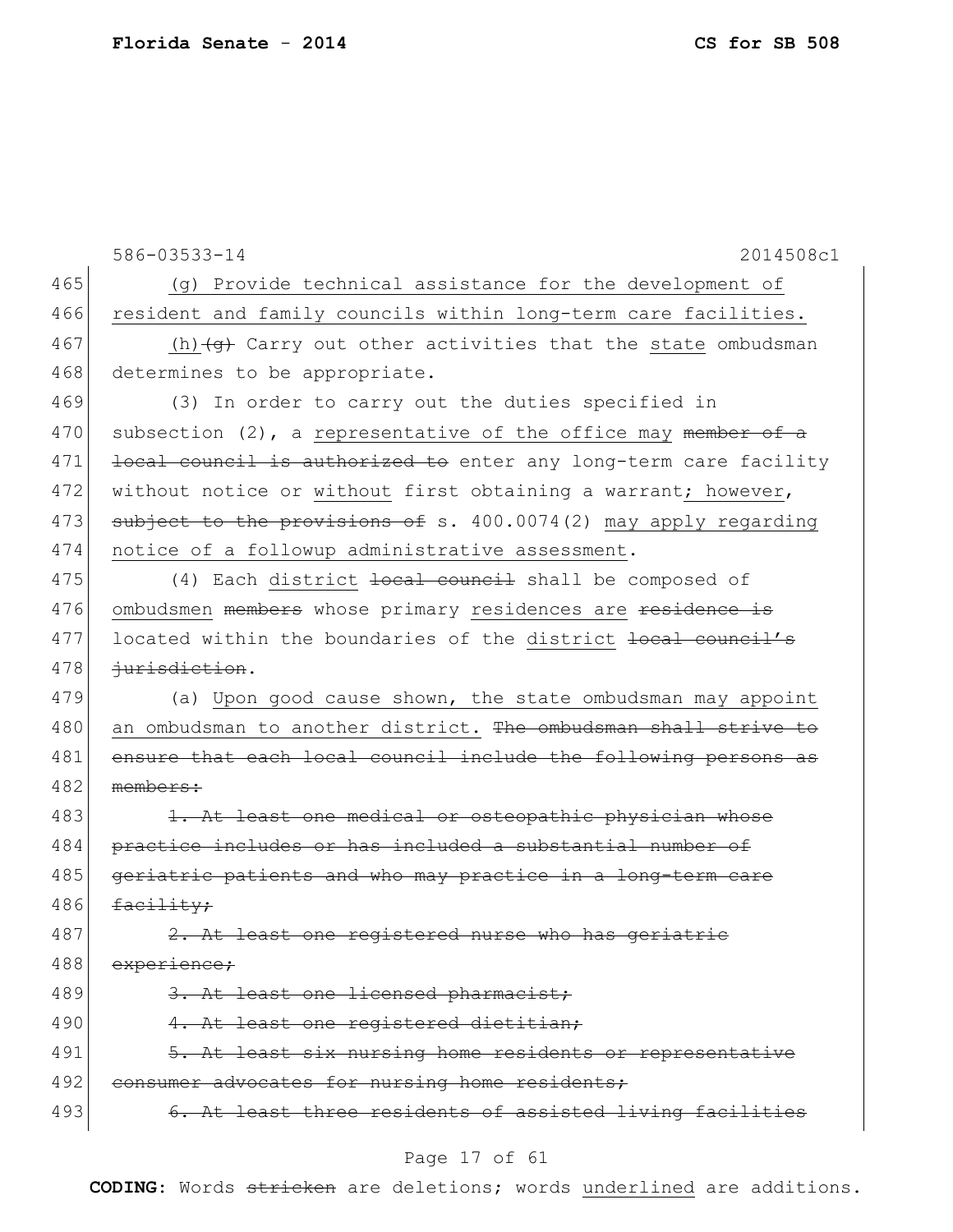586-03533-14 2014508c1

465 (g) Provide technical assistance for the development of
466 resident and family councils within long-term care facilities.

467 (h) ~~(g)~~ Carry out other activities that the state ombudsman
468 determines to be appropriate.

469 (3) In order to carry out the duties specified in
470 subsection (2), a representative of the office may ~~member of a~~
471 ~~local council is authorized to~~ enter any long-term care facility
472 without notice or without first obtaining a warrant; however,
473 ~~subject to the provisions of~~ s. 400.0074(2) may apply regarding
474 notice of a followup administrative assessment.

475 (4) Each district ~~local council~~ shall be composed of
476 ombudsmen ~~members~~ whose primary residences are ~~residence is~~
477 located within the boundaries of the district ~~local council's~~
478 ~~jurisdiction~~.

479 (a) Upon good cause shown, the state ombudsman may appoint
480 an ombudsman to another district. ~~The ombudsman shall strive to~~
481 ~~ensure that each local council include the following persons as~~
482 ~~members:~~

483 ~~1. At least one medical or osteopathic physician whose~~
484 ~~practice includes or has included a substantial number of~~
485 ~~geriatric patients and who may practice in a long-term care~~
486 ~~facility;~~

487 ~~2. At least one registered nurse who has geriatric~~
488 ~~experience;~~

489 ~~3. At least one licensed pharmacist;~~

490 ~~4. At least one registered dietitian;~~

491 ~~5. At least six nursing home residents or representative~~
492 ~~consumer advocates for nursing home residents;~~

493 ~~6. At least three residents of assisted living facilities~~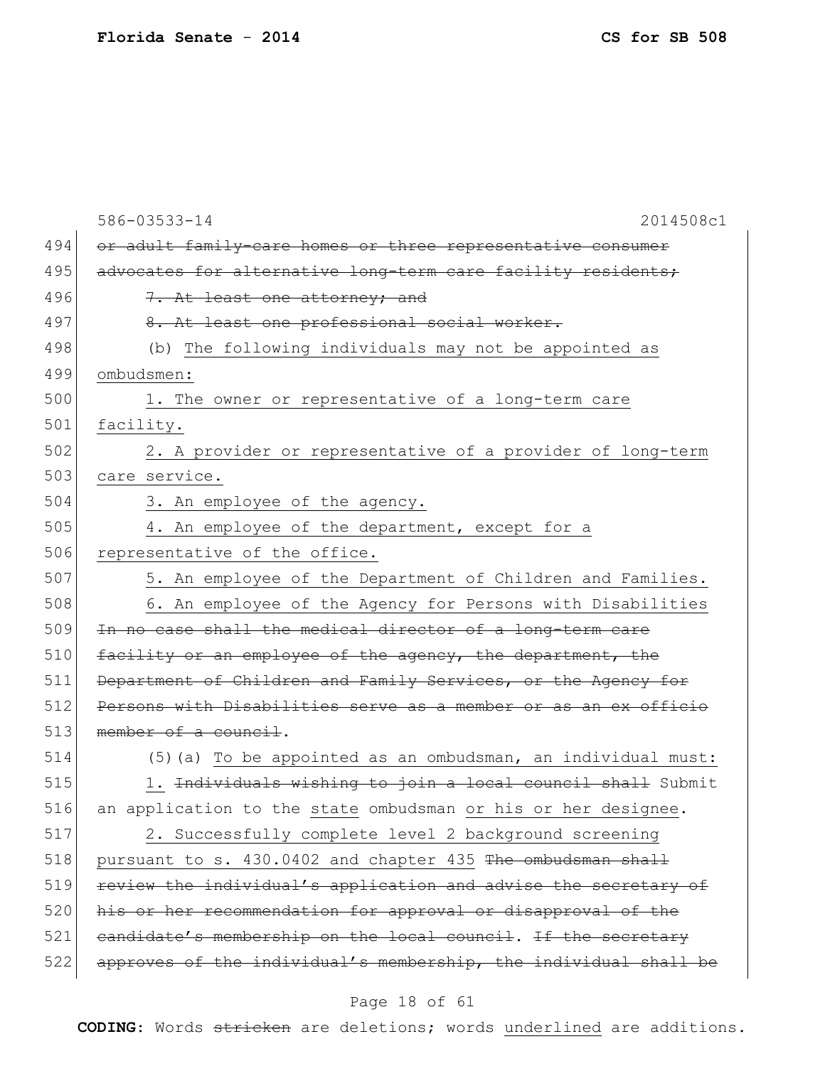586-03533-14 2014508c1

494 ~~or adult family-care homes or three representative consumer~~
495 ~~advocates for alternative long-term care facility residents;~~
496 ~~7. At least one attorney; and~~
497 ~~8. At least one professional social worker.~~
498 (b) The following individuals may not be appointed as
499 ombudsmen:
500 1. The owner or representative of a long-term care
501 facility.
502 2. A provider or representative of a provider of long-term
503 care service.
504 3. An employee of the agency.
505 4. An employee of the department, except for a
506 representative of the office.
507 5. An employee of the Department of Children and Families.
508 6. An employee of the Agency for Persons with Disabilities
509 ~~In no case shall the medical director of a long-term care~~
510 ~~facility or an employee of the agency, the department, the~~
511 ~~Department of Children and Family Services, or the Agency for~~
512 ~~Persons with Disabilities serve as a member or as an ex officio~~
513 ~~member of a council~~.
514 (5)(a) To be appointed as an ombudsman, an individual must:
515 1. ~~Individuals wishing to join a local council shall~~ Submit
516 an application to the state ombudsman or his or her designee.
517 2. Successfully complete level 2 background screening
518 pursuant to s. 430.0402 and chapter 435 ~~The ombudsman shall~~
519 ~~review the individual's application and advise the secretary of~~
520 ~~his or her recommendation for approval or disapproval of the~~
521 ~~candidate's membership on the local council~~. ~~If the secretary~~
522 ~~approves of the individual's membership, the individual shall be~~

**CODING:** Words ~~stricken~~ are deletions; words underlined are additions.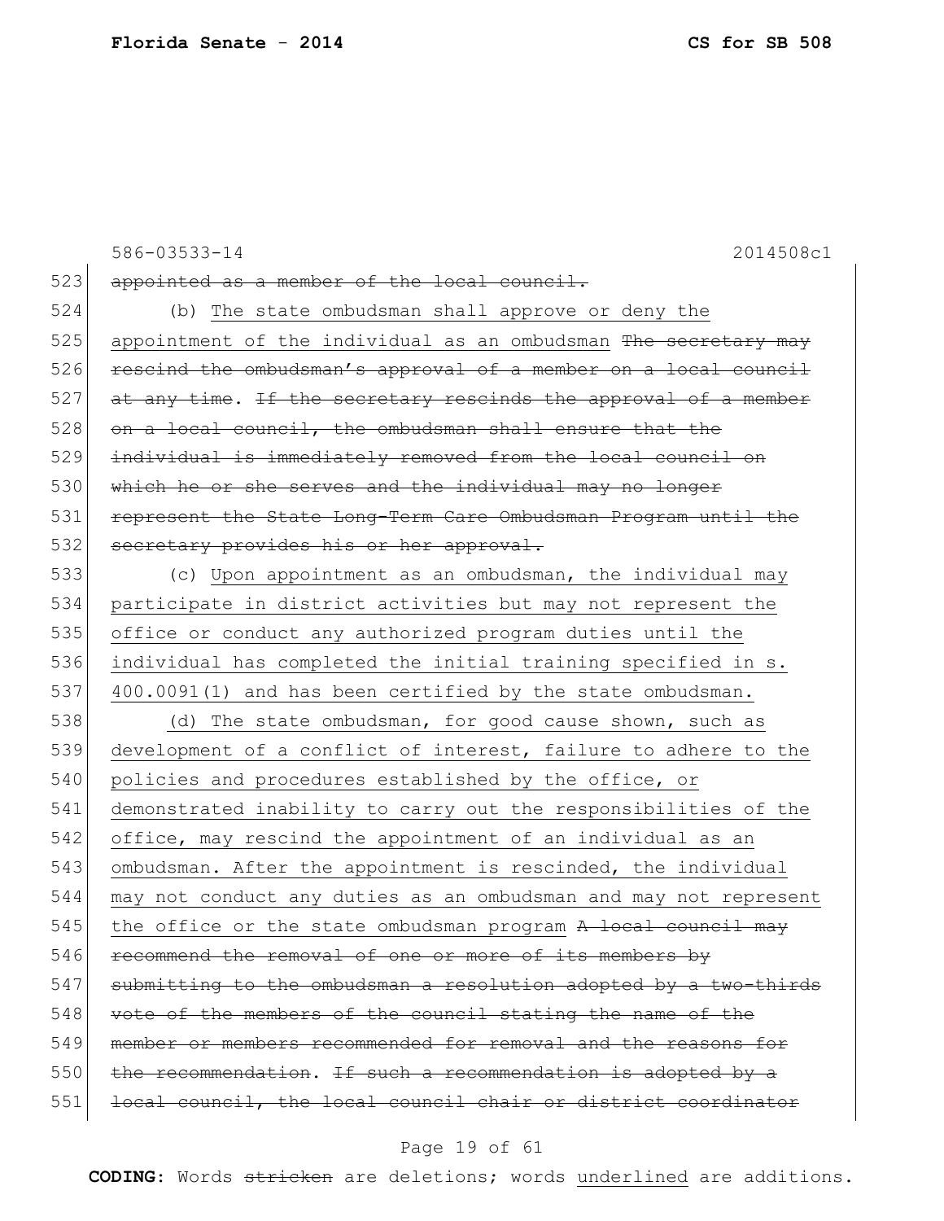523 ~~appointed as a member of the local council.~~

524 (b) <u>The state ombudsman shall approve or deny the</u>
525 <u>appointment of the individual as an ombudsman</u> ~~The secretary may~~
526 ~~rescind the ombudsman's approval of a member on a local council~~
527 ~~at any time~~. ~~If the secretary rescinds the approval of a member~~
528 ~~on a local council, the ombudsman shall ensure that the~~
529 ~~individual is immediately removed from the local council on~~
530 ~~which he or she serves and the individual may no longer~~
531 ~~represent the State Long-Term Care Ombudsman Program until the~~
532 ~~secretary provides his or her approval.~~

533 (c) <u>Upon appointment as an ombudsman, the individual may</u>
534 <u>participate in district activities but may not represent the</u>
535 <u>office or conduct any authorized program duties until the</u>
536 <u>individual has completed the initial training specified in s.</u>
537 <u>400.0091(1) and has been certified by the state ombudsman.</u>

538 (d) <u>The state ombudsman, for good cause shown, such as</u>
539 <u>development of a conflict of interest, failure to adhere to the</u>
540 <u>policies and procedures established by the office, or</u>
541 <u>demonstrated inability to carry out the responsibilities of the</u>
542 <u>office, may rescind the appointment of an individual as an</u>
543 <u>ombudsman. After the appointment is rescinded, the individual</u>
544 <u>may not conduct any duties as an ombudsman and may not represent</u>
545 <u>the office or the state ombudsman program</u> ~~A local council may~~
546 ~~recommend the removal of one or more of its members by~~
547 ~~submitting to the ombudsman a resolution adopted by a two-thirds~~
548 ~~vote of the members of the council stating the name of the~~
549 ~~member or members recommended for removal and the reasons for~~
550 ~~the recommendation~~. ~~If such a recommendation is adopted by a~~
551 ~~local council, the local council chair or district coordinator~~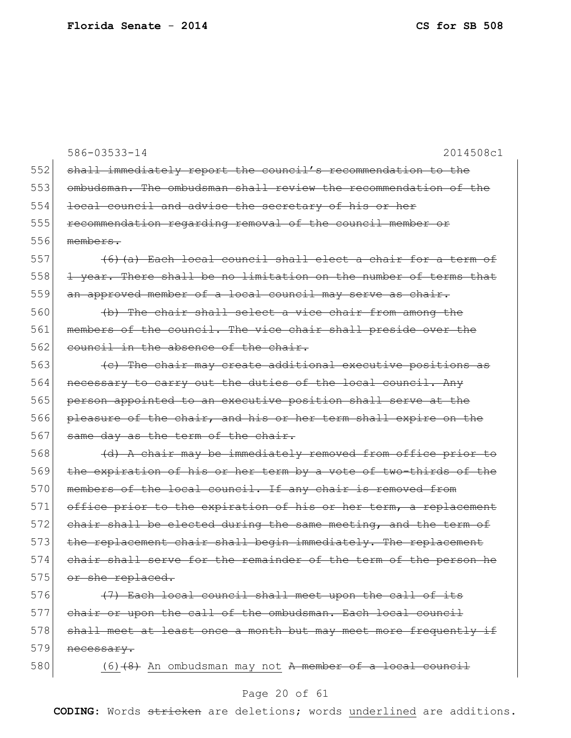586-03533-14 2014508c1

552 ~~shall immediately report the council's recommendation to the~~
553 ~~ombudsman. The ombudsman shall review the recommendation of the~~
554 ~~local council and advise the secretary of his or her~~
555 ~~recommendation regarding removal of the council member or~~
556 ~~members.~~

557 ~~(6)(a) Each local council shall elect a chair for a term of~~
558 ~~1 year. There shall be no limitation on the number of terms that~~
559 ~~an approved member of a local council may serve as chair.~~

560 ~~(b) The chair shall select a vice chair from among the~~
561 ~~members of the council. The vice chair shall preside over the~~
562 ~~council in the absence of the chair.~~

563 ~~(c) The chair may create additional executive positions as~~
564 ~~necessary to carry out the duties of the local council. Any~~
565 ~~person appointed to an executive position shall serve at the~~
566 ~~pleasure of the chair, and his or her term shall expire on the~~
567 ~~same day as the term of the chair.~~

568 ~~(d) A chair may be immediately removed from office prior to~~
569 ~~the expiration of his or her term by a vote of two-thirds of the~~
570 ~~members of the local council. If any chair is removed from~~
571 ~~office prior to the expiration of his or her term, a replacement~~
572 ~~chair shall be elected during the same meeting, and the term of~~
573 ~~the replacement chair shall begin immediately. The replacement~~
574 ~~chair shall serve for the remainder of the term of the person he~~
575 ~~or she replaced.~~

576 ~~(7) Each local council shall meet upon the call of its~~
577 ~~chair or upon the call of the ombudsman. Each local council~~
578 ~~shall meet at least once a month but may meet more frequently if~~
579 ~~necessary.~~

580 <u>(6)</u>~~(8)~~ <u>An ombudsman may not</u> ~~A member of a local council~~

**CODING:** Words ~~stricken~~ are deletions; words <u>underlined</u> are additions.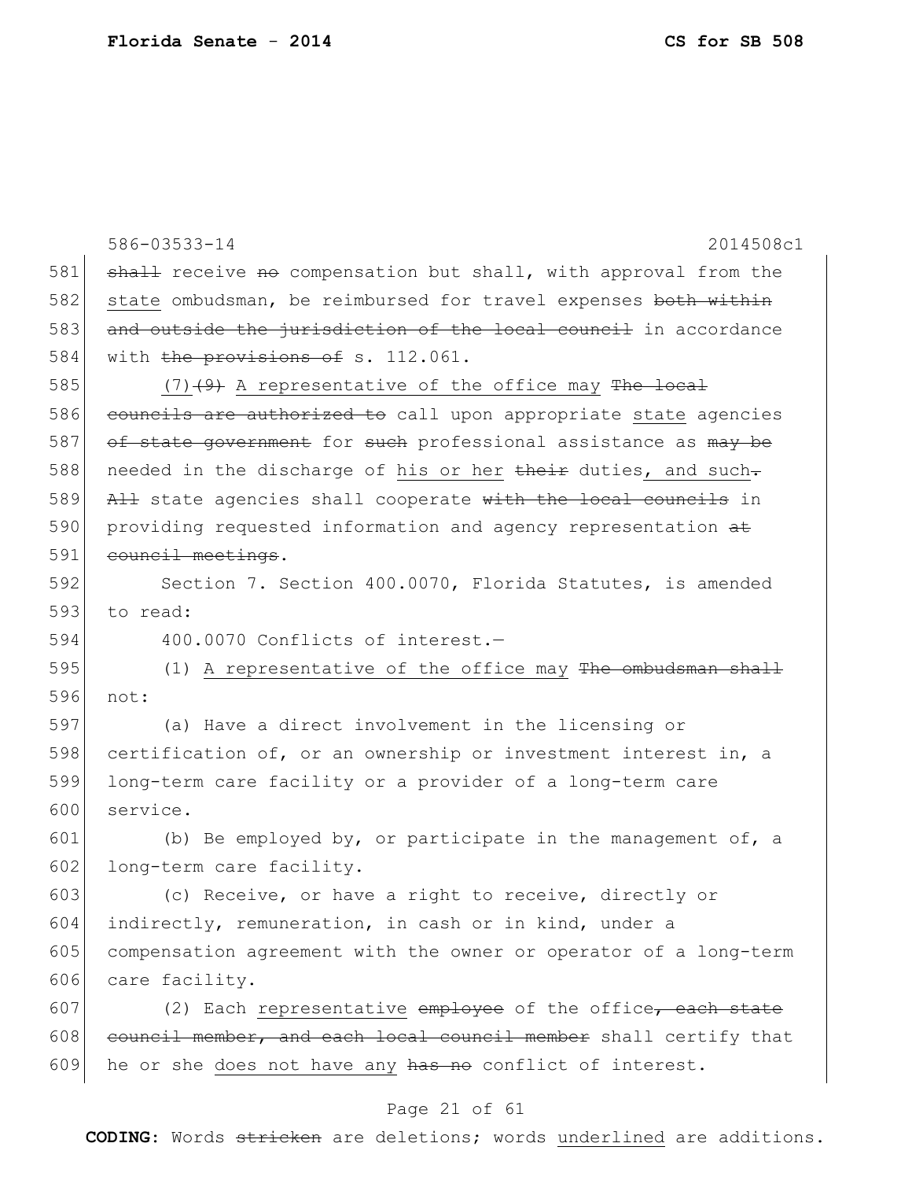586-03533-14 2014508c1

581 ~~shall~~ receive ~~no~~ compensation but shall, with approval from the
582 state ombudsman, be reimbursed for travel expenses ~~both within~~
583 ~~and outside the jurisdiction of the local council~~ in accordance
584 with ~~the provisions of~~ s. 112.061.

585 (7)~~(9)~~ A representative of the office may ~~The local~~
586 ~~councils are authorized to~~ call upon appropriate state agencies
587 ~~of state government~~ for ~~such~~ professional assistance as ~~may be~~
588 needed in the discharge of his or her ~~their~~ duties, and such~~.~~
589 ~~All~~ state agencies shall cooperate ~~with the local councils~~ in
590 providing requested information and agency representation ~~at~~
591 ~~council meetings~~.

592 Section 7. Section 400.0070, Florida Statutes, is amended
593 to read:

594 400.0070 Conflicts of interest.—

595 (1) A representative of the office may ~~The ombudsman shall~~
596 not:

597 (a) Have a direct involvement in the licensing or
598 certification of, or an ownership or investment interest in, a
599 long-term care facility or a provider of a long-term care
600 service.

601 (b) Be employed by, or participate in the management of, a
602 long-term care facility.

603 (c) Receive, or have a right to receive, directly or
604 indirectly, remuneration, in cash or in kind, under a
605 compensation agreement with the owner or operator of a long-term
606 care facility.

607 (2) Each representative ~~employee~~ of the office~~, each state~~
608 ~~council member, and each local council member~~ shall certify that
609 he or she does not have any ~~has no~~ conflict of interest.

**CODING:** Words ~~stricken~~ are deletions; words underlined are additions.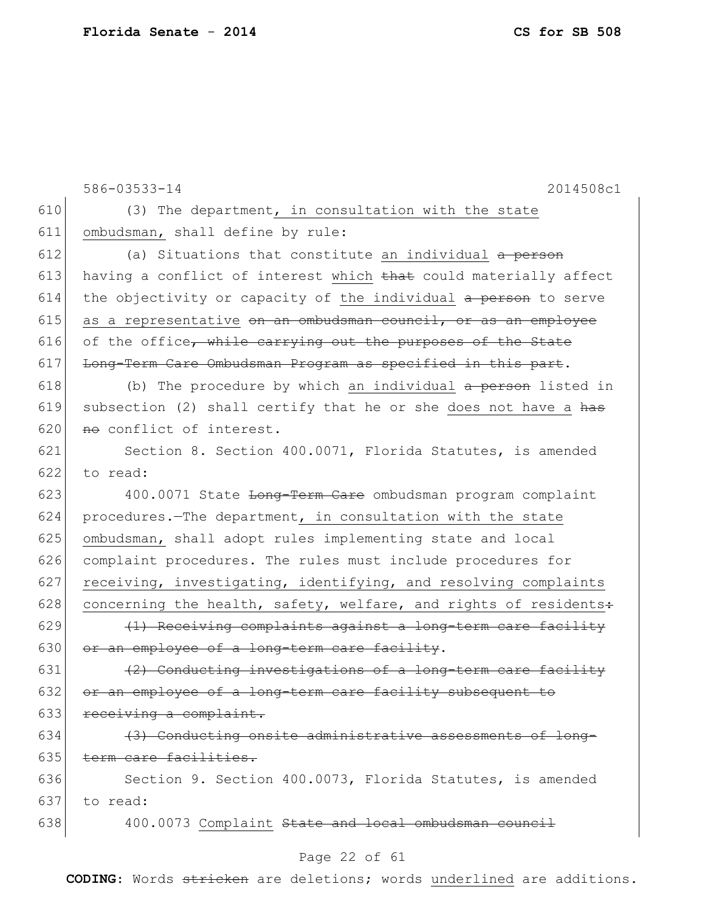586-03533-14 2014508c1

610 (3) The department, in consultation with the state
611 ombudsman, shall define by rule:
612 (a) Situations that constitute an individual ~~a person~~
613 having a conflict of interest which ~~that~~ could materially affect
614 the objectivity or capacity of the individual ~~a person~~ to serve
615 as a representative ~~on an ombudsman council, or as an employee~~
616 of the office~~, while carrying out the purposes of the State~~
617 ~~Long-Term Care Ombudsman Program as specified in this part~~.
618 (b) The procedure by which an individual ~~a person~~ listed in
619 subsection (2) shall certify that he or she does not have a ~~has~~
620 ~~no~~ conflict of interest.
621 Section 8. Section 400.0071, Florida Statutes, is amended
622 to read:
623 400.0071 State ~~Long-Term Care~~ ombudsman program complaint
624 procedures.—The department, in consultation with the state
625 ombudsman, shall adopt rules implementing state and local
626 complaint procedures. The rules must include procedures for
627 receiving, investigating, identifying, and resolving complaints
628 concerning the health, safety, welfare, and rights of residents~~:~~
629 ~~(1) Receiving complaints against a long-term care facility~~
630 ~~or an employee of a long-term care facility~~.
631 ~~(2) Conducting investigations of a long-term care facility~~
632 ~~or an employee of a long-term care facility subsequent to~~
633 ~~receiving a complaint.~~
634 ~~(3) Conducting onsite administrative assessments of long-~~
635 ~~term care facilities.~~
636 Section 9. Section 400.0073, Florida Statutes, is amended
637 to read:
638 400.0073 Complaint ~~State and local ombudsman council~~

**CODING:** Words ~~stricken~~ are deletions; words underlined are additions.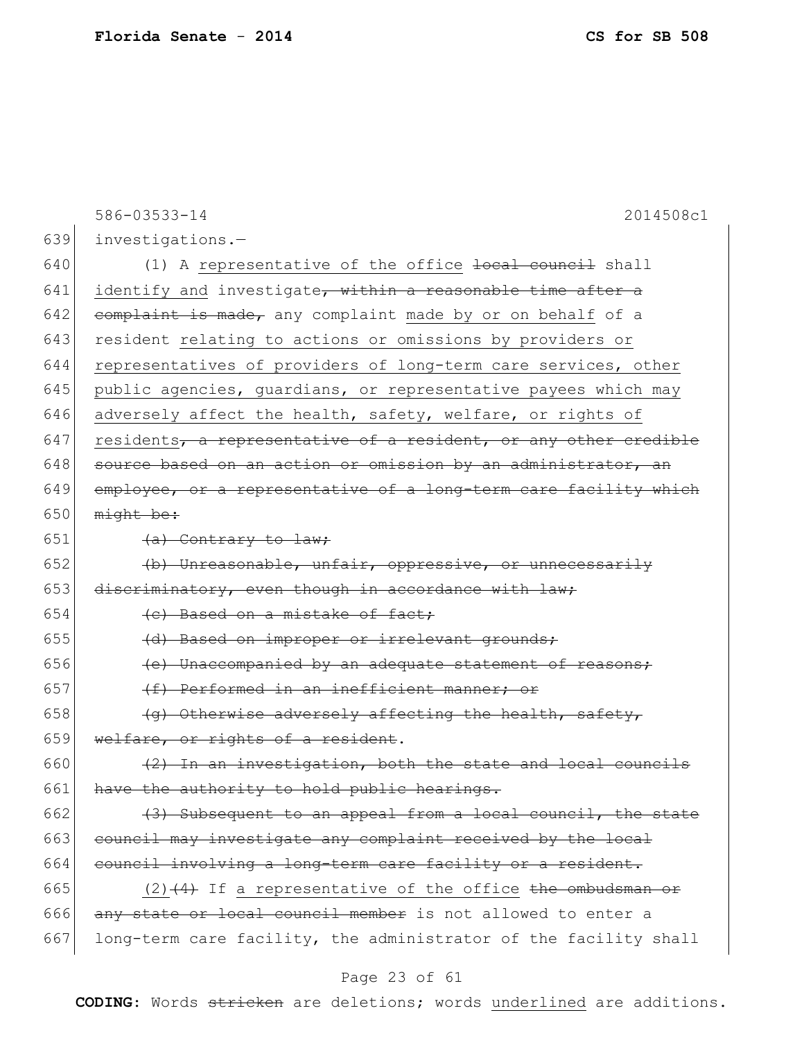586-03533-14 2014508c1

639 investigations.—

640 (1) A <u>representative of the office</u> ~~local council~~ shall

641 <u>identify and</u> investigate~~, within a reasonable time after a~~

642 ~~complaint is made,~~ any complaint <u>made by or on behalf</u> of a

643 resident <u>relating to actions or omissions by providers or</u>

644 <u>representatives of providers of long-term care services, other</u>

645 <u>public agencies, guardians, or representative payees which may</u>

646 <u>adversely affect the health, safety, welfare, or rights of</u>

647 <u>residents</u>~~, a representative of a resident, or any other credible~~

648 ~~source based on an action or omission by an administrator, an~~

649 ~~employee, or a representative of a long-term care facility which~~

650 ~~might be:~~

651 ~~(a) Contrary to law;~~

652 ~~(b) Unreasonable, unfair, oppressive, or unnecessarily~~

653 ~~discriminatory, even though in accordance with law;~~

654 ~~(c) Based on a mistake of fact;~~

655 ~~(d) Based on improper or irrelevant grounds;~~

656 ~~(e) Unaccompanied by an adequate statement of reasons;~~

657 ~~(f) Performed in an inefficient manner; or~~

658 ~~(g) Otherwise adversely affecting the health, safety,~~

659 ~~welfare, or rights of a resident~~.

660 ~~(2) In an investigation, both the state and local councils~~

661 ~~have the authority to hold public hearings.~~

662 ~~(3) Subsequent to an appeal from a local council, the state~~

663 ~~council may investigate any complaint received by the local~~

664 ~~council involving a long-term care facility or a resident.~~

665 <u>(2)</u>~~(4)~~ If <u>a representative of the office</u> ~~the ombudsman or~~

666 ~~any state or local council member~~ is not allowed to enter a

667 long-term care facility, the administrator of the facility shall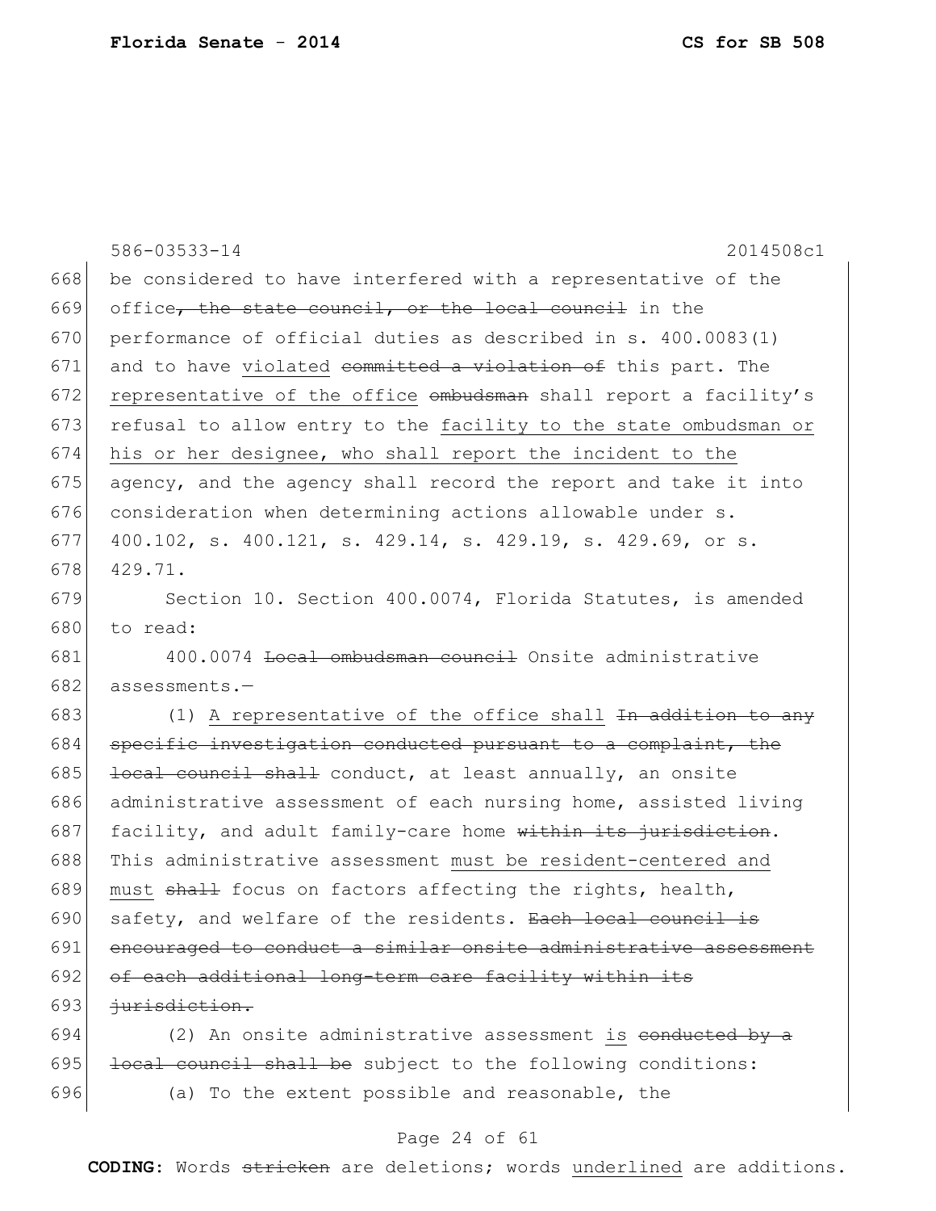586-03533-14 2014508c1

668 be considered to have interfered with a representative of the
669 office~~, the state council, or the local council~~ in the
670 performance of official duties as described in s. 400.0083(1)
671 and to have <u>violated</u> ~~committed a violation of~~ this part. The
672 <u>representative of the office</u> ~~ombudsman~~ shall report a facility's
673 refusal to allow entry to the <u>facility to the state ombudsman or</u>
674 <u>his or her designee, who shall report the incident to the</u>
675 agency, and the agency shall record the report and take it into
676 consideration when determining actions allowable under s.
677 400.102, s. 400.121, s. 429.14, s. 429.19, s. 429.69, or s.
678 429.71.

679 Section 10. Section 400.0074, Florida Statutes, is amended
680 to read:

681 400.0074 ~~Local ombudsman council~~ Onsite administrative
682 assessments.—

683 (1) <u>A representative of the office shall</u> ~~In addition to any~~
684 ~~specific investigation conducted pursuant to a complaint, the~~
685 ~~local council shall~~ conduct, at least annually, an onsite
686 administrative assessment of each nursing home, assisted living
687 facility, and adult family-care home ~~within its jurisdiction~~.
688 This administrative assessment <u>must be resident-centered and</u>
689 <u>must</u> ~~shall~~ focus on factors affecting the rights, health,
690 safety, and welfare of the residents. ~~Each local council is~~
691 ~~encouraged to conduct a similar onsite administrative assessment~~
692 ~~of each additional long-term care facility within its~~
693 ~~jurisdiction.~~

694 (2) An onsite administrative assessment <u>is</u> ~~conducted by a~~
695 ~~local council shall be~~ subject to the following conditions:

696 (a) To the extent possible and reasonable, the

**CODING:** Words ~~stricken~~ are deletions; words <u>underlined</u> are additions.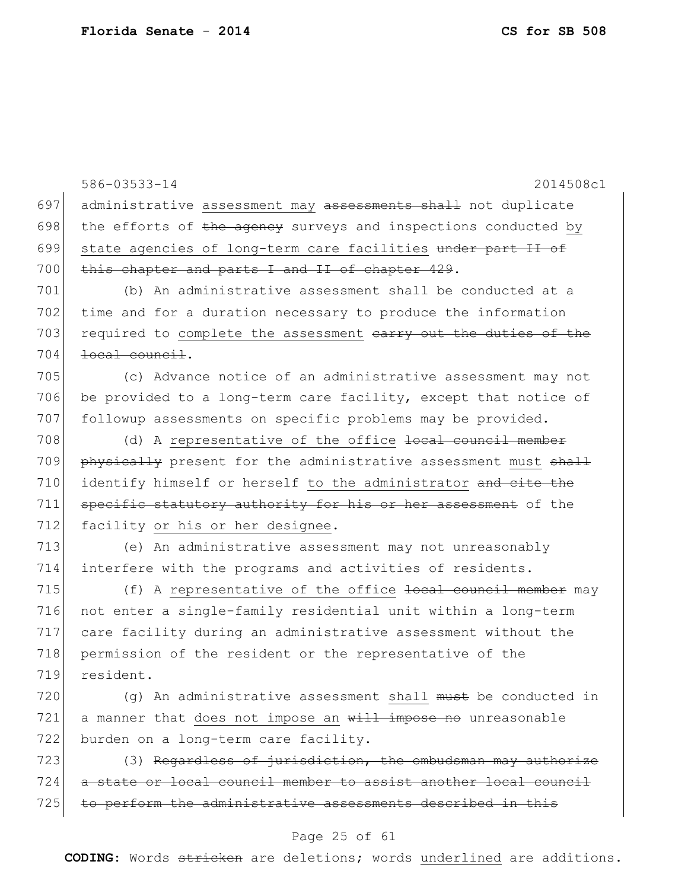administrative <u>assessment may</u> ~~assessments shall~~ not duplicate the efforts of ~~the agency~~ surveys and inspections conducted <u>by state agencies of long-term care facilities</u> ~~under part II of this chapter and parts I and II of chapter 429~~.

(b) An administrative assessment shall be conducted at a time and for a duration necessary to produce the information required to <u>complete the assessment</u> ~~carry out the duties of the local council~~.

(c) Advance notice of an administrative assessment may not be provided to a long-term care facility, except that notice of followup assessments on specific problems may be provided.

(d) A <u>representative of the office</u> ~~local council member physically~~ present for the administrative assessment <u>must</u> ~~shall~~ identify himself or herself <u>to the administrator</u> ~~and cite the specific statutory authority for his or her assessment~~ of the facility <u>or his or her designee</u>.

(e) An administrative assessment may not unreasonably interfere with the programs and activities of residents.

(f) A <u>representative of the office</u> ~~local council member~~ may not enter a single-family residential unit within a long-term care facility during an administrative assessment without the permission of the resident or the representative of the resident.

(g) An administrative assessment <u>shall</u> ~~must~~ be conducted in a manner that <u>does not impose an</u> ~~will impose no~~ unreasonable burden on a long-term care facility.

(3) ~~Regardless of jurisdiction, the ombudsman may authorize a state or local council member to assist another local council to perform the administrative assessments described in this~~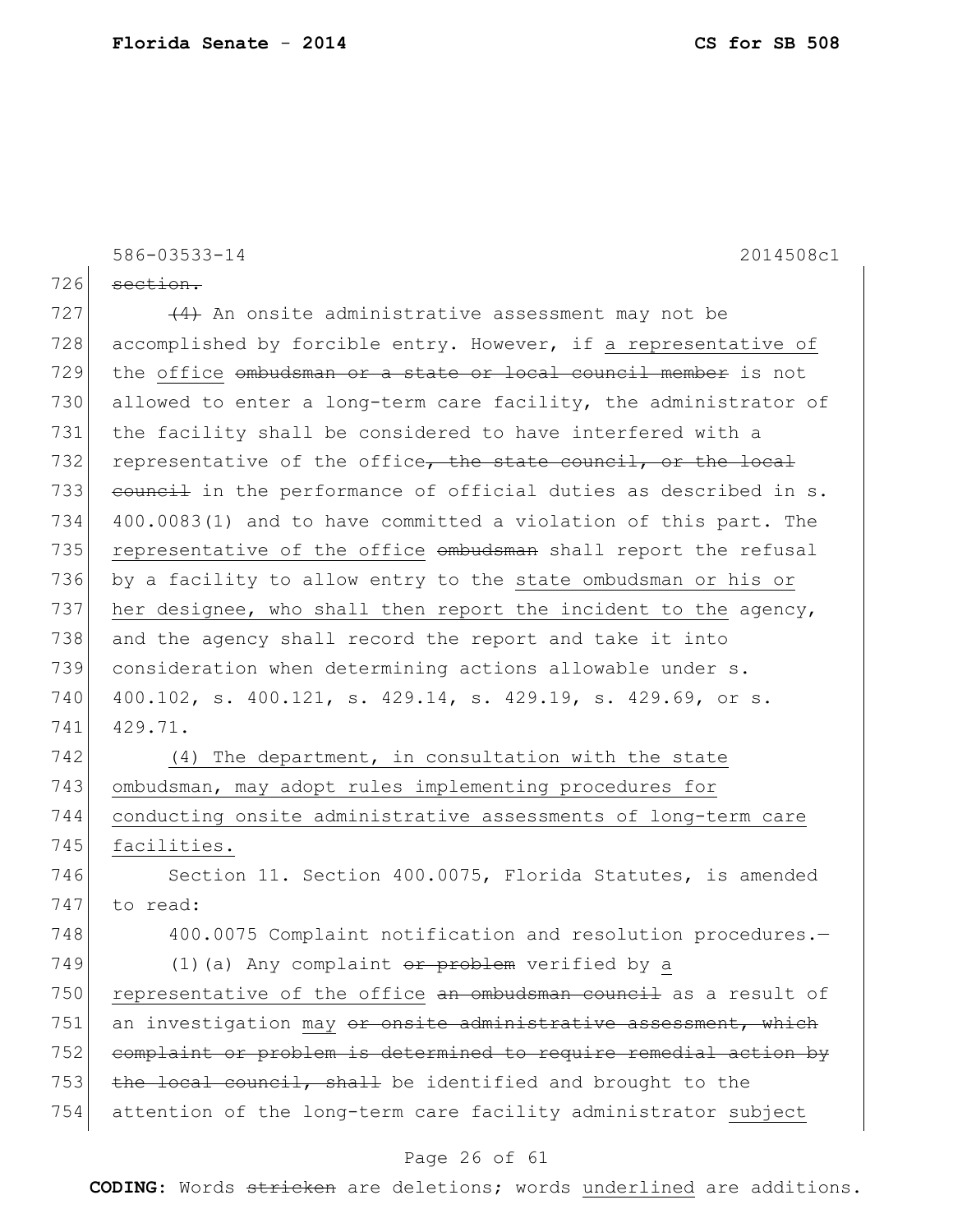586-03533-14 2014508c1

726 ~~section.~~

727 ~~(4)~~ An onsite administrative assessment may not be
728 accomplished by forcible entry. However, if <u>a representative of</u>
729 <u>the office</u> ~~ombudsman or a state or local council member~~ is not
730 allowed to enter a long-term care facility, the administrator of
731 the facility shall be considered to have interfered with a
732 representative of the office~~, the state council, or the local~~
733 ~~council~~ in the performance of official duties as described in s.
734 400.0083(1) and to have committed a violation of this part. The
735 <u>representative of the office</u> ~~ombudsman~~ shall report the refusal
736 by a facility to allow entry to the <u>state ombudsman or his or</u>
737 <u>her designee, who shall then report the incident to the</u> agency,
738 and the agency shall record the report and take it into
739 consideration when determining actions allowable under s.
740 400.102, s. 400.121, s. 429.14, s. 429.19, s. 429.69, or s.
741 429.71.

742 <u>(4) The department, in consultation with the state</u>
743 <u>ombudsman, may adopt rules implementing procedures for</u>
744 <u>conducting onsite administrative assessments of long-term care</u>
745 <u>facilities.</u>

746 Section 11. Section 400.0075, Florida Statutes, is amended
747 to read:

748 400.0075 Complaint notification and resolution procedures.—

749 (1)(a) Any complaint ~~or problem~~ verified by <u>a</u>
750 <u>representative of the office</u> ~~an ombudsman council~~ as a result of
751 an investigation <u>may</u> ~~or onsite administrative assessment, which~~
752 ~~complaint or problem is determined to require remedial action by~~
753 ~~the local council, shall~~ be identified and brought to the
754 attention of the long-term care facility administrator <u>subject</u>

**CODING:** Words ~~stricken~~ are deletions; words <u>underlined</u> are additions.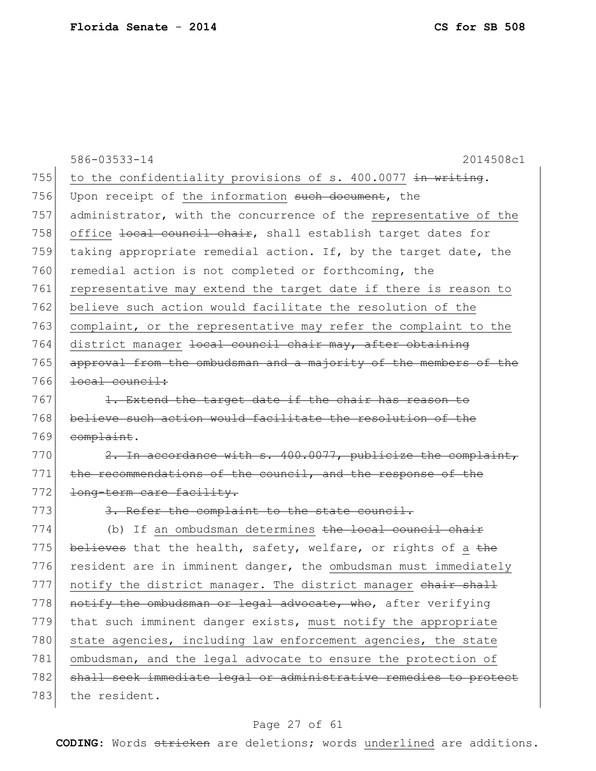586-03533-14 2014508c1

755 to the confidentiality provisions of s. 400.0077 ~~in writing~~.
756 Upon receipt of <u>the information</u> ~~such document~~, the
757 administrator, with the concurrence of the <u>representative of the</u>
758 <u>office</u> ~~local council chair~~, shall establish target dates for
759 taking appropriate remedial action. If, by the target date, the
760 remedial action is not completed or forthcoming, the
761 <u>representative may extend the target date if there is reason to</u>
762 <u>believe such action would facilitate the resolution of the</u>
763 <u>complaint, or the representative may refer the complaint to the</u>
764 <u>district manager</u> ~~local council chair may, after obtaining~~
765 ~~approval from the ombudsman and a majority of the members of the~~
766 ~~local council:~~

767 ~~1. Extend the target date if the chair has reason to~~
768 ~~believe such action would facilitate the resolution of the~~
769 ~~complaint~~.

770 ~~2. In accordance with s. 400.0077, publicize the complaint,~~
771 ~~the recommendations of the council, and the response of the~~
772 ~~long-term care facility.~~

773 ~~3. Refer the complaint to the state council.~~

774 (b) If <u>an ombudsman determines</u> ~~the local council chair~~
775 ~~believes~~ that the health, safety, welfare, or rights of <u>a</u> ~~the~~
776 resident are in imminent danger, the <u>ombudsman must immediately</u>
777 <u>notify the district manager. The district manager</u> ~~chair shall~~
778 ~~notify the ombudsman or legal advocate, who~~, after verifying
779 that such imminent danger exists, <u>must notify the appropriate</u>
780 <u>state agencies, including law enforcement agencies, the state</u>
781 <u>ombudsman, and the legal advocate to ensure the protection of</u>
782 ~~shall seek immediate legal or administrative remedies to protect~~
783 the resident.

**CODING:** Words ~~stricken~~ are deletions; words <u>underlined</u> are additions.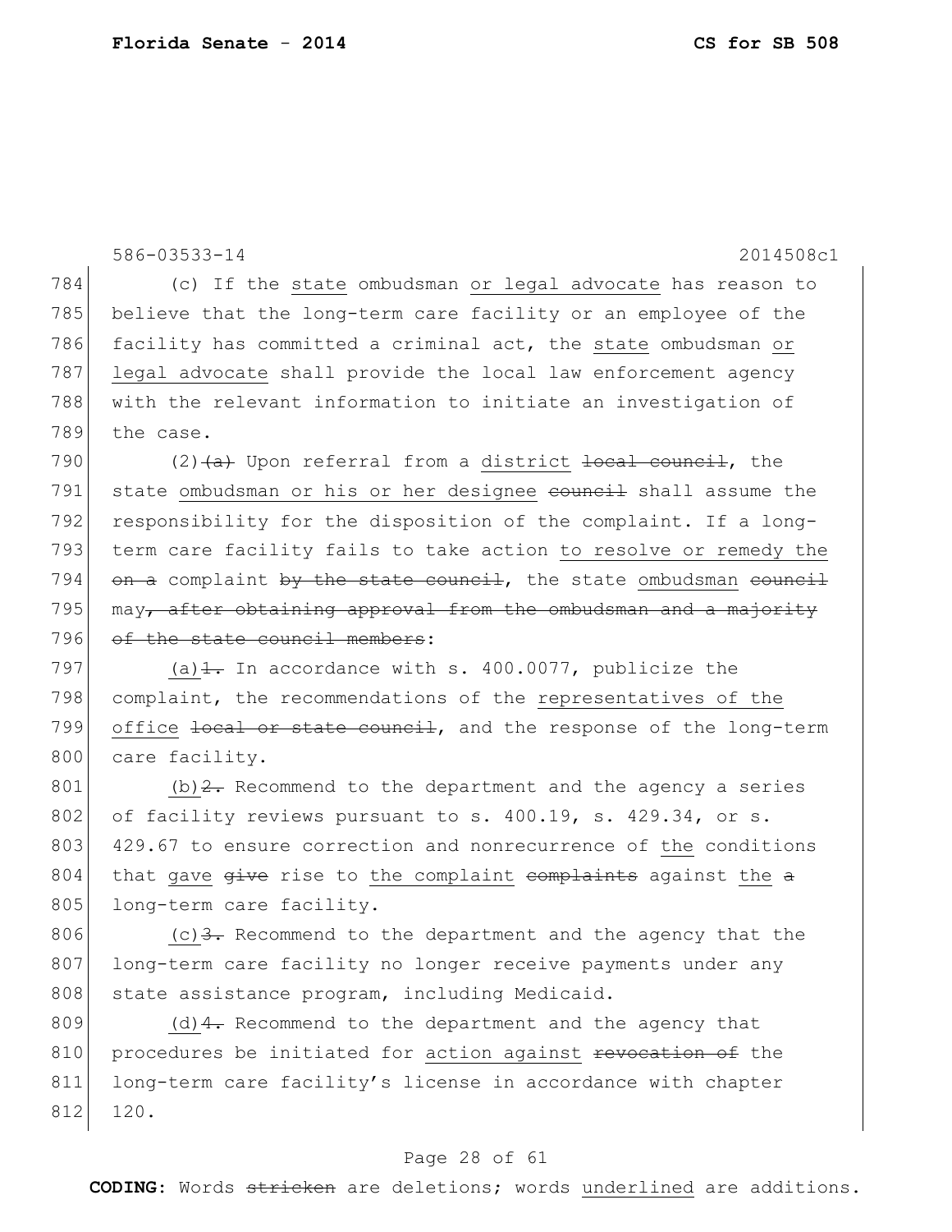784 (c) If the state ombudsman or legal advocate has reason to
785 believe that the long-term care facility or an employee of the
786 facility has committed a criminal act, the state ombudsman or
787 legal advocate shall provide the local law enforcement agency
788 with the relevant information to initiate an investigation of
789 the case.

790 (2)~~(a)~~ Upon referral from a district ~~local council~~, the
791 state ombudsman or his or her designee ~~council~~ shall assume the
792 responsibility for the disposition of the complaint. If a long-
793 term care facility fails to take action to resolve or remedy the
794 ~~on a~~ complaint ~~by the state council~~, the state ombudsman ~~council~~
795 may~~, after obtaining approval from the ombudsman and a majority~~
796 ~~of the state council members~~:

797 (a)~~1.~~ In accordance with s. 400.0077, publicize the
798 complaint, the recommendations of the representatives of the
799 office ~~local or state council~~, and the response of the long-term
800 care facility.

801 (b)~~2.~~ Recommend to the department and the agency a series
802 of facility reviews pursuant to s. 400.19, s. 429.34, or s.
803 429.67 to ensure correction and nonrecurrence of the conditions
804 that gave ~~give~~ rise to the complaint ~~complaints~~ against the ~~a~~
805 long-term care facility.

806 (c)~~3.~~ Recommend to the department and the agency that the
807 long-term care facility no longer receive payments under any
808 state assistance program, including Medicaid.

809 (d)~~4.~~ Recommend to the department and the agency that
810 procedures be initiated for action against ~~revocation of~~ the
811 long-term care facility's license in accordance with chapter
812 120.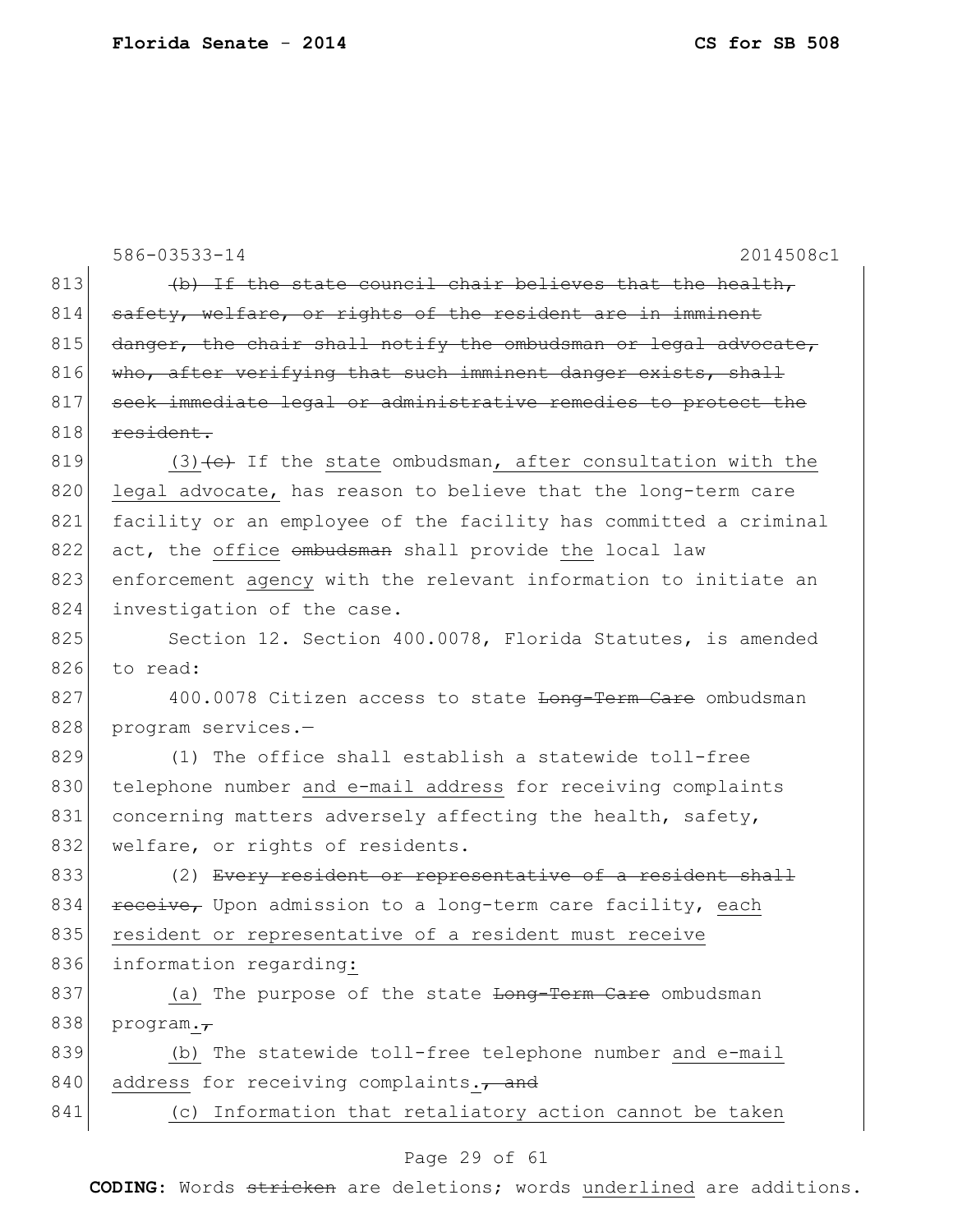586-03533-14 2014508c1

813 ~~(b) If the state council chair believes that the health,~~
814 ~~safety, welfare, or rights of the resident are in imminent~~
815 ~~danger, the chair shall notify the ombudsman or legal advocate,~~
816 ~~who, after verifying that such imminent danger exists, shall~~
817 ~~seek immediate legal or administrative remedies to protect the~~
818 ~~resident.~~

819 (3)~~(c)~~ If the <u>state</u> ombudsman<u>, after consultation with the</u>
820 <u>legal advocate,</u> has reason to believe that the long-term care
821 facility or an employee of the facility has committed a criminal
822 act, the <u>office</u> ~~ombudsman~~ shall provide <u>the</u> local law
823 enforcement <u>agency</u> with the relevant information to initiate an
824 investigation of the case.

825 Section 12. Section 400.0078, Florida Statutes, is amended
826 to read:

827 400.0078 Citizen access to state ~~Long-Term Care~~ ombudsman
828 program services.—

829 (1) The office shall establish a statewide toll-free
830 telephone number <u>and e-mail address</u> for receiving complaints
831 concerning matters adversely affecting the health, safety,
832 welfare, or rights of residents.

833 (2) ~~Every resident or representative of a resident shall~~
834 ~~receive,~~ Upon admission to a long-term care facility, <u>each</u>
835 <u>resident or representative of a resident must receive</u>
836 information regarding<u>:</u>

837 <u>(a)</u> The purpose of the state ~~Long-Term Care~~ ombudsman
838 program<u>.</u>~~,~~

839 <u>(b)</u> The statewide toll-free telephone number <u>and e-mail</u>
840 <u>address</u> for receiving complaints<u>.</u>~~, and~~

841 <u>(c) Information that retaliatory action cannot be taken</u>

**CODING:** Words ~~stricken~~ are deletions; words <u>underlined</u> are additions.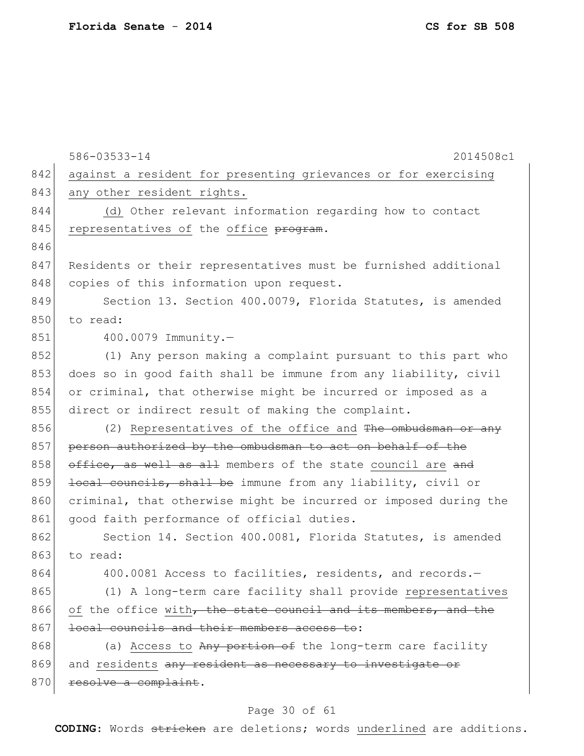586-03533-14 2014508c1

against a resident for presenting grievances or for exercising any other resident rights.

(d) Other relevant information regarding how to contact representatives of the office ~~program~~.

Residents or their representatives must be furnished additional copies of this information upon request.

Section 13. Section 400.0079, Florida Statutes, is amended to read:

400.0079 Immunity.—

(1) Any person making a complaint pursuant to this part who does so in good faith shall be immune from any liability, civil or criminal, that otherwise might be incurred or imposed as a direct or indirect result of making the complaint.

(2) Representatives of the office and ~~The ombudsman or any person authorized by the ombudsman to act on behalf of the office, as well as all~~ members of the state council are ~~and local councils, shall be~~ immune from any liability, civil or criminal, that otherwise might be incurred or imposed during the good faith performance of official duties.

Section 14. Section 400.0081, Florida Statutes, is amended to read:

400.0081 Access to facilities, residents, and records.—

(1) A long-term care facility shall provide representatives of the office with~~, the state council and its members, and the local councils and their members access to~~:

(a) Access to ~~Any portion of~~ the long-term care facility and residents ~~any resident as necessary to investigate or resolve a complaint~~.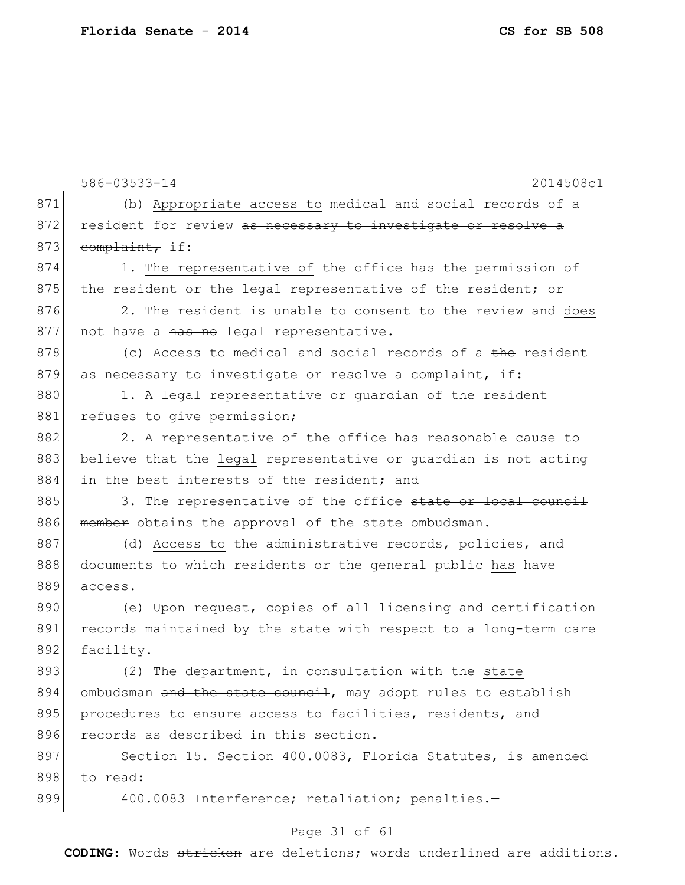(b) Appropriate access to medical and social records of a resident for review ~~as necessary to investigate or resolve a complaint,~~ if:

1. The representative of the office has the permission of the resident or the legal representative of the resident; or

2. The resident is unable to consent to the review and does not have a ~~has no~~ legal representative.

(c) Access to medical and social records of a ~~the~~ resident as necessary to investigate ~~or resolve~~ a complaint, if:

1. A legal representative or guardian of the resident refuses to give permission;

2. A representative of the office has reasonable cause to believe that the legal representative or guardian is not acting in the best interests of the resident; and

3. The representative of the office ~~state or local council member~~ obtains the approval of the state ombudsman.

(d) Access to the administrative records, policies, and documents to which residents or the general public has ~~have~~ access.

(e) Upon request, copies of all licensing and certification records maintained by the state with respect to a long-term care facility.

(2) The department, in consultation with the state ombudsman ~~and the state council~~, may adopt rules to establish procedures to ensure access to facilities, residents, and records as described in this section.

Section 15. Section 400.0083, Florida Statutes, is amended to read:

400.0083 Interference; retaliation; penalties.—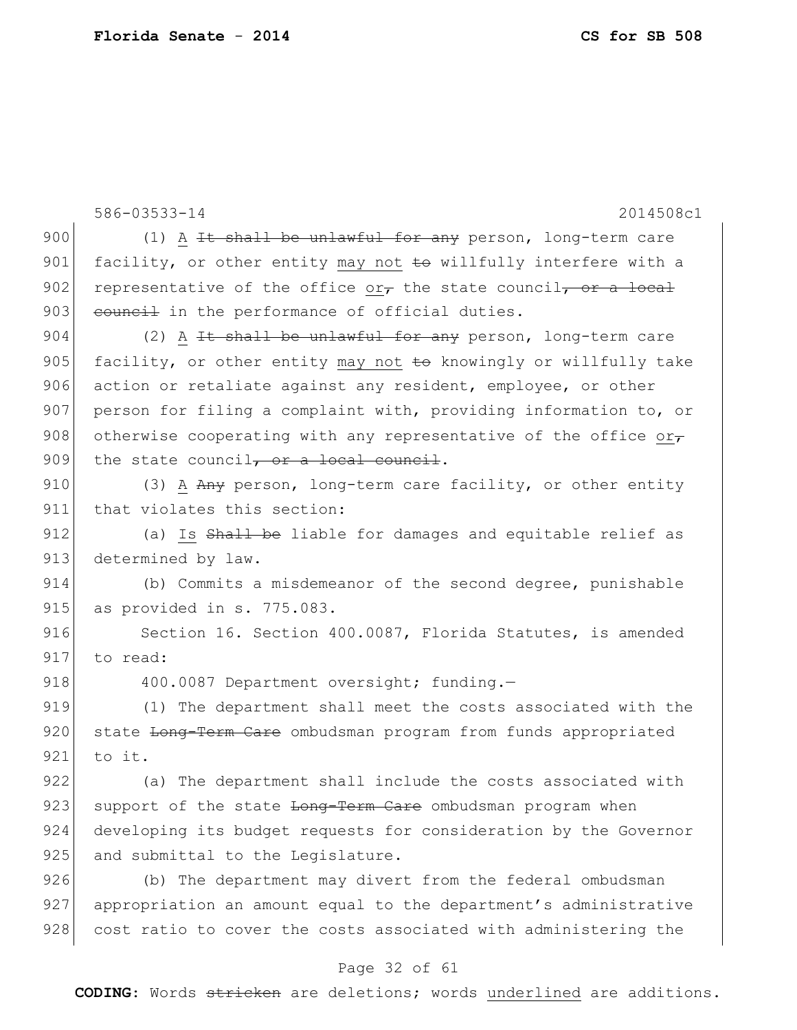586-03533-14 2014508c1

900 (1) A ~~It shall be unlawful for any~~ person, long-term care
901 facility, or other entity may not ~~to~~ willfully interfere with a
902 representative of the office or~~,~~ the state council~~, or a local~~
903 ~~council~~ in the performance of official duties.

904 (2) A ~~It shall be unlawful for any~~ person, long-term care
905 facility, or other entity may not ~~to~~ knowingly or willfully take
906 action or retaliate against any resident, employee, or other
907 person for filing a complaint with, providing information to, or
908 otherwise cooperating with any representative of the office or~~,~~
909 the state council~~, or a local council~~.

910 (3) A ~~Any~~ person, long-term care facility, or other entity
911 that violates this section:

912 (a) Is ~~Shall be~~ liable for damages and equitable relief as
913 determined by law.

914 (b) Commits a misdemeanor of the second degree, punishable
915 as provided in s. 775.083.

916 Section 16. Section 400.0087, Florida Statutes, is amended
917 to read:

918 400.0087 Department oversight; funding.—

919 (1) The department shall meet the costs associated with the
920 state ~~Long-Term Care~~ ombudsman program from funds appropriated
921 to it.

922 (a) The department shall include the costs associated with
923 support of the state ~~Long-Term Care~~ ombudsman program when
924 developing its budget requests for consideration by the Governor
925 and submittal to the Legislature.

926 (b) The department may divert from the federal ombudsman
927 appropriation an amount equal to the department's administrative
928 cost ratio to cover the costs associated with administering the

**CODING:** Words ~~stricken~~ are deletions; words underlined are additions.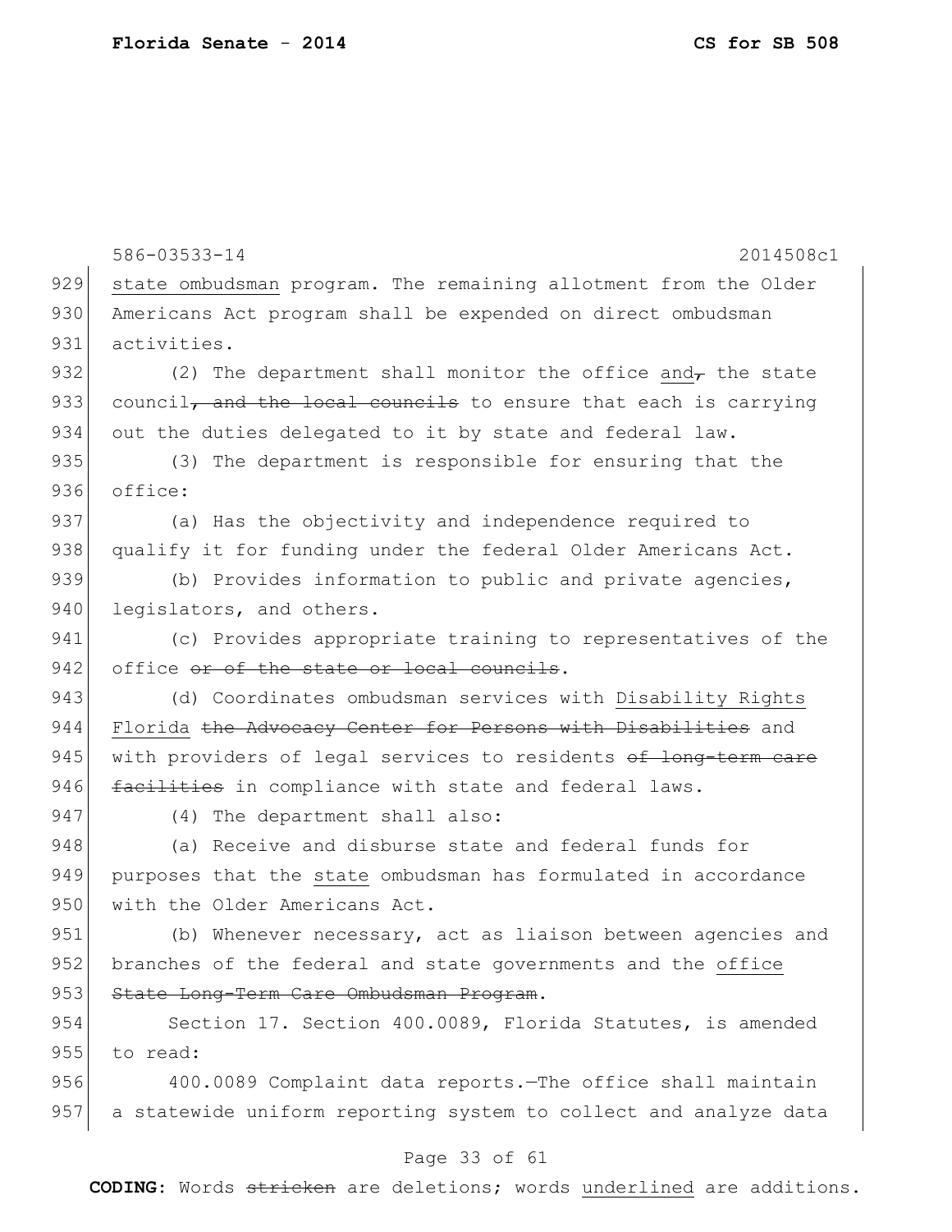586-03533-14 2014508c1

929 state ombudsman program. The remaining allotment from the Older
930 Americans Act program shall be expended on direct ombudsman
931 activities.

932 (2) The department shall monitor the office and~~,~~ the state
933 council~~, and the local councils~~ to ensure that each is carrying
934 out the duties delegated to it by state and federal law.

935 (3) The department is responsible for ensuring that the
936 office:

937 (a) Has the objectivity and independence required to
938 qualify it for funding under the federal Older Americans Act.

939 (b) Provides information to public and private agencies,
940 legislators, and others.

941 (c) Provides appropriate training to representatives of the
942 office ~~or of the state or local councils~~.

943 (d) Coordinates ombudsman services with Disability Rights
944 Florida ~~the Advocacy Center for Persons with Disabilities~~ and
945 with providers of legal services to residents ~~of long-term care~~
946 ~~facilities~~ in compliance with state and federal laws.

947 (4) The department shall also:

948 (a) Receive and disburse state and federal funds for
949 purposes that the state ombudsman has formulated in accordance
950 with the Older Americans Act.

951 (b) Whenever necessary, act as liaison between agencies and
952 branches of the federal and state governments and the office
953 ~~State Long-Term Care Ombudsman Program~~.

954 Section 17. Section 400.0089, Florida Statutes, is amended
955 to read:

956 400.0089 Complaint data reports.—The office shall maintain
957 a statewide uniform reporting system to collect and analyze data

**CODING:** Words ~~stricken~~ are deletions; words underlined are additions.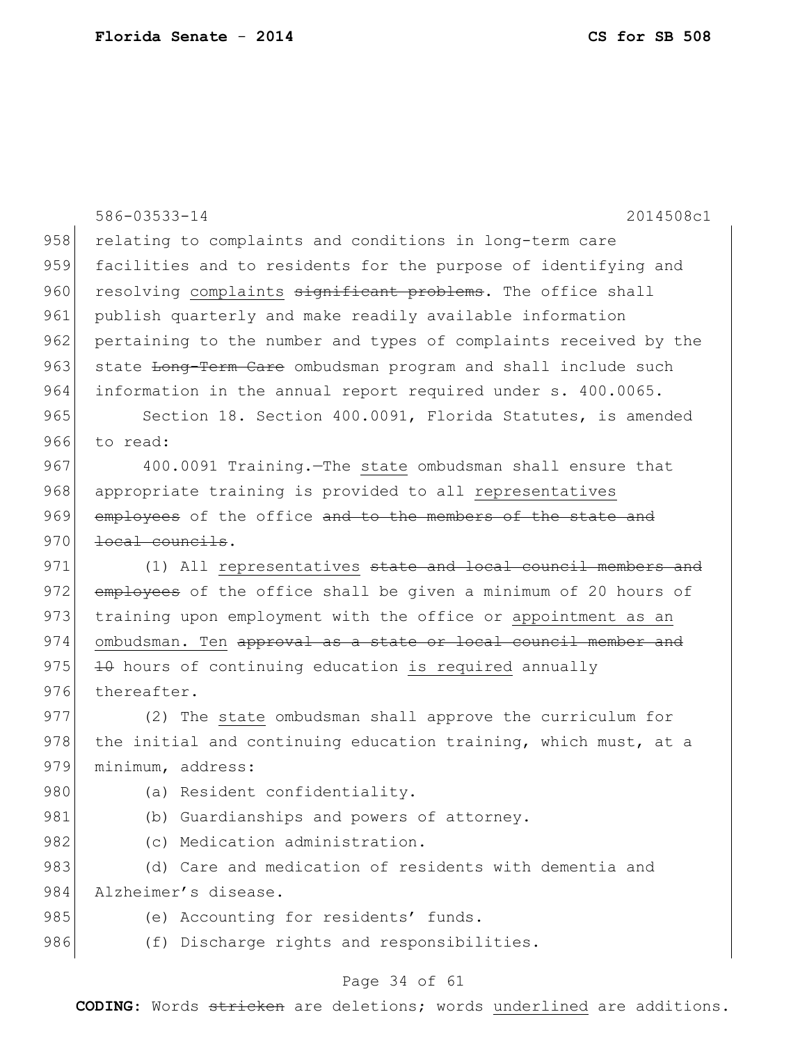586-03533-14 2014508c1

958 relating to complaints and conditions in long-term care
959 facilities and to residents for the purpose of identifying and
960 resolving <u>complaints</u> ~~significant problems~~. The office shall
961 publish quarterly and make readily available information
962 pertaining to the number and types of complaints received by the
963 state ~~Long-Term Care~~ ombudsman program and shall include such
964 information in the annual report required under s. 400.0065.

965 Section 18. Section 400.0091, Florida Statutes, is amended
966 to read:

967 400.0091 Training.—The <u>state</u> ombudsman shall ensure that
968 appropriate training is provided to all <u>representatives</u>
969 ~~employees~~ of the office ~~and to the members of the state and~~
970 ~~local councils~~.

971 (1) All <u>representatives</u> ~~state and local council members and~~
972 ~~employees~~ of the office shall be given a minimum of 20 hours of
973 training upon employment with the office or <u>appointment as an</u>
974 <u>ombudsman. Ten</u> ~~approval as a state or local council member and~~
975 ~~10~~ hours of continuing education <u>is required</u> annually
976 thereafter.

977 (2) The <u>state</u> ombudsman shall approve the curriculum for
978 the initial and continuing education training, which must, at a
979 minimum, address:

980 (a) Resident confidentiality.

981 (b) Guardianships and powers of attorney.

982 (c) Medication administration.

983 (d) Care and medication of residents with dementia and
984 Alzheimer's disease.

985 (e) Accounting for residents' funds.

986 (f) Discharge rights and responsibilities.

**CODING:** Words ~~stricken~~ are deletions; words <u>underlined</u> are additions.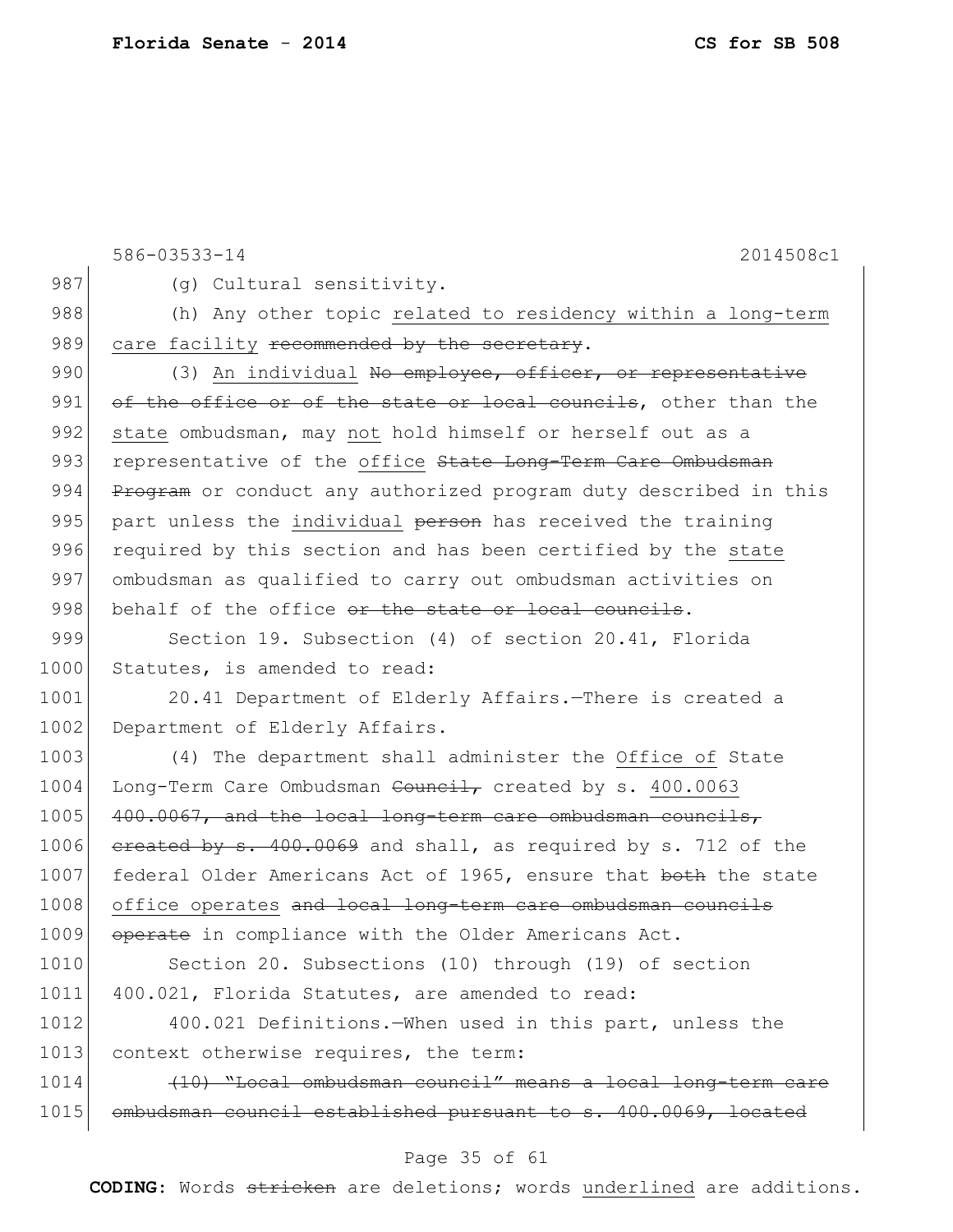586-03533-14 2014508c1

987 (g) Cultural sensitivity.

988 (h) Any other topic <u>related to residency within a long-term</u>
989 <u>care facility</u> ~~recommended by the secretary~~.

990 (3) <u>An individual</u> ~~No employee, officer, or representative~~
991 ~~of the office or of the state or local councils~~, other than the
992 <u>state</u> ombudsman, may <u>not</u> hold himself or herself out as a
993 representative of the <u>office</u> ~~State Long-Term Care Ombudsman~~
994 ~~Program~~ or conduct any authorized program duty described in this
995 part unless the <u>individual</u> ~~person~~ has received the training
996 required by this section and has been certified by the <u>state</u>
997 ombudsman as qualified to carry out ombudsman activities on
998 behalf of the office ~~or the state or local councils~~.

999 Section 19. Subsection (4) of section 20.41, Florida
1000 Statutes, is amended to read:

1001 20.41 Department of Elderly Affairs.—There is created a
1002 Department of Elderly Affairs.

1003 (4) The department shall administer the <u>Office of</u> State
1004 Long-Term Care Ombudsman ~~Council,~~ created by s. <u>400.0063</u>
1005 ~~400.0067, and the local long-term care ombudsman councils,~~
1006 ~~created by s. 400.0069~~ and shall, as required by s. 712 of the
1007 federal Older Americans Act of 1965, ensure that ~~both~~ the state
1008 <u>office operates</u> ~~and local long-term care ombudsman councils~~
1009 ~~operate~~ in compliance with the Older Americans Act.

1010 Section 20. Subsections (10) through (19) of section
1011 400.021, Florida Statutes, are amended to read:

1012 400.021 Definitions.—When used in this part, unless the
1013 context otherwise requires, the term:

1014 ~~(10) "Local ombudsman council" means a local long-term care~~
1015 ~~ombudsman council established pursuant to s. 400.0069, located~~

**CODING:** Words ~~stricken~~ are deletions; words <u>underlined</u> are additions.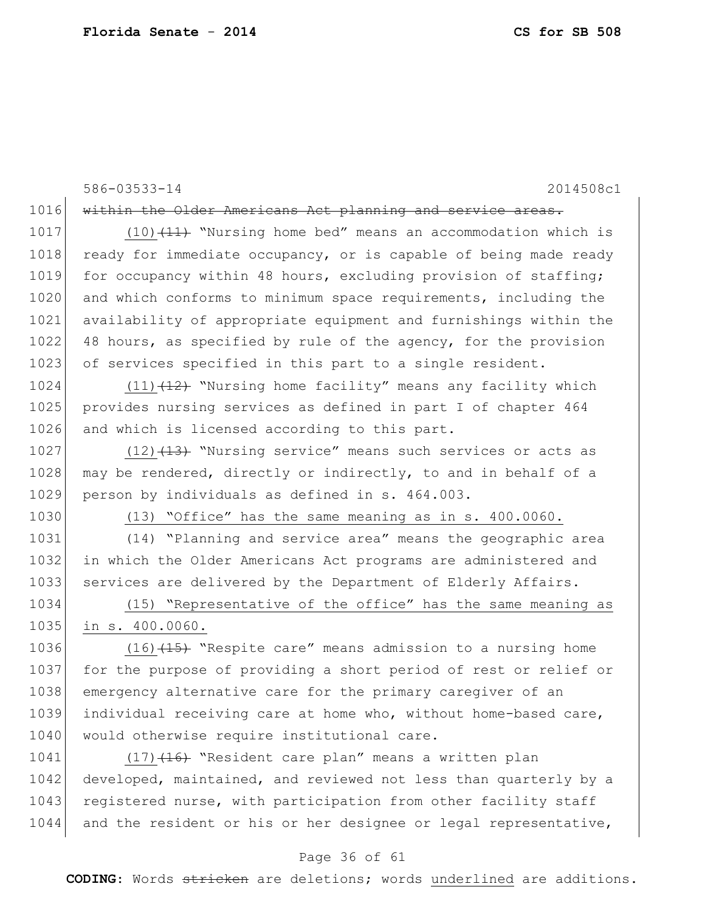~~within the Older Americans Act planning and service areas.~~

(10)~~(11)~~ "Nursing home bed" means an accommodation which is ready for immediate occupancy, or is capable of being made ready for occupancy within 48 hours, excluding provision of staffing; and which conforms to minimum space requirements, including the availability of appropriate equipment and furnishings within the 48 hours, as specified by rule of the agency, for the provision of services specified in this part to a single resident.

(11)~~(12)~~ "Nursing home facility" means any facility which provides nursing services as defined in part I of chapter 464 and which is licensed according to this part.

(12)~~(13)~~ "Nursing service" means such services or acts as may be rendered, directly or indirectly, to and in behalf of a person by individuals as defined in s. 464.003.

<u>(13) "Office" has the same meaning as in s. 400.0060.</u>

(14) "Planning and service area" means the geographic area in which the Older Americans Act programs are administered and services are delivered by the Department of Elderly Affairs.

<u>(15) "Representative of the office" has the same meaning as in s. 400.0060.</u>

(16)~~(15)~~ "Respite care" means admission to a nursing home for the purpose of providing a short period of rest or relief or emergency alternative care for the primary caregiver of an individual receiving care at home who, without home-based care, would otherwise require institutional care.

(17)~~(16)~~ "Resident care plan" means a written plan developed, maintained, and reviewed not less than quarterly by a registered nurse, with participation from other facility staff and the resident or his or her designee or legal representative,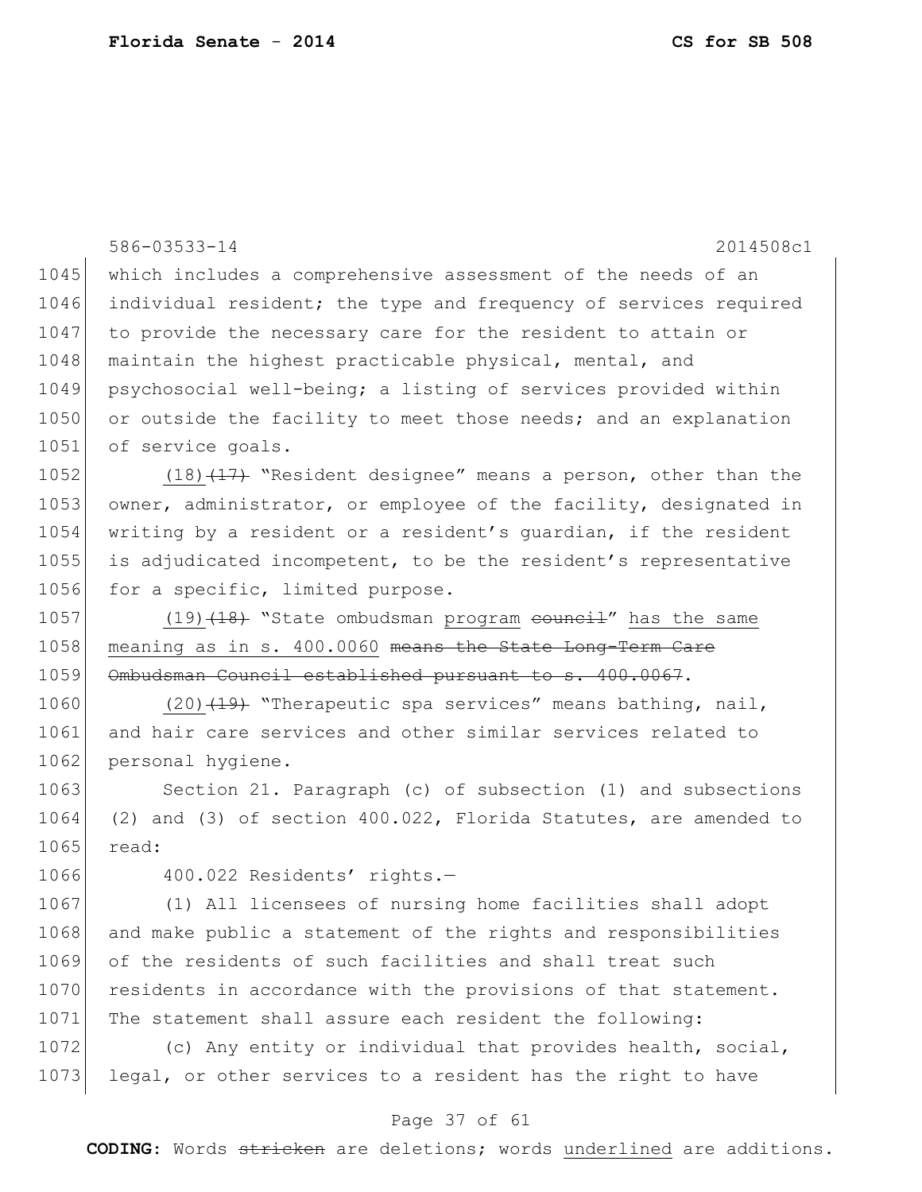586-03533-14 2014508c1

which includes a comprehensive assessment of the needs of an individual resident; the type and frequency of services required to provide the necessary care for the resident to attain or maintain the highest practicable physical, mental, and psychosocial well-being; a listing of services provided within or outside the facility to meet those needs; and an explanation of service goals.

(18) ~~(17)~~ "Resident designee" means a person, other than the owner, administrator, or employee of the facility, designated in writing by a resident or a resident's guardian, if the resident is adjudicated incompetent, to be the resident's representative for a specific, limited purpose.

(19) ~~(18)~~ "State ombudsman program ~~council~~" has the same meaning as in s. 400.0060 ~~means the State Long-Term Care Ombudsman Council established pursuant to s. 400.0067~~.

(20) ~~(19)~~ "Therapeutic spa services" means bathing, nail, and hair care services and other similar services related to personal hygiene.

Section 21. Paragraph (c) of subsection (1) and subsections (2) and (3) of section 400.022, Florida Statutes, are amended to read:

400.022 Residents' rights.—

(1) All licensees of nursing home facilities shall adopt and make public a statement of the rights and responsibilities of the residents of such facilities and shall treat such residents in accordance with the provisions of that statement. The statement shall assure each resident the following:

(c) Any entity or individual that provides health, social, legal, or other services to a resident has the right to have

**CODING:** Words ~~stricken~~ are deletions; words underlined are additions.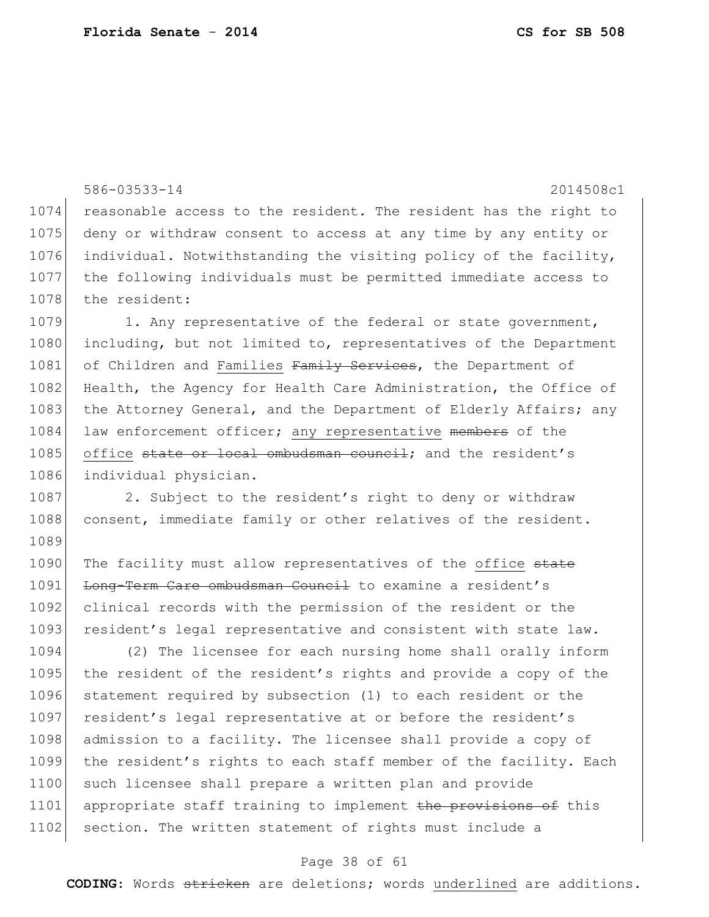586-03533-14 2014508c1

1074 reasonable access to the resident. The resident has the right to
1075 deny or withdraw consent to access at any time by any entity or
1076 individual. Notwithstanding the visiting policy of the facility,
1077 the following individuals must be permitted immediate access to
1078 the resident:

1079 1. Any representative of the federal or state government,
1080 including, but not limited to, representatives of the Department
1081 of Children and <u>Families</u> ~~Family Services~~, the Department of
1082 Health, the Agency for Health Care Administration, the Office of
1083 the Attorney General, and the Department of Elderly Affairs; any
1084 law enforcement officer; <u>any representative</u> ~~members~~ of the
1085 <u>office</u> ~~state or local ombudsman council~~; and the resident's
1086 individual physician.

1087 2. Subject to the resident's right to deny or withdraw
1088 consent, immediate family or other relatives of the resident.

1089

1090 The facility must allow representatives of the <u>office</u> ~~state~~
1091 ~~Long-Term Care ombudsman Council~~ to examine a resident's
1092 clinical records with the permission of the resident or the
1093 resident's legal representative and consistent with state law.

1094 (2) The licensee for each nursing home shall orally inform
1095 the resident of the resident's rights and provide a copy of the
1096 statement required by subsection (1) to each resident or the
1097 resident's legal representative at or before the resident's
1098 admission to a facility. The licensee shall provide a copy of
1099 the resident's rights to each staff member of the facility. Each
1100 such licensee shall prepare a written plan and provide
1101 appropriate staff training to implement ~~the provisions of~~ this
1102 section. The written statement of rights must include a

**CODING:** Words ~~stricken~~ are deletions; words <u>underlined</u> are additions.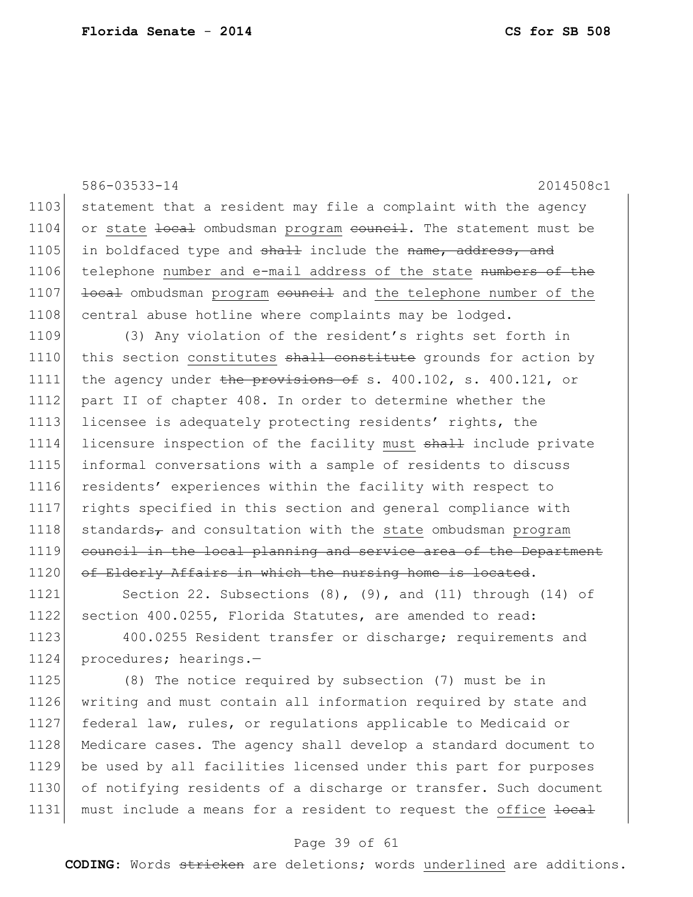586-03533-14 2014508c1

1103 statement that a resident may file a complaint with the agency
1104 or <u>state</u> ~~local~~ ombudsman <u>program</u> ~~council~~. The statement must be
1105 in boldfaced type and ~~shall~~ include the ~~name, address, and~~
1106 telephone <u>number and e-mail address of the state</u> ~~numbers of the~~
1107 ~~local~~ ombudsman <u>program</u> ~~council~~ and <u>the telephone number of the</u>
1108 <u>central abuse hotline</u> where complaints may be lodged.

1109 (3) Any violation of the resident's rights set forth in
1110 this section <u>constitutes</u> ~~shall constitute~~ grounds for action by
1111 the agency under ~~the provisions of~~ s. 400.102, s. 400.121, or
1112 part II of chapter 408. In order to determine whether the
1113 licensee is adequately protecting residents' rights, the
1114 licensure inspection of the facility <u>must</u> ~~shall~~ include private
1115 informal conversations with a sample of residents to discuss
1116 residents' experiences within the facility with respect to
1117 rights specified in this section and general compliance with
1118 standards~~,~~ and consultation with the <u>state</u> ombudsman <u>program</u>
1119 ~~council in the local planning and service area of the Department~~
1120 ~~of Elderly Affairs in which the nursing home is located~~.

1121 Section 22. Subsections (8), (9), and (11) through (14) of
1122 section 400.0255, Florida Statutes, are amended to read:

1123 400.0255 Resident transfer or discharge; requirements and
1124 procedures; hearings.—

1125 (8) The notice required by subsection (7) must be in
1126 writing and must contain all information required by state and
1127 federal law, rules, or regulations applicable to Medicaid or
1128 Medicare cases. The agency shall develop a standard document to
1129 be used by all facilities licensed under this part for purposes
1130 of notifying residents of a discharge or transfer. Such document
1131 must include a means for a resident to request the <u>office</u> ~~local~~

**CODING:** Words ~~stricken~~ are deletions; words <u>underlined</u> are additions.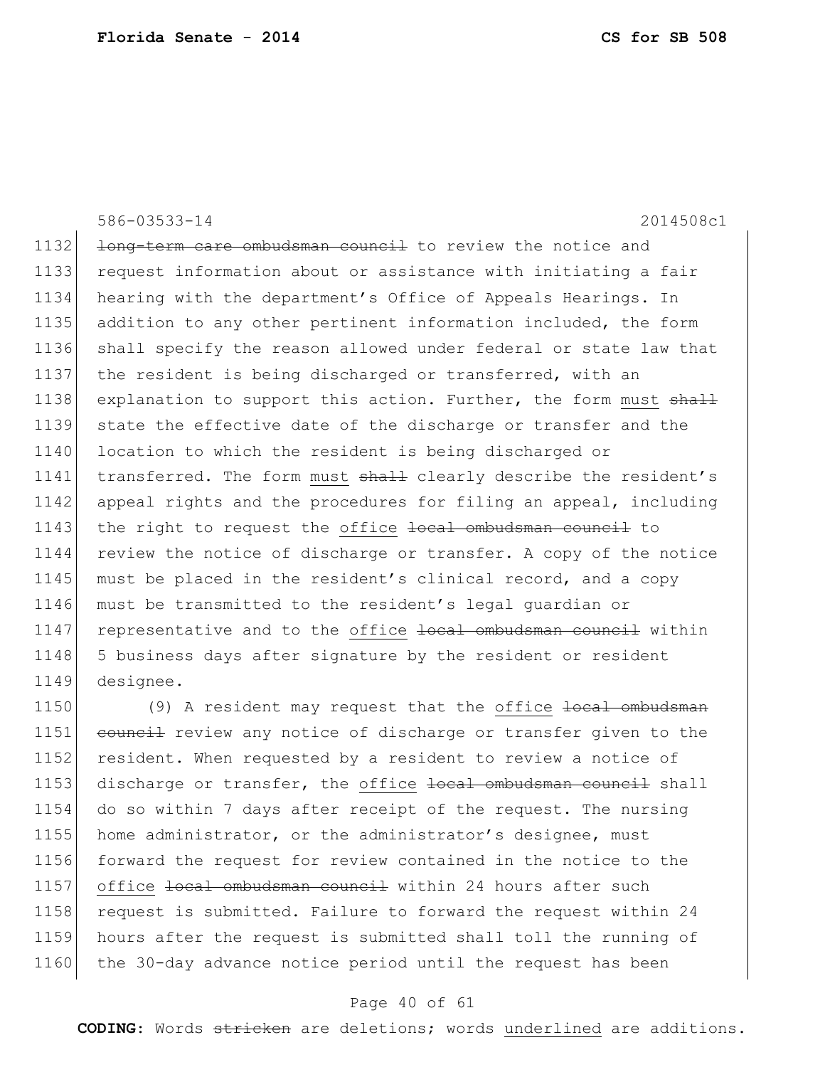586-03533-14 2014508c1

1132 ~~long-term care ombudsman council~~ to review the notice and
1133 request information about or assistance with initiating a fair
1134 hearing with the department's Office of Appeals Hearings. In
1135 addition to any other pertinent information included, the form
1136 shall specify the reason allowed under federal or state law that
1137 the resident is being discharged or transferred, with an
1138 explanation to support this action. Further, the form <u>must</u> ~~shall~~
1139 state the effective date of the discharge or transfer and the
1140 location to which the resident is being discharged or
1141 transferred. The form <u>must</u> ~~shall~~ clearly describe the resident's
1142 appeal rights and the procedures for filing an appeal, including
1143 the right to request the <u>office</u> ~~local ombudsman council~~ to
1144 review the notice of discharge or transfer. A copy of the notice
1145 must be placed in the resident's clinical record, and a copy
1146 must be transmitted to the resident's legal guardian or
1147 representative and to the <u>office</u> ~~local ombudsman council~~ within
1148 5 business days after signature by the resident or resident
1149 designee.

1150 (9) A resident may request that the <u>office</u> ~~local ombudsman~~
1151 ~~council~~ review any notice of discharge or transfer given to the
1152 resident. When requested by a resident to review a notice of
1153 discharge or transfer, the <u>office</u> ~~local ombudsman council~~ shall
1154 do so within 7 days after receipt of the request. The nursing
1155 home administrator, or the administrator's designee, must
1156 forward the request for review contained in the notice to the
1157 <u>office</u> ~~local ombudsman council~~ within 24 hours after such
1158 request is submitted. Failure to forward the request within 24
1159 hours after the request is submitted shall toll the running of
1160 the 30-day advance notice period until the request has been

**CODING:** Words ~~stricken~~ are deletions; words <u>underlined</u> are additions.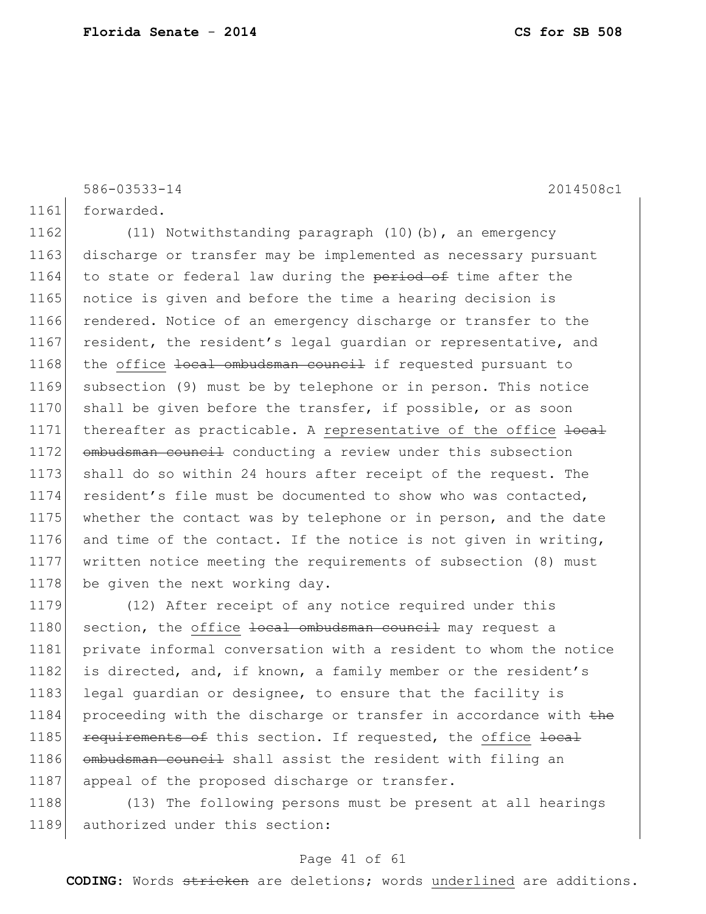586-03533-14 2014508c1

forwarded.

(11) Notwithstanding paragraph (10)(b), an emergency discharge or transfer may be implemented as necessary pursuant to state or federal law during the ~~period of~~ time after the notice is given and before the time a hearing decision is rendered. Notice of an emergency discharge or transfer to the resident, the resident's legal guardian or representative, and the <u>office</u> ~~local ombudsman council~~ if requested pursuant to subsection (9) must be by telephone or in person. This notice shall be given before the transfer, if possible, or as soon thereafter as practicable. A <u>representative of the office</u> ~~local ombudsman council~~ conducting a review under this subsection shall do so within 24 hours after receipt of the request. The resident's file must be documented to show who was contacted, whether the contact was by telephone or in person, and the date and time of the contact. If the notice is not given in writing, written notice meeting the requirements of subsection (8) must be given the next working day.

(12) After receipt of any notice required under this section, the <u>office</u> ~~local ombudsman council~~ may request a private informal conversation with a resident to whom the notice is directed, and, if known, a family member or the resident's legal guardian or designee, to ensure that the facility is proceeding with the discharge or transfer in accordance with ~~the requirements of~~ this section. If requested, the <u>office</u> ~~local ombudsman council~~ shall assist the resident with filing an appeal of the proposed discharge or transfer.

(13) The following persons must be present at all hearings authorized under this section:

**CODING:** Words ~~stricken~~ are deletions; words <u>underlined</u> are additions.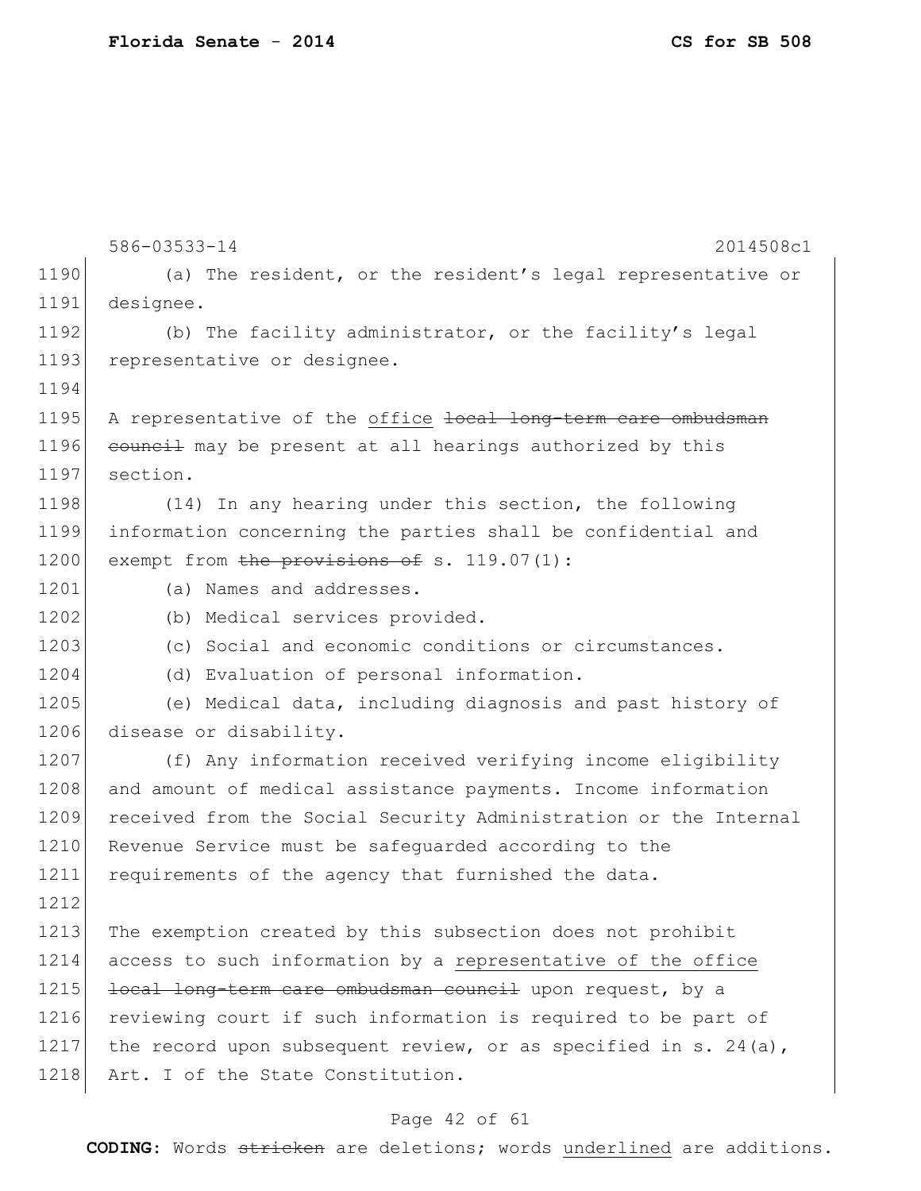(a) The resident, or the resident's legal representative or designee.

(b) The facility administrator, or the facility's legal representative or designee.

A representative of the <u>office</u> ~~local long-term care ombudsman council~~ may be present at all hearings authorized by this section.

(14) In any hearing under this section, the following information concerning the parties shall be confidential and exempt from ~~the provisions of~~ s. 119.07(1):

(a) Names and addresses.

(b) Medical services provided.

(c) Social and economic conditions or circumstances.

(d) Evaluation of personal information.

(e) Medical data, including diagnosis and past history of disease or disability.

(f) Any information received verifying income eligibility and amount of medical assistance payments. Income information received from the Social Security Administration or the Internal Revenue Service must be safeguarded according to the requirements of the agency that furnished the data.

The exemption created by this subsection does not prohibit access to such information by a <u>representative of the office</u> ~~local long-term care ombudsman council~~ upon request, by a reviewing court if such information is required to be part of the record upon subsequent review, or as specified in s. 24(a), Art. I of the State Constitution.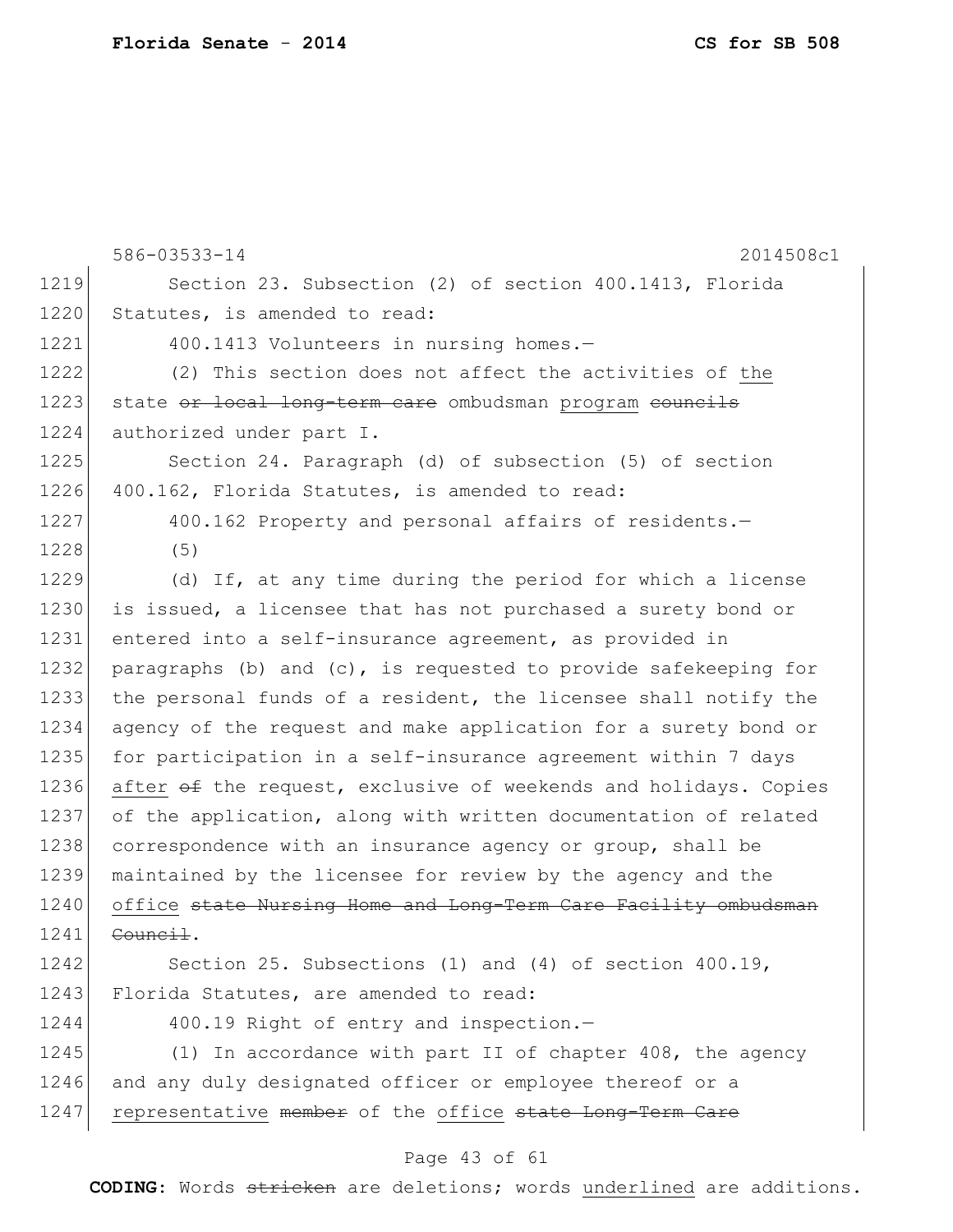586-03533-14 2014508c1

1219 Section 23. Subsection (2) of section 400.1413, Florida
1220 Statutes, is amended to read:
1221 400.1413 Volunteers in nursing homes.—
1222 (2) This section does not affect the activities of <u>the</u>
1223 state ~~or local long-term care~~ ombudsman <u>program</u> ~~councils~~
1224 authorized under part I.
1225 Section 24. Paragraph (d) of subsection (5) of section
1226 400.162, Florida Statutes, is amended to read:
1227 400.162 Property and personal affairs of residents.—
1228 (5)
1229 (d) If, at any time during the period for which a license
1230 is issued, a licensee that has not purchased a surety bond or
1231 entered into a self-insurance agreement, as provided in
1232 paragraphs (b) and (c), is requested to provide safekeeping for
1233 the personal funds of a resident, the licensee shall notify the
1234 agency of the request and make application for a surety bond or
1235 for participation in a self-insurance agreement within 7 days
1236 <u>after</u> ~~of~~ the request, exclusive of weekends and holidays. Copies
1237 of the application, along with written documentation of related
1238 correspondence with an insurance agency or group, shall be
1239 maintained by the licensee for review by the agency and the
1240 <u>office</u> ~~state Nursing Home and Long-Term Care Facility ombudsman~~
1241 ~~Council~~.
1242 Section 25. Subsections (1) and (4) of section 400.19,
1243 Florida Statutes, are amended to read:
1244 400.19 Right of entry and inspection.—
1245 (1) In accordance with part II of chapter 408, the agency
1246 and any duly designated officer or employee thereof or a
1247 <u>representative</u> ~~member~~ of the <u>office</u> ~~state Long-Term Care~~

**CODING:** Words ~~stricken~~ are deletions; words <u>underlined</u> are additions.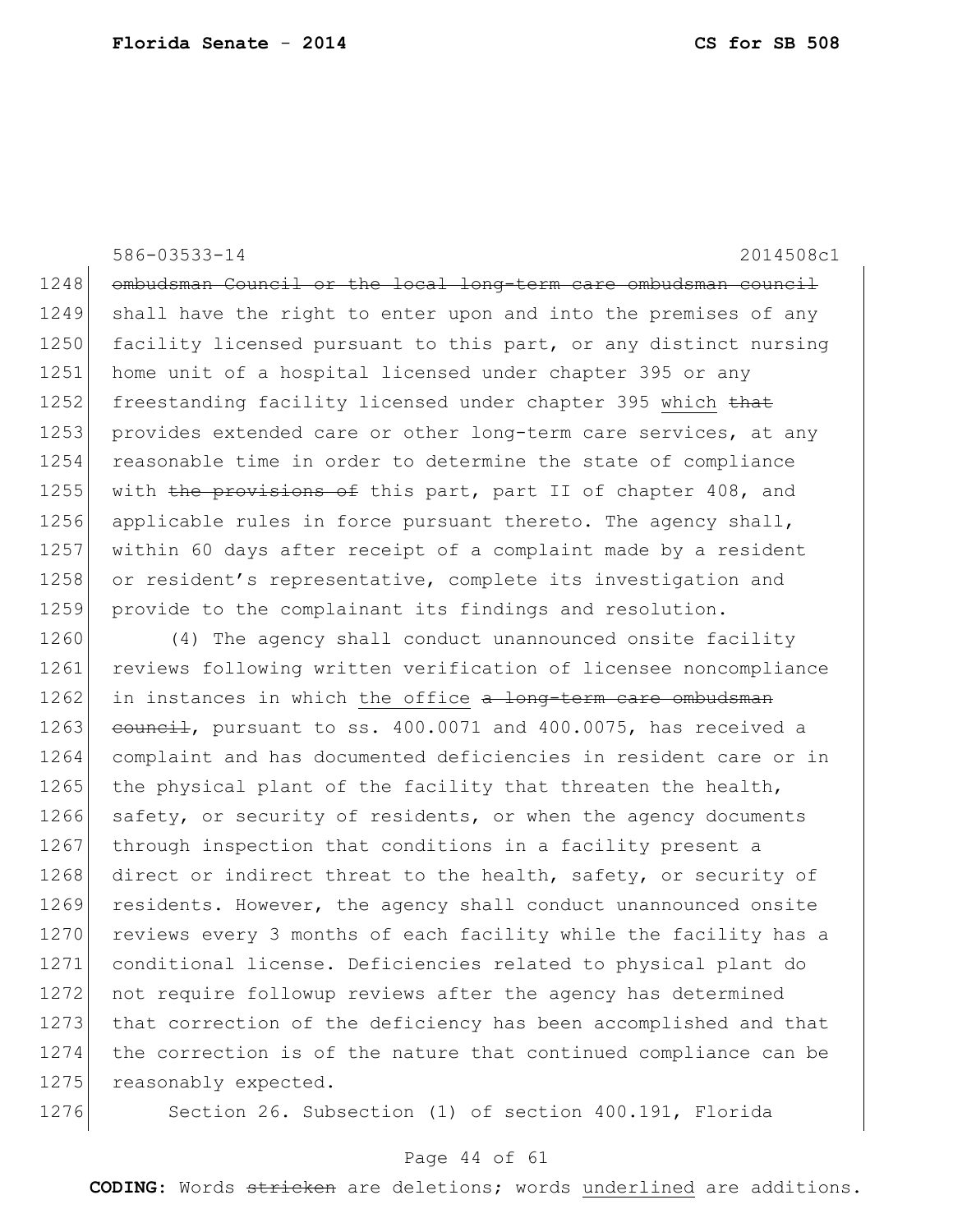586-03533-14 2014508c1

1248 ~~ombudsman Council or the local long-term care ombudsman council~~
1249 shall have the right to enter upon and into the premises of any
1250 facility licensed pursuant to this part, or any distinct nursing
1251 home unit of a hospital licensed under chapter 395 or any
1252 freestanding facility licensed under chapter 395 <u>which</u> ~~that~~
1253 provides extended care or other long-term care services, at any
1254 reasonable time in order to determine the state of compliance
1255 with ~~the provisions of~~ this part, part II of chapter 408, and
1256 applicable rules in force pursuant thereto. The agency shall,
1257 within 60 days after receipt of a complaint made by a resident
1258 or resident's representative, complete its investigation and
1259 provide to the complainant its findings and resolution.

1260 (4) The agency shall conduct unannounced onsite facility
1261 reviews following written verification of licensee noncompliance
1262 in instances in which <u>the office</u> ~~a long-term care ombudsman~~
1263 ~~council~~, pursuant to ss. 400.0071 and 400.0075, has received a
1264 complaint and has documented deficiencies in resident care or in
1265 the physical plant of the facility that threaten the health,
1266 safety, or security of residents, or when the agency documents
1267 through inspection that conditions in a facility present a
1268 direct or indirect threat to the health, safety, or security of
1269 residents. However, the agency shall conduct unannounced onsite
1270 reviews every 3 months of each facility while the facility has a
1271 conditional license. Deficiencies related to physical plant do
1272 not require followup reviews after the agency has determined
1273 that correction of the deficiency has been accomplished and that
1274 the correction is of the nature that continued compliance can be
1275 reasonably expected.

1276 Section 26. Subsection (1) of section 400.191, Florida

**CODING:** Words ~~stricken~~ are deletions; words <u>underlined</u> are additions.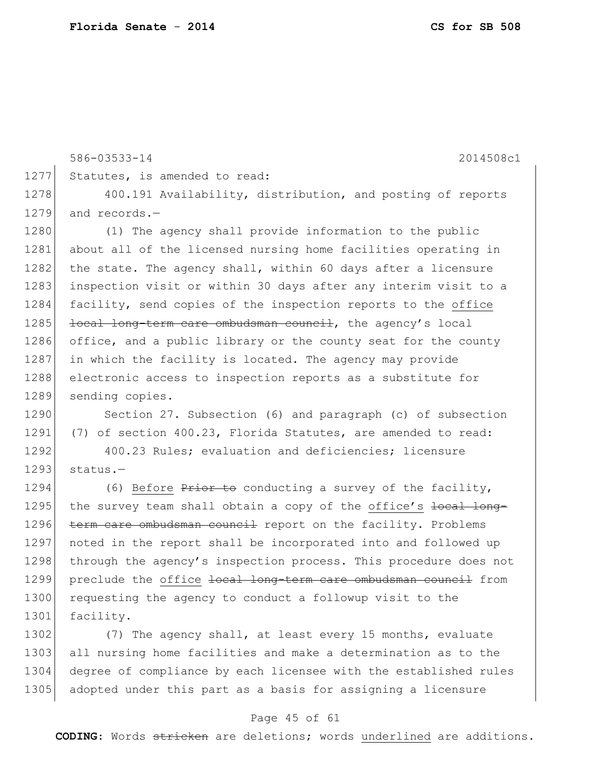Statutes, is amended to read:

400.191 Availability, distribution, and posting of reports and records.—

(1) The agency shall provide information to the public about all of the licensed nursing home facilities operating in the state. The agency shall, within 60 days after a licensure inspection visit or within 30 days after any interim visit to a facility, send copies of the inspection reports to the <u>office</u> ~~local long-term care ombudsman council~~, the agency's local office, and a public library or the county seat for the county in which the facility is located. The agency may provide electronic access to inspection reports as a substitute for sending copies.

Section 27. Subsection (6) and paragraph (c) of subsection (7) of section 400.23, Florida Statutes, are amended to read:

400.23 Rules; evaluation and deficiencies; licensure status.—

(6) <u>Before</u> ~~Prior to~~ conducting a survey of the facility, the survey team shall obtain a copy of the <u>office's</u> ~~local long-term care ombudsman council~~ report on the facility. Problems noted in the report shall be incorporated into and followed up through the agency's inspection process. This procedure does not preclude the <u>office</u> ~~local long-term care ombudsman council~~ from requesting the agency to conduct a followup visit to the facility.

(7) The agency shall, at least every 15 months, evaluate all nursing home facilities and make a determination as to the degree of compliance by each licensee with the established rules adopted under this part as a basis for assigning a licensure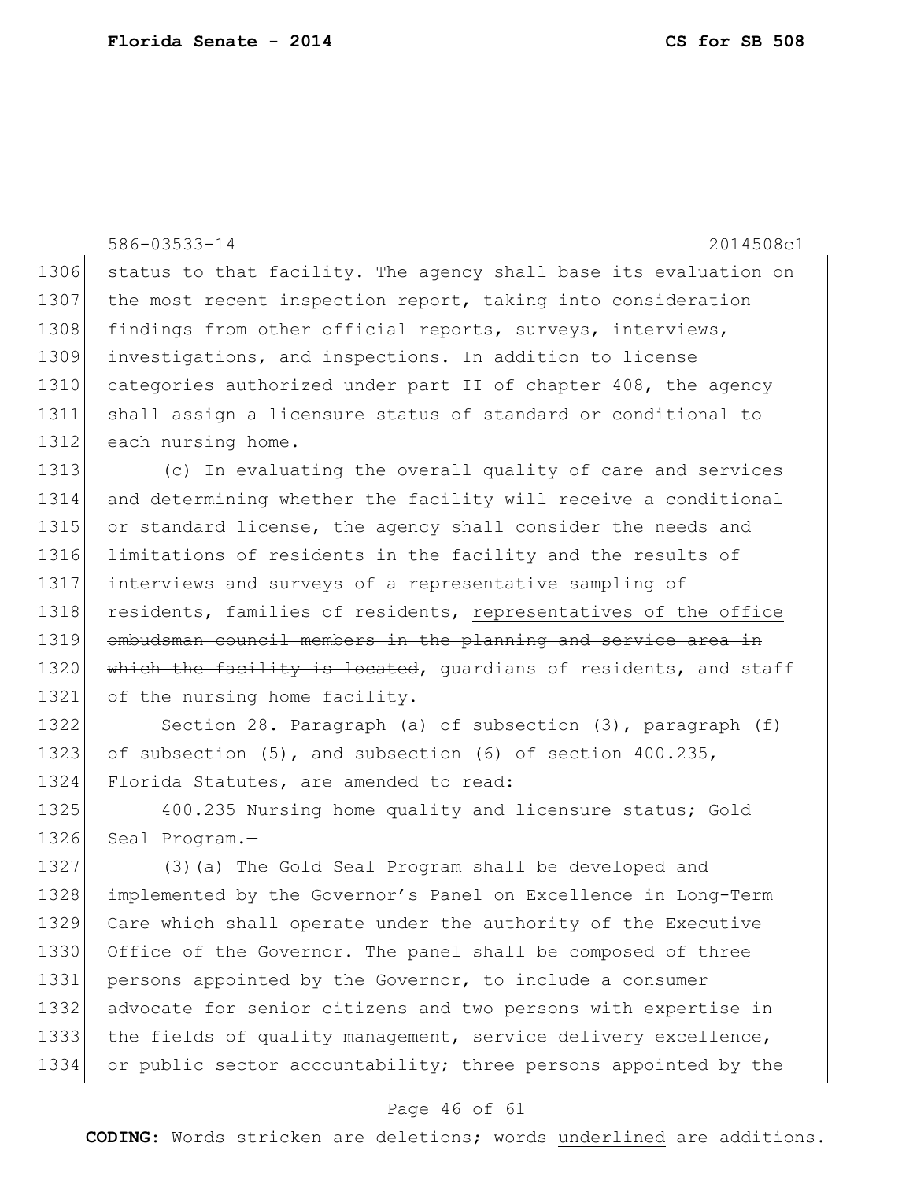status to that facility. The agency shall base its evaluation on the most recent inspection report, taking into consideration findings from other official reports, surveys, interviews, investigations, and inspections. In addition to license categories authorized under part II of chapter 408, the agency shall assign a licensure status of standard or conditional to each nursing home.

(c) In evaluating the overall quality of care and services and determining whether the facility will receive a conditional or standard license, the agency shall consider the needs and limitations of residents in the facility and the results of interviews and surveys of a representative sampling of residents, families of residents, <u>representatives of the office</u> ~~ombudsman council members in the planning and service area in which the facility is located~~, guardians of residents, and staff of the nursing home facility.

Section 28. Paragraph (a) of subsection (3), paragraph (f) of subsection (5), and subsection (6) of section 400.235, Florida Statutes, are amended to read:

400.235 Nursing home quality and licensure status; Gold Seal Program.—

(3)(a) The Gold Seal Program shall be developed and implemented by the Governor's Panel on Excellence in Long-Term Care which shall operate under the authority of the Executive Office of the Governor. The panel shall be composed of three persons appointed by the Governor, to include a consumer advocate for senior citizens and two persons with expertise in the fields of quality management, service delivery excellence, or public sector accountability; three persons appointed by the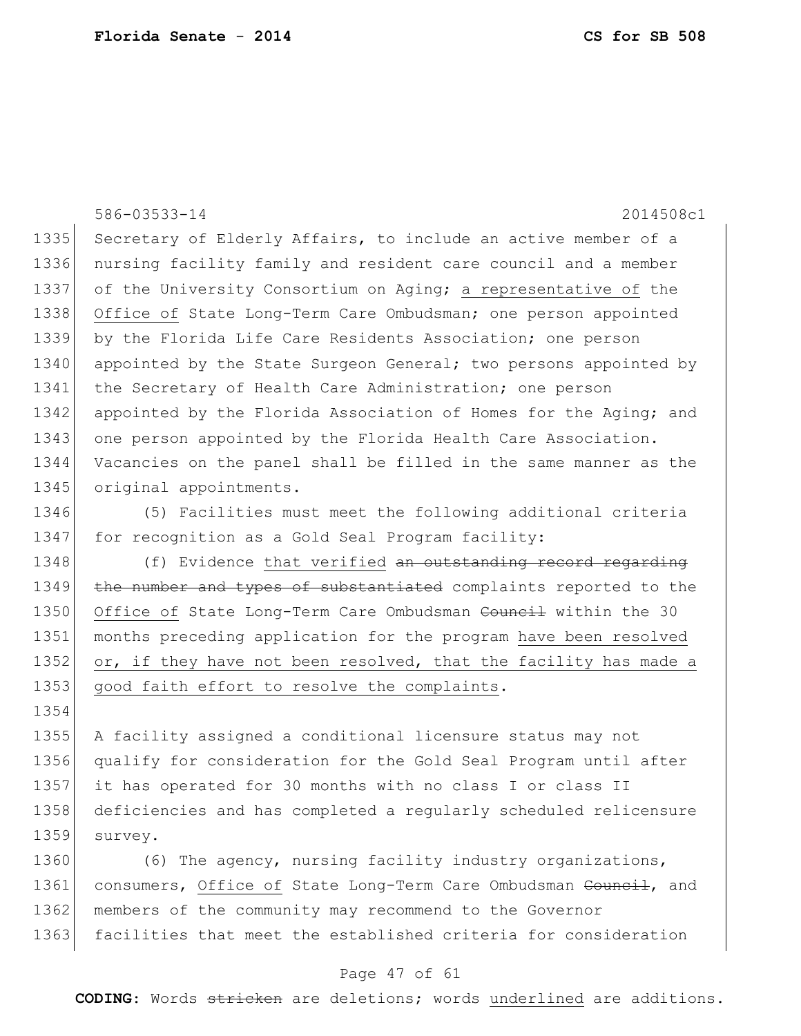586-03533-14 2014508c1

1335 Secretary of Elderly Affairs, to include an active member of a
1336 nursing facility family and resident care council and a member
1337 of the University Consortium on Aging; <u>a representative of</u> the
1338 <u>Office of</u> State Long-Term Care Ombudsman; one person appointed
1339 by the Florida Life Care Residents Association; one person
1340 appointed by the State Surgeon General; two persons appointed by
1341 the Secretary of Health Care Administration; one person
1342 appointed by the Florida Association of Homes for the Aging; and
1343 one person appointed by the Florida Health Care Association.
1344 Vacancies on the panel shall be filled in the same manner as the
1345 original appointments.

1346 (5) Facilities must meet the following additional criteria
1347 for recognition as a Gold Seal Program facility:

1348 (f) Evidence <u>that verified</u> ~~an outstanding record regarding~~
1349 ~~the number and types of substantiated~~ complaints reported to the
1350 <u>Office of</u> State Long-Term Care Ombudsman ~~Council~~ within the 30
1351 months preceding application for the program <u>have been resolved</u>
1352 <u>or, if they have not been resolved, that the facility has made a</u>
1353 <u>good faith effort to resolve the complaints</u>.

1354

1355 A facility assigned a conditional licensure status may not
1356 qualify for consideration for the Gold Seal Program until after
1357 it has operated for 30 months with no class I or class II
1358 deficiencies and has completed a regularly scheduled relicensure
1359 survey.

1360 (6) The agency, nursing facility industry organizations,
1361 consumers, <u>Office of</u> State Long-Term Care Ombudsman ~~Council~~, and
1362 members of the community may recommend to the Governor
1363 facilities that meet the established criteria for consideration

**CODING:** Words ~~stricken~~ are deletions; words <u>underlined</u> are additions.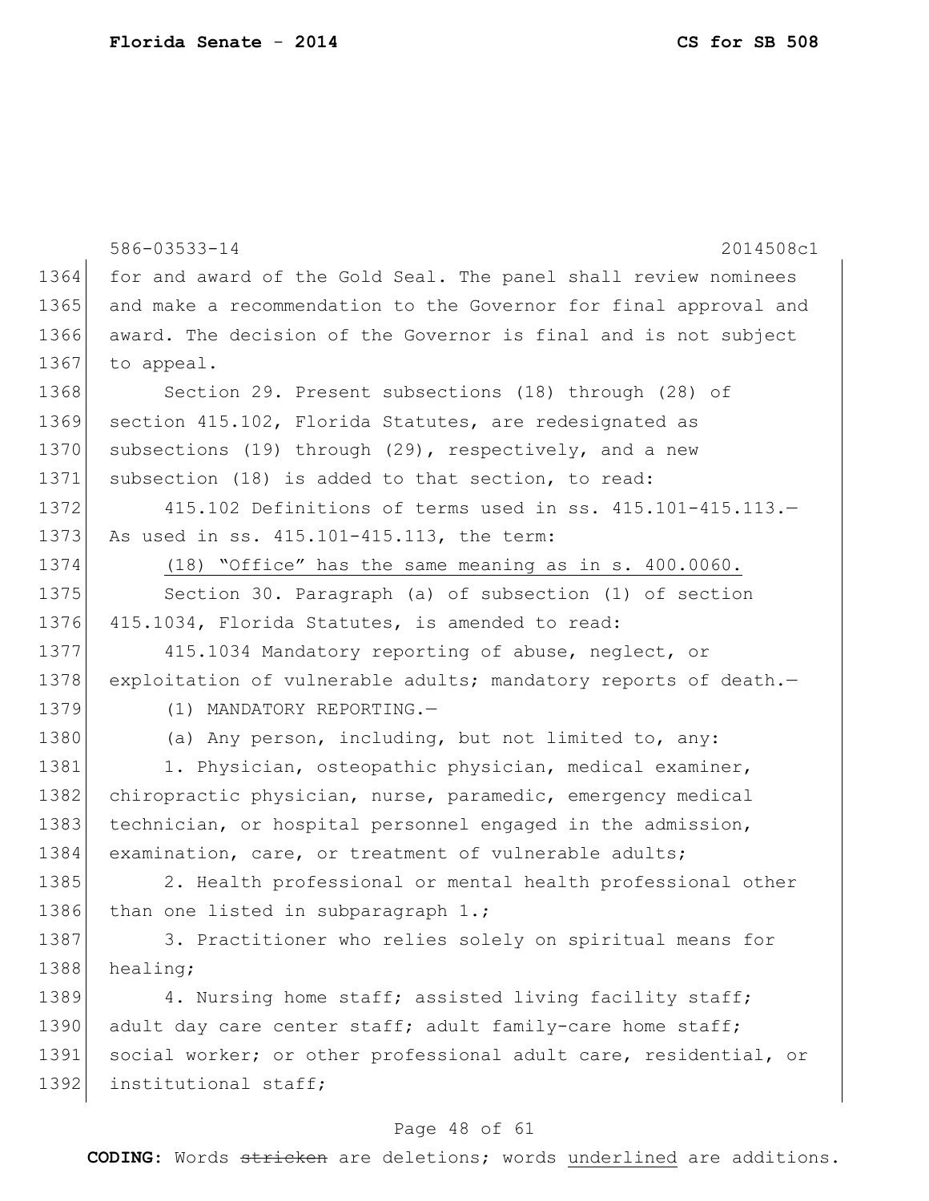586-03533-14 2014508c1

for and award of the Gold Seal. The panel shall review nominees and make a recommendation to the Governor for final approval and award. The decision of the Governor is final and is not subject to appeal.

Section 29. Present subsections (18) through (28) of section 415.102, Florida Statutes, are redesignated as subsections (19) through (29), respectively, and a new subsection (18) is added to that section, to read:

415.102 Definitions of terms used in ss. 415.101-415.113.—As used in ss. 415.101-415.113, the term:

<u>(18) "Office" has the same meaning as in s. 400.0060.</u>

Section 30. Paragraph (a) of subsection (1) of section 415.1034, Florida Statutes, is amended to read:

415.1034 Mandatory reporting of abuse, neglect, or exploitation of vulnerable adults; mandatory reports of death.—

(1) MANDATORY REPORTING.—

(a) Any person, including, but not limited to, any:

1. Physician, osteopathic physician, medical examiner, chiropractic physician, nurse, paramedic, emergency medical technician, or hospital personnel engaged in the admission, examination, care, or treatment of vulnerable adults;

2. Health professional or mental health professional other than one listed in subparagraph 1.;

3. Practitioner who relies solely on spiritual means for healing;

4. Nursing home staff; assisted living facility staff; adult day care center staff; adult family-care home staff; social worker; or other professional adult care, residential, or institutional staff;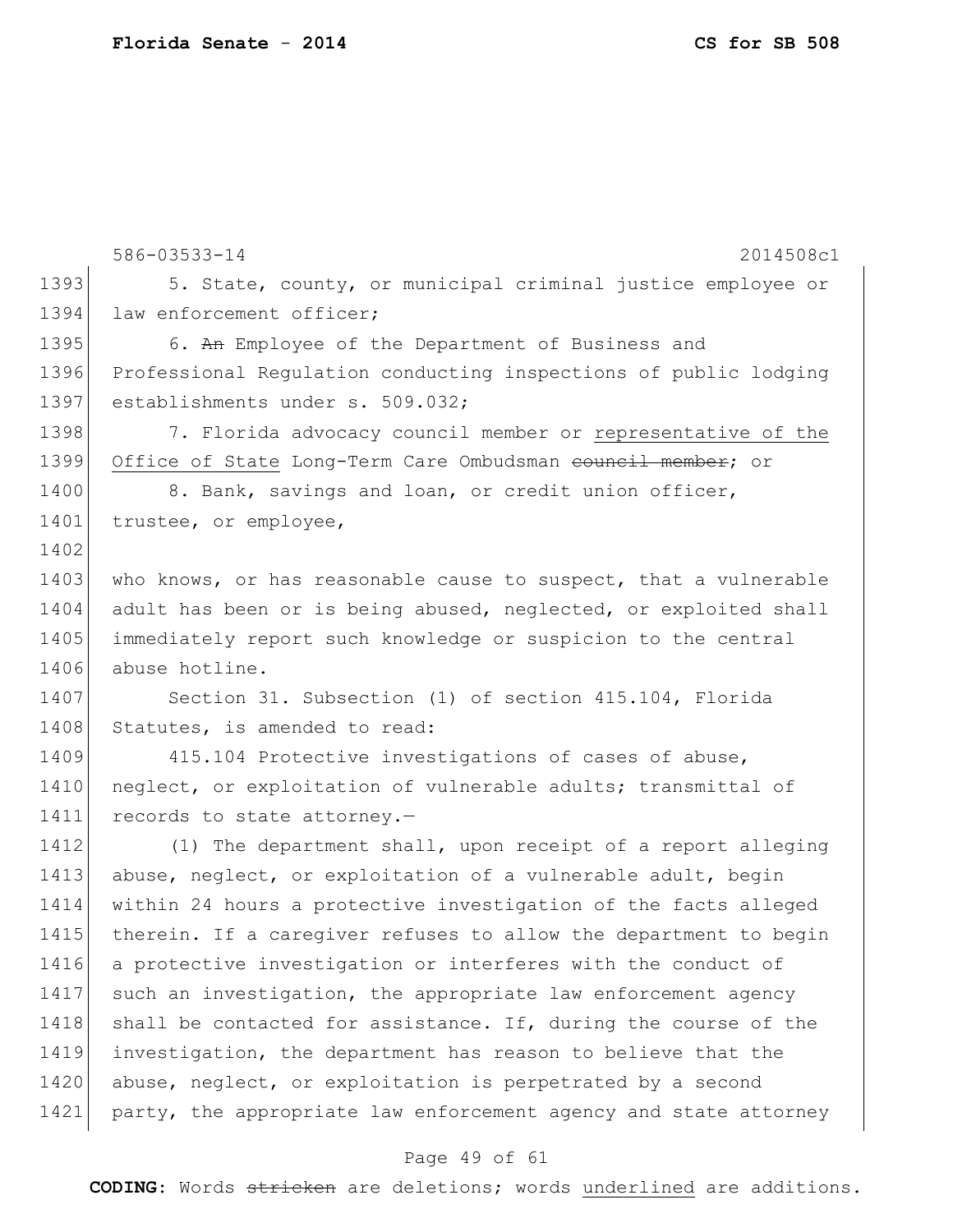586-03533-14 2014508c1

1393 5. State, county, or municipal criminal justice employee or
1394 law enforcement officer;

1395 6. ~~An~~ Employee of the Department of Business and
1396 Professional Regulation conducting inspections of public lodging
1397 establishments under s. 509.032;

1398 7. Florida advocacy council member or <u>representative of the</u>
1399 <u>Office of State</u> Long-Term Care Ombudsman ~~council member~~; or

1400 8. Bank, savings and loan, or credit union officer,
1401 trustee, or employee,

1402

1403 who knows, or has reasonable cause to suspect, that a vulnerable
1404 adult has been or is being abused, neglected, or exploited shall
1405 immediately report such knowledge or suspicion to the central
1406 abuse hotline.

1407 Section 31. Subsection (1) of section 415.104, Florida
1408 Statutes, is amended to read:

1409 415.104 Protective investigations of cases of abuse,
1410 neglect, or exploitation of vulnerable adults; transmittal of
1411 records to state attorney.—

1412 (1) The department shall, upon receipt of a report alleging
1413 abuse, neglect, or exploitation of a vulnerable adult, begin
1414 within 24 hours a protective investigation of the facts alleged
1415 therein. If a caregiver refuses to allow the department to begin
1416 a protective investigation or interferes with the conduct of
1417 such an investigation, the appropriate law enforcement agency
1418 shall be contacted for assistance. If, during the course of the
1419 investigation, the department has reason to believe that the
1420 abuse, neglect, or exploitation is perpetrated by a second
1421 party, the appropriate law enforcement agency and state attorney

**CODING:** Words ~~stricken~~ are deletions; words <u>underlined</u> are additions.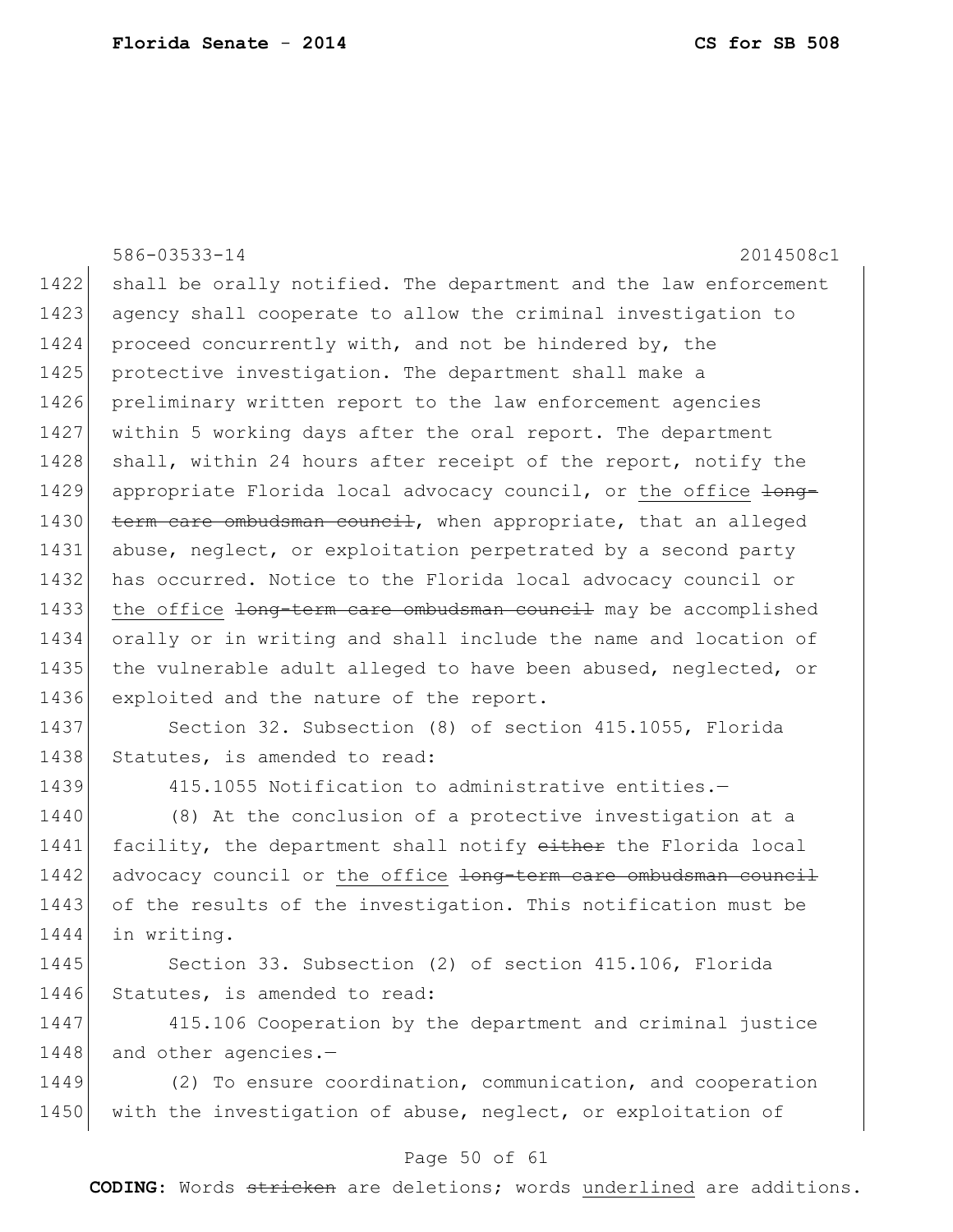shall be orally notified. The department and the law enforcement agency shall cooperate to allow the criminal investigation to proceed concurrently with, and not be hindered by, the protective investigation. The department shall make a preliminary written report to the law enforcement agencies within 5 working days after the oral report. The department shall, within 24 hours after receipt of the report, notify the appropriate Florida local advocacy council, or <u>the office</u> ~~long-term care ombudsman council~~, when appropriate, that an alleged abuse, neglect, or exploitation perpetrated by a second party has occurred. Notice to the Florida local advocacy council or <u>the office</u> ~~long-term care ombudsman council~~ may be accomplished orally or in writing and shall include the name and location of the vulnerable adult alleged to have been abused, neglected, or exploited and the nature of the report.

Section 32. Subsection (8) of section 415.1055, Florida Statutes, is amended to read:

415.1055 Notification to administrative entities.—

(8) At the conclusion of a protective investigation at a facility, the department shall notify ~~either~~ the Florida local advocacy council or <u>the office</u> ~~long-term care ombudsman council~~ of the results of the investigation. This notification must be in writing.

Section 33. Subsection (2) of section 415.106, Florida Statutes, is amended to read:

415.106 Cooperation by the department and criminal justice and other agencies.—

(2) To ensure coordination, communication, and cooperation with the investigation of abuse, neglect, or exploitation of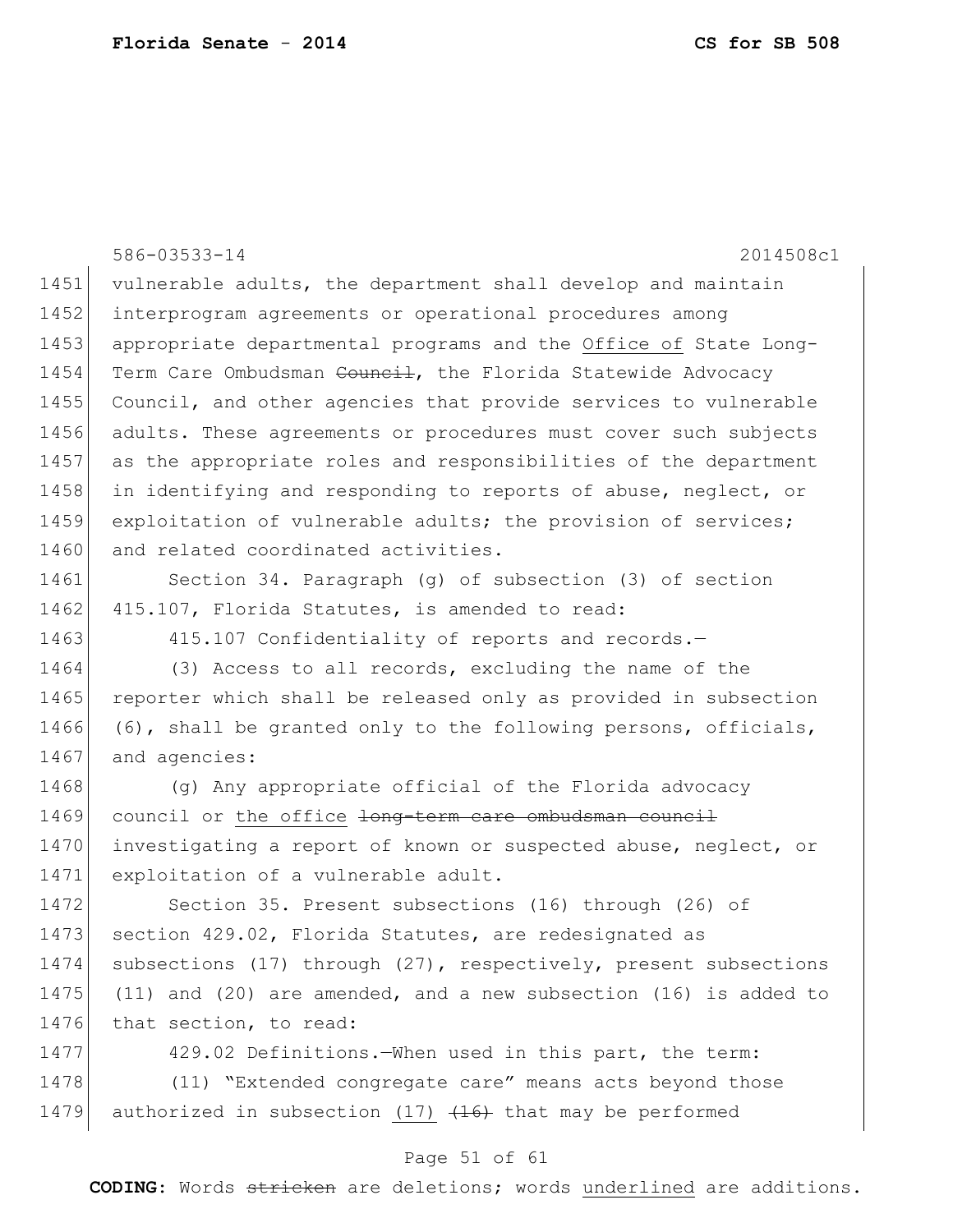vulnerable adults, the department shall develop and maintain interprogram agreements or operational procedures among appropriate departmental programs and the <u>Office of</u> State Long-Term Care Ombudsman ~~Council~~, the Florida Statewide Advocacy Council, and other agencies that provide services to vulnerable adults. These agreements or procedures must cover such subjects as the appropriate roles and responsibilities of the department in identifying and responding to reports of abuse, neglect, or exploitation of vulnerable adults; the provision of services; and related coordinated activities.

Section 34. Paragraph (g) of subsection (3) of section 415.107, Florida Statutes, is amended to read:

415.107 Confidentiality of reports and records.—

(3) Access to all records, excluding the name of the reporter which shall be released only as provided in subsection (6), shall be granted only to the following persons, officials, and agencies:

(g) Any appropriate official of the Florida advocacy council or <u>the office</u> ~~long-term care ombudsman council~~ investigating a report of known or suspected abuse, neglect, or exploitation of a vulnerable adult.

Section 35. Present subsections (16) through (26) of section 429.02, Florida Statutes, are redesignated as subsections (17) through (27), respectively, present subsections (11) and (20) are amended, and a new subsection (16) is added to that section, to read:

429.02 Definitions.—When used in this part, the term:

(11) "Extended congregate care" means acts beyond those authorized in subsection <u>(17)</u> ~~(16)~~ that may be performed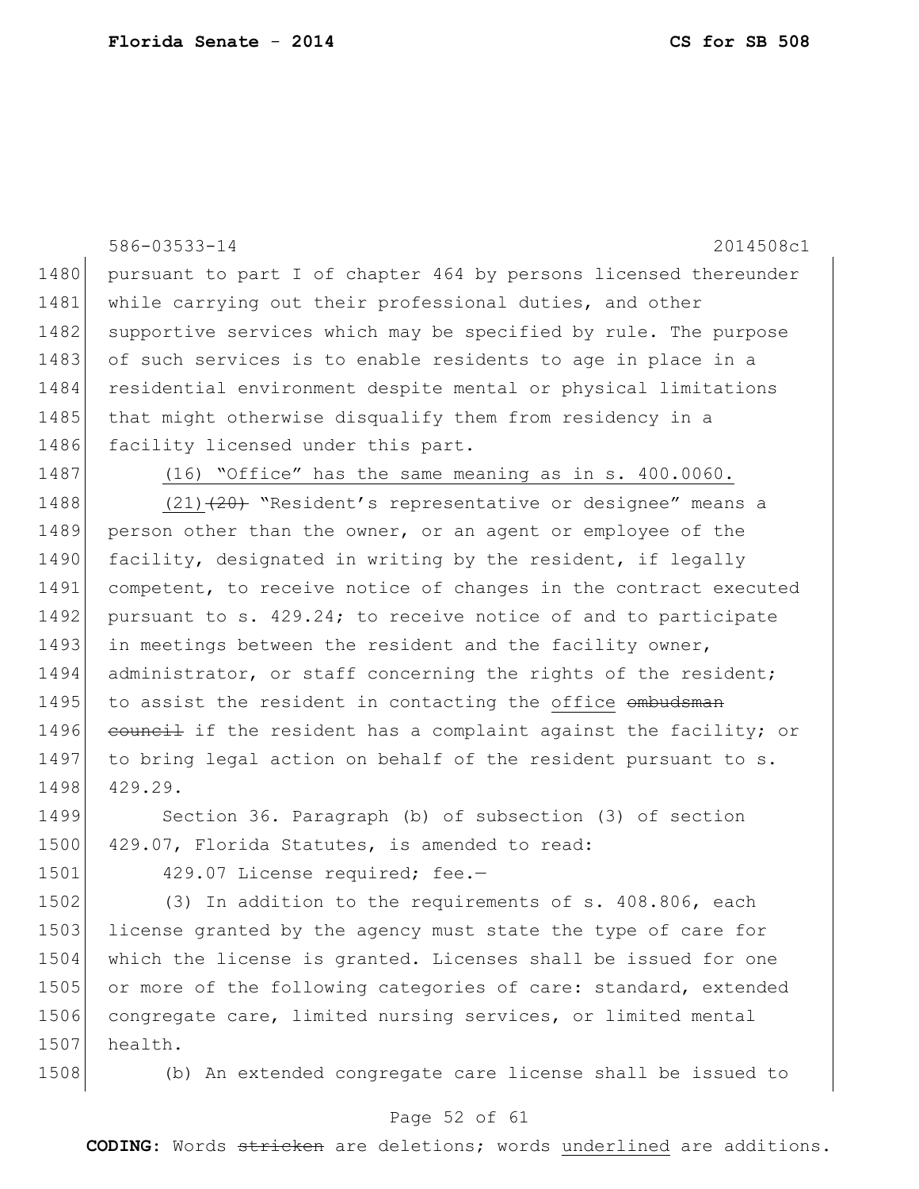pursuant to part I of chapter 464 by persons licensed thereunder while carrying out their professional duties, and other supportive services which may be specified by rule. The purpose of such services is to enable residents to age in place in a residential environment despite mental or physical limitations that might otherwise disqualify them from residency in a facility licensed under this part.

<u>(16) "Office" has the same meaning as in s. 400.0060.</u>

<u>(21)</u>~~(20)~~ "Resident's representative or designee" means a person other than the owner, or an agent or employee of the facility, designated in writing by the resident, if legally competent, to receive notice of changes in the contract executed pursuant to s. 429.24; to receive notice of and to participate in meetings between the resident and the facility owner, administrator, or staff concerning the rights of the resident; to assist the resident in contacting the <u>office</u> ~~ombudsman council~~ if the resident has a complaint against the facility; or to bring legal action on behalf of the resident pursuant to s. 429.29.

Section 36. Paragraph (b) of subsection (3) of section 429.07, Florida Statutes, is amended to read:

429.07 License required; fee.—

(3) In addition to the requirements of s. 408.806, each license granted by the agency must state the type of care for which the license is granted. Licenses shall be issued for one or more of the following categories of care: standard, extended congregate care, limited nursing services, or limited mental health.

(b) An extended congregate care license shall be issued to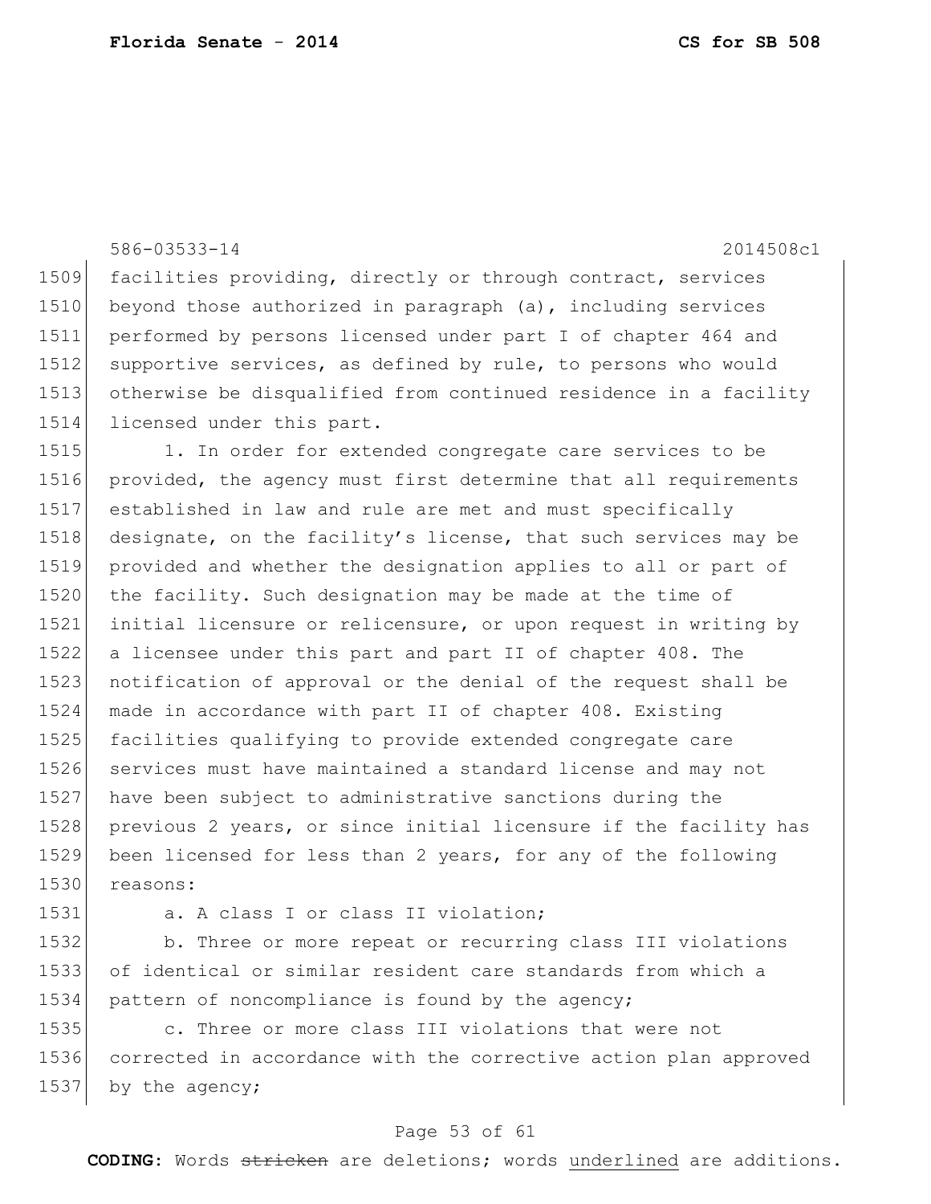facilities providing, directly or through contract, services beyond those authorized in paragraph (a), including services performed by persons licensed under part I of chapter 464 and supportive services, as defined by rule, to persons who would otherwise be disqualified from continued residence in a facility licensed under this part.

1. In order for extended congregate care services to be provided, the agency must first determine that all requirements established in law and rule are met and must specifically designate, on the facility's license, that such services may be provided and whether the designation applies to all or part of the facility. Such designation may be made at the time of initial licensure or relicensure, or upon request in writing by a licensee under this part and part II of chapter 408. The notification of approval or the denial of the request shall be made in accordance with part II of chapter 408. Existing facilities qualifying to provide extended congregate care services must have maintained a standard license and may not have been subject to administrative sanctions during the previous 2 years, or since initial licensure if the facility has been licensed for less than 2 years, for any of the following reasons:

a. A class I or class II violation;

b. Three or more repeat or recurring class III violations of identical or similar resident care standards from which a pattern of noncompliance is found by the agency;

c. Three or more class III violations that were not corrected in accordance with the corrective action plan approved by the agency;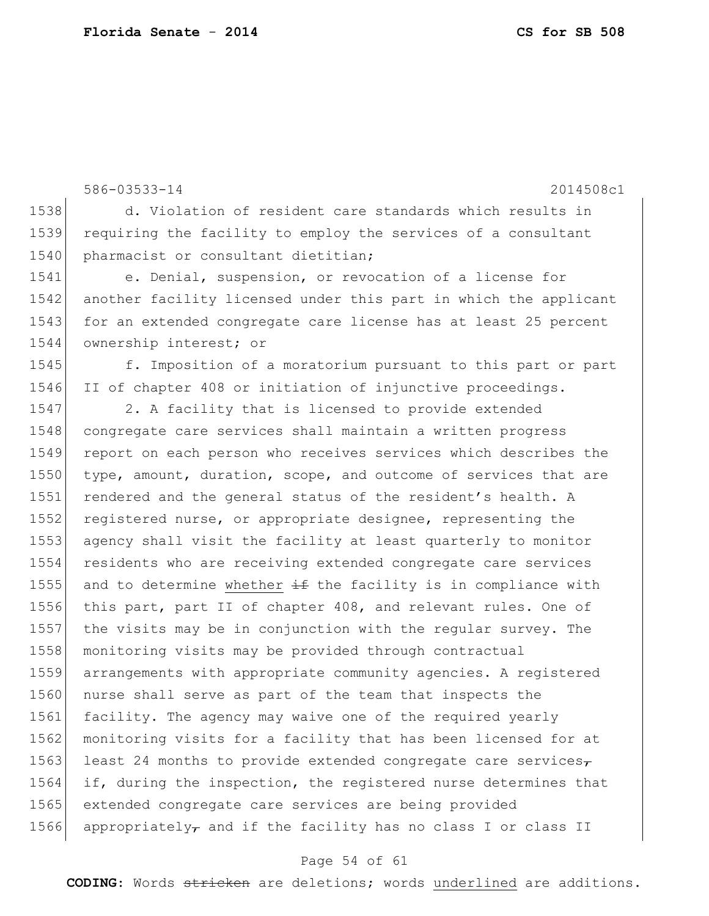586-03533-14 2014508c1

1538 d. Violation of resident care standards which results in
1539 requiring the facility to employ the services of a consultant
1540 pharmacist or consultant dietitian;

1541 e. Denial, suspension, or revocation of a license for
1542 another facility licensed under this part in which the applicant
1543 for an extended congregate care license has at least 25 percent
1544 ownership interest; or

1545 f. Imposition of a moratorium pursuant to this part or part
1546 II of chapter 408 or initiation of injunctive proceedings.

1547 2. A facility that is licensed to provide extended
1548 congregate care services shall maintain a written progress
1549 report on each person who receives services which describes the
1550 type, amount, duration, scope, and outcome of services that are
1551 rendered and the general status of the resident's health. A
1552 registered nurse, or appropriate designee, representing the
1553 agency shall visit the facility at least quarterly to monitor
1554 residents who are receiving extended congregate care services
1555 and to determine <u>whether</u> ~~if~~ the facility is in compliance with
1556 this part, part II of chapter 408, and relevant rules. One of
1557 the visits may be in conjunction with the regular survey. The
1558 monitoring visits may be provided through contractual
1559 arrangements with appropriate community agencies. A registered
1560 nurse shall serve as part of the team that inspects the
1561 facility. The agency may waive one of the required yearly
1562 monitoring visits for a facility that has been licensed for at
1563 least 24 months to provide extended congregate care services~~,~~
1564 if, during the inspection, the registered nurse determines that
1565 extended congregate care services are being provided
1566 appropriately~~,~~ and if the facility has no class I or class II

**CODING:** Words ~~stricken~~ are deletions; words <u>underlined</u> are additions.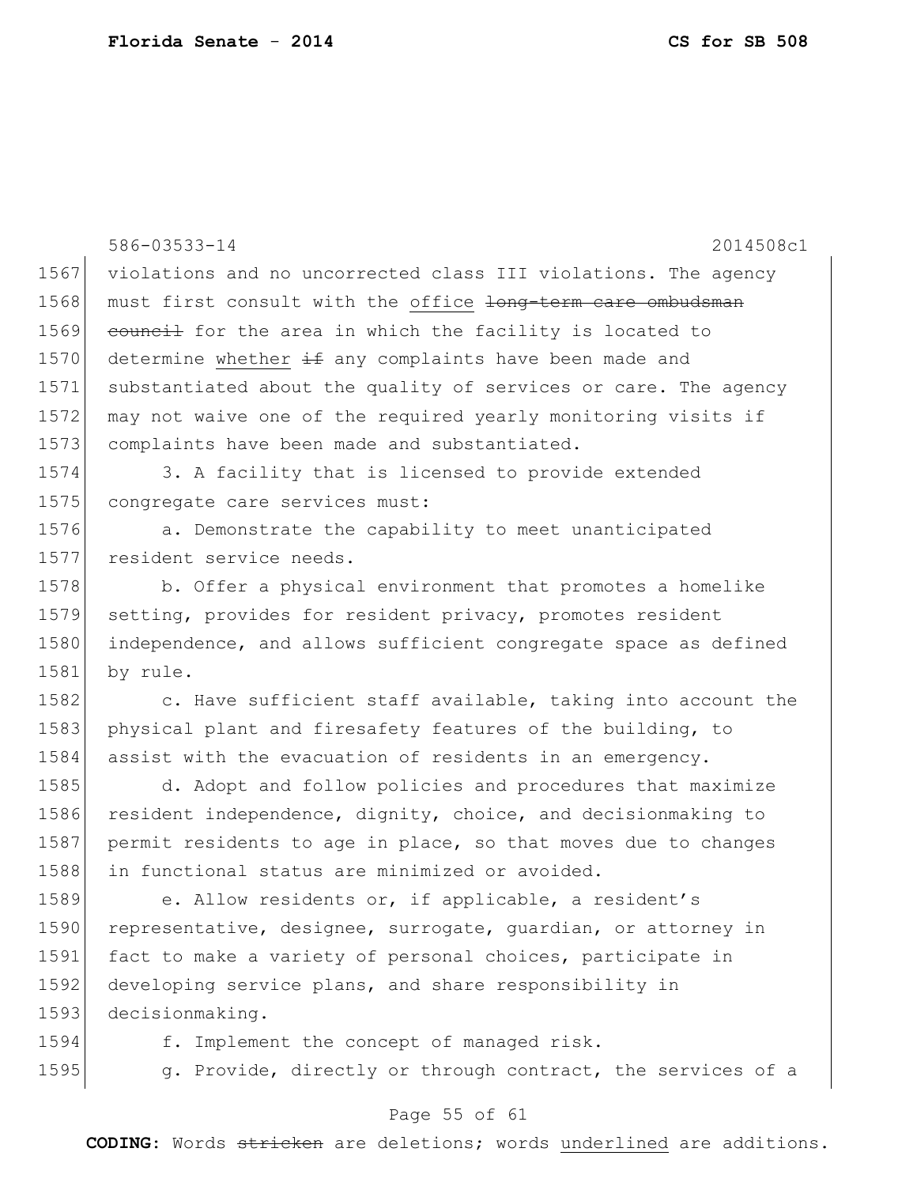violations and no uncorrected class III violations. The agency must first consult with the <u>office</u> ~~long-term care ombudsman council~~ for the area in which the facility is located to determine <u>whether</u> ~~if~~ any complaints have been made and substantiated about the quality of services or care. The agency may not waive one of the required yearly monitoring visits if complaints have been made and substantiated.

3. A facility that is licensed to provide extended congregate care services must:

a. Demonstrate the capability to meet unanticipated resident service needs.

b. Offer a physical environment that promotes a homelike setting, provides for resident privacy, promotes resident independence, and allows sufficient congregate space as defined by rule.

c. Have sufficient staff available, taking into account the physical plant and firesafety features of the building, to assist with the evacuation of residents in an emergency.

d. Adopt and follow policies and procedures that maximize resident independence, dignity, choice, and decisionmaking to permit residents to age in place, so that moves due to changes in functional status are minimized or avoided.

e. Allow residents or, if applicable, a resident's representative, designee, surrogate, guardian, or attorney in fact to make a variety of personal choices, participate in developing service plans, and share responsibility in decisionmaking.

f. Implement the concept of managed risk.

g. Provide, directly or through contract, the services of a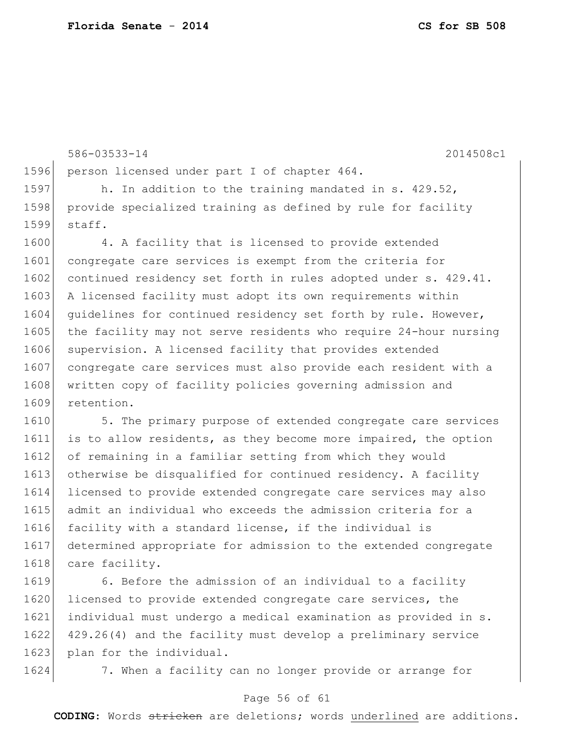person licensed under part I of chapter 464.

h. In addition to the training mandated in s. 429.52, provide specialized training as defined by rule for facility staff.

4. A facility that is licensed to provide extended congregate care services is exempt from the criteria for continued residency set forth in rules adopted under s. 429.41. A licensed facility must adopt its own requirements within guidelines for continued residency set forth by rule. However, the facility may not serve residents who require 24-hour nursing supervision. A licensed facility that provides extended congregate care services must also provide each resident with a written copy of facility policies governing admission and retention.

5. The primary purpose of extended congregate care services is to allow residents, as they become more impaired, the option of remaining in a familiar setting from which they would otherwise be disqualified for continued residency. A facility licensed to provide extended congregate care services may also admit an individual who exceeds the admission criteria for a facility with a standard license, if the individual is determined appropriate for admission to the extended congregate care facility.

6. Before the admission of an individual to a facility licensed to provide extended congregate care services, the individual must undergo a medical examination as provided in s. 429.26(4) and the facility must develop a preliminary service plan for the individual.

7. When a facility can no longer provide or arrange for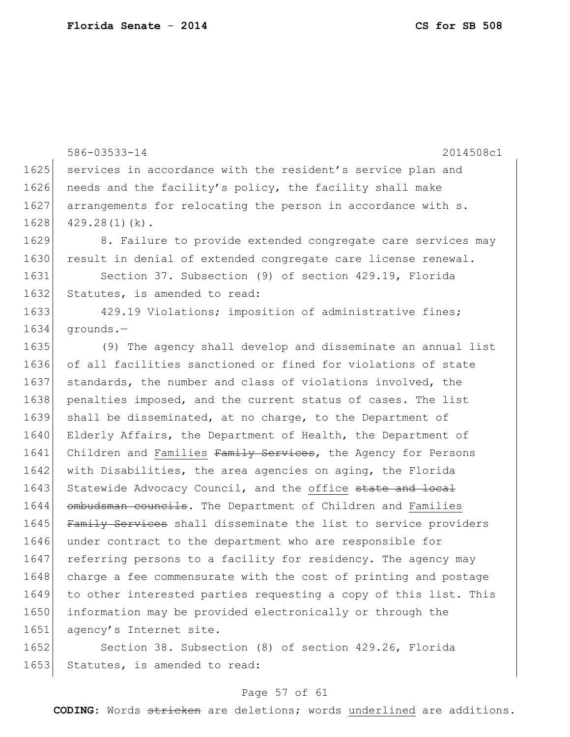586-03533-14 2014508c1

services in accordance with the resident's service plan and needs and the facility's policy, the facility shall make arrangements for relocating the person in accordance with s. 429.28(1)(k).

8. Failure to provide extended congregate care services may result in denial of extended congregate care license renewal.

Section 37. Subsection (9) of section 429.19, Florida Statutes, is amended to read:

429.19 Violations; imposition of administrative fines; grounds.—

(9) The agency shall develop and disseminate an annual list of all facilities sanctioned or fined for violations of state standards, the number and class of violations involved, the penalties imposed, and the current status of cases. The list shall be disseminated, at no charge, to the Department of Elderly Affairs, the Department of Health, the Department of Children and <u>Families</u> ~~Family Services~~, the Agency for Persons with Disabilities, the area agencies on aging, the Florida Statewide Advocacy Council, and the <u>office</u> ~~state and local ombudsman councils~~. The Department of Children and <u>Families</u> ~~Family Services~~ shall disseminate the list to service providers under contract to the department who are responsible for referring persons to a facility for residency. The agency may charge a fee commensurate with the cost of printing and postage to other interested parties requesting a copy of this list. This information may be provided electronically or through the agency's Internet site.

Section 38. Subsection (8) of section 429.26, Florida Statutes, is amended to read:

**CODING:** Words ~~stricken~~ are deletions; words <u>underlined</u> are additions.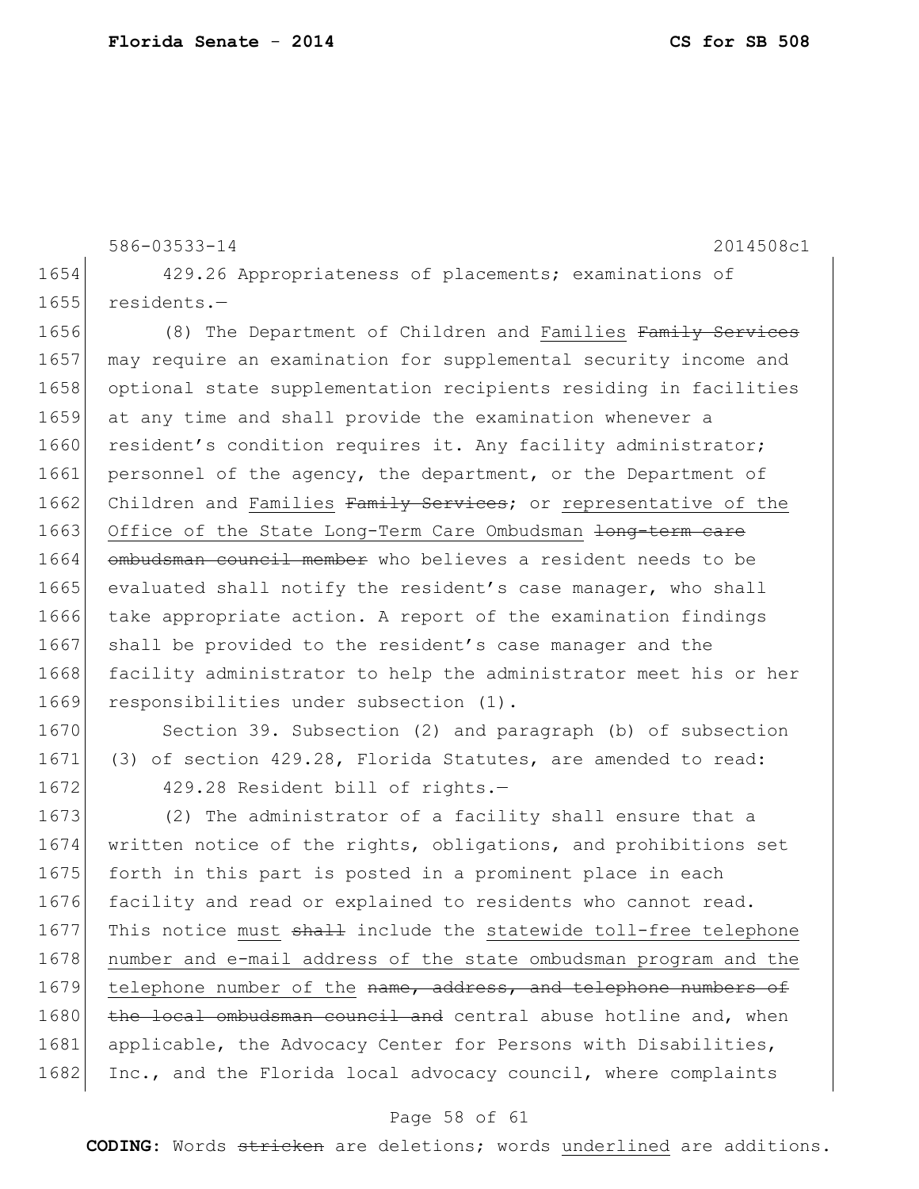429.26 Appropriateness of placements; examinations of residents.—

(8) The Department of Children and Families ~~Family Services~~ may require an examination for supplemental security income and optional state supplementation recipients residing in facilities at any time and shall provide the examination whenever a resident's condition requires it. Any facility administrator; personnel of the agency, the department, or the Department of Children and Families ~~Family Services~~; or representative of the Office of the State Long-Term Care Ombudsman ~~long-term care ombudsman council member~~ who believes a resident needs to be evaluated shall notify the resident's case manager, who shall take appropriate action. A report of the examination findings shall be provided to the resident's case manager and the facility administrator to help the administrator meet his or her responsibilities under subsection (1).

Section 39. Subsection (2) and paragraph (b) of subsection (3) of section 429.28, Florida Statutes, are amended to read:

429.28 Resident bill of rights.—

(2) The administrator of a facility shall ensure that a written notice of the rights, obligations, and prohibitions set forth in this part is posted in a prominent place in each facility and read or explained to residents who cannot read. This notice must ~~shall~~ include the statewide toll-free telephone number and e-mail address of the state ombudsman program and the telephone number of the ~~name, address, and telephone numbers of the local ombudsman council and~~ central abuse hotline and, when applicable, the Advocacy Center for Persons with Disabilities, Inc., and the Florida local advocacy council, where complaints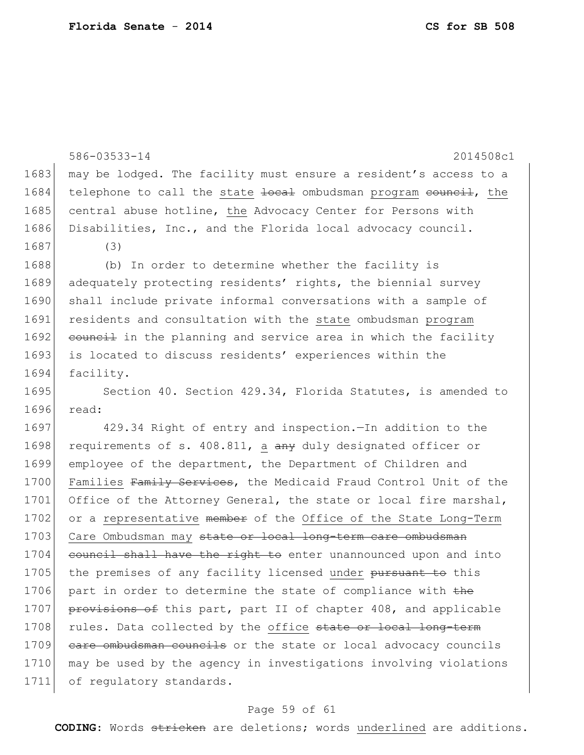may be lodged. The facility must ensure a resident's access to a telephone to call the <u>state</u> ~~local~~ ombudsman <u>program</u> ~~council~~, <u>the</u> central abuse hotline, <u>the</u> Advocacy Center for Persons with Disabilities, Inc., and the Florida local advocacy council.

(3)

(b) In order to determine whether the facility is adequately protecting residents' rights, the biennial survey shall include private informal conversations with a sample of residents and consultation with the <u>state</u> ombudsman <u>program</u> ~~council~~ in the planning and service area in which the facility is located to discuss residents' experiences within the facility.

Section 40. Section 429.34, Florida Statutes, is amended to read:

429.34 Right of entry and inspection.—In addition to the requirements of s. 408.811, <u>a</u> ~~any~~ duly designated officer or employee of the department, the Department of Children and <u>Families</u> ~~Family Services~~, the Medicaid Fraud Control Unit of the Office of the Attorney General, the state or local fire marshal, or a <u>representative</u> ~~member~~ of the <u>Office of the State Long-Term Care Ombudsman may</u> ~~state or local long-term care ombudsman council shall have the right to~~ enter unannounced upon and into the premises of any facility licensed <u>under</u> ~~pursuant to~~ this part in order to determine the state of compliance with ~~the provisions of~~ this part, part II of chapter 408, and applicable rules. Data collected by the <u>office</u> ~~state or local long-term care ombudsman councils~~ or the state or local advocacy councils may be used by the agency in investigations involving violations of regulatory standards.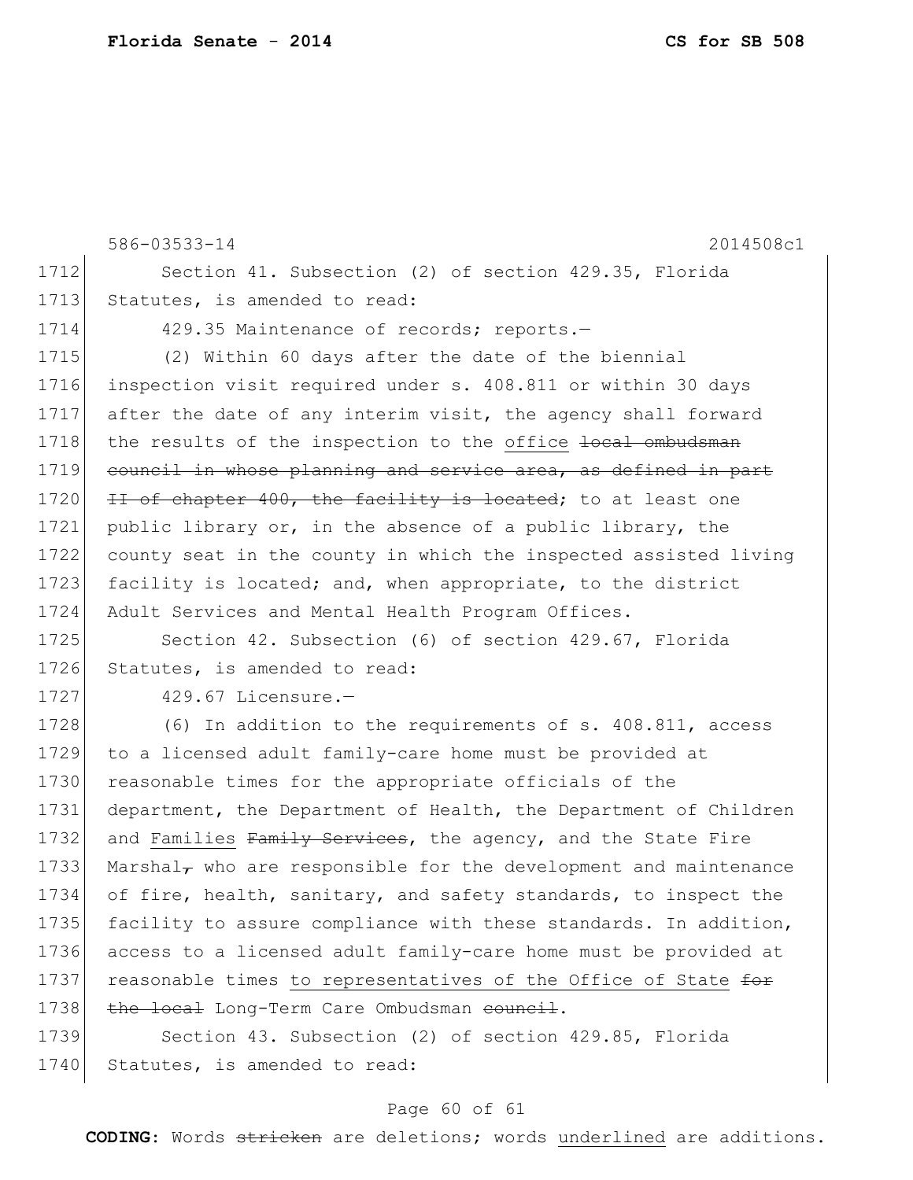586-03533-14 2014508c1

1712 Section 41. Subsection (2) of section 429.35, Florida
1713 Statutes, is amended to read:

1714 429.35 Maintenance of records; reports.—

1715 (2) Within 60 days after the date of the biennial
1716 inspection visit required under s. 408.811 or within 30 days
1717 after the date of any interim visit, the agency shall forward
1718 the results of the inspection to the <u>office</u> ~~local ombudsman~~
1719 ~~council in whose planning and service area, as defined in part~~
1720 ~~II of chapter 400, the facility is located~~; to at least one
1721 public library or, in the absence of a public library, the
1722 county seat in the county in which the inspected assisted living
1723 facility is located; and, when appropriate, to the district
1724 Adult Services and Mental Health Program Offices.

1725 Section 42. Subsection (6) of section 429.67, Florida
1726 Statutes, is amended to read:

1727 429.67 Licensure.—

1728 (6) In addition to the requirements of s. 408.811, access
1729 to a licensed adult family-care home must be provided at
1730 reasonable times for the appropriate officials of the
1731 department, the Department of Health, the Department of Children
1732 and <u>Families</u> ~~Family Services~~, the agency, and the State Fire
1733 Marshal~~,~~ who are responsible for the development and maintenance
1734 of fire, health, sanitary, and safety standards, to inspect the
1735 facility to assure compliance with these standards. In addition,
1736 access to a licensed adult family-care home must be provided at
1737 reasonable times <u>to representatives of the Office of State</u> ~~for~~
1738 ~~the local~~ Long-Term Care Ombudsman ~~council~~.

1739 Section 43. Subsection (2) of section 429.85, Florida
1740 Statutes, is amended to read:

**CODING:** Words ~~stricken~~ are deletions; words <u>underlined</u> are additions.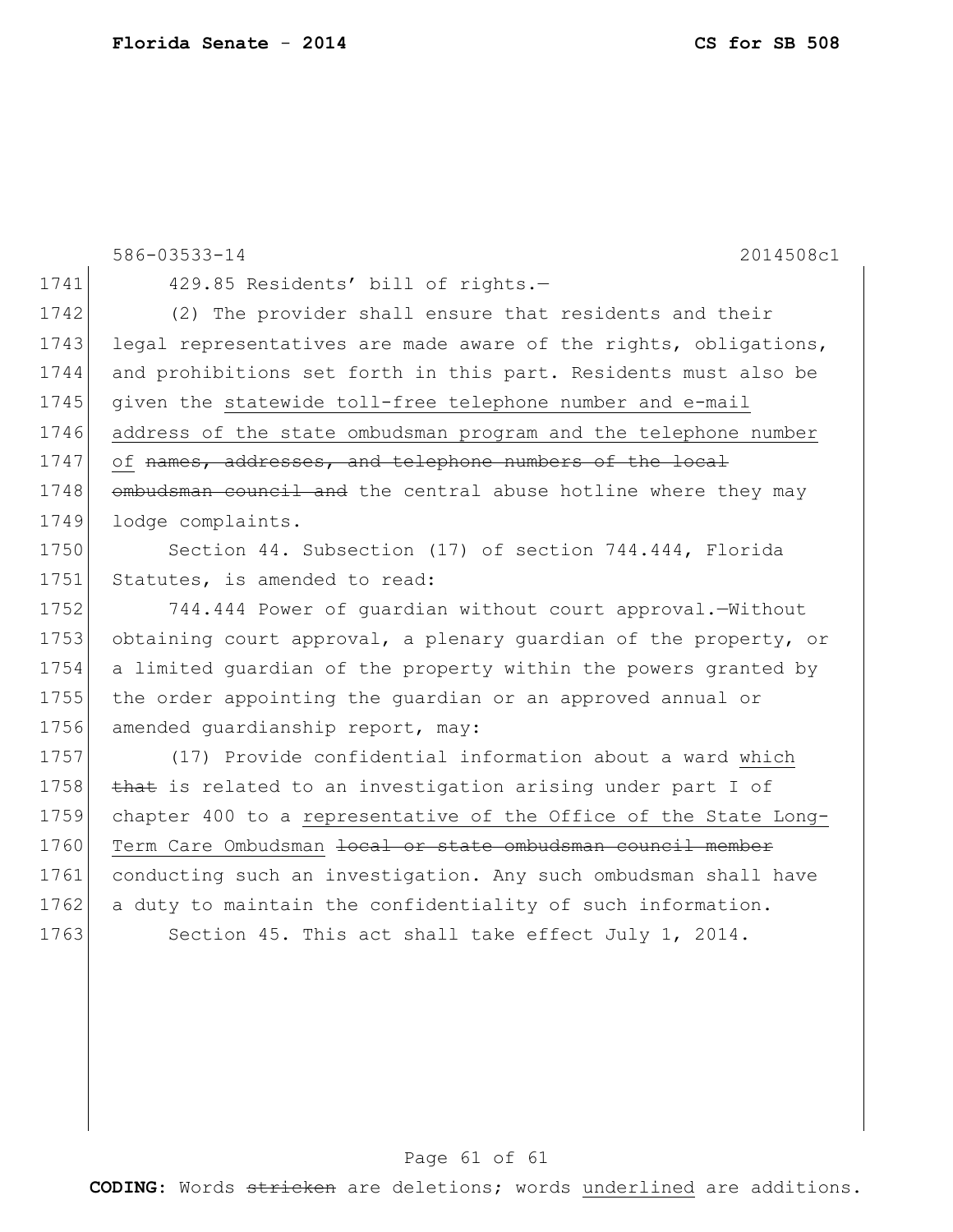429.85 Residents' bill of rights.—

(2) The provider shall ensure that residents and their legal representatives are made aware of the rights, obligations, and prohibitions set forth in this part. Residents must also be given the <u>statewide toll-free telephone number and e-mail address of the state ombudsman program and the telephone number of</u> ~~names, addresses, and telephone numbers of the local ombudsman council and~~ the central abuse hotline where they may lodge complaints.

Section 44. Subsection (17) of section 744.444, Florida Statutes, is amended to read:

744.444 Power of guardian without court approval.—Without obtaining court approval, a plenary guardian of the property, or a limited guardian of the property within the powers granted by the order appointing the guardian or an approved annual or amended guardianship report, may:

(17) Provide confidential information about a ward <u>which</u> ~~that~~ is related to an investigation arising under part I of chapter 400 to a <u>representative of the Office of the State Long-Term Care Ombudsman</u> ~~local or state ombudsman council member~~ conducting such an investigation. Any such ombudsman shall have a duty to maintain the confidentiality of such information.

Section 45. This act shall take effect July 1, 2014.

**CODING:** Words ~~stricken~~ are deletions; words <u>underlined</u> are additions.